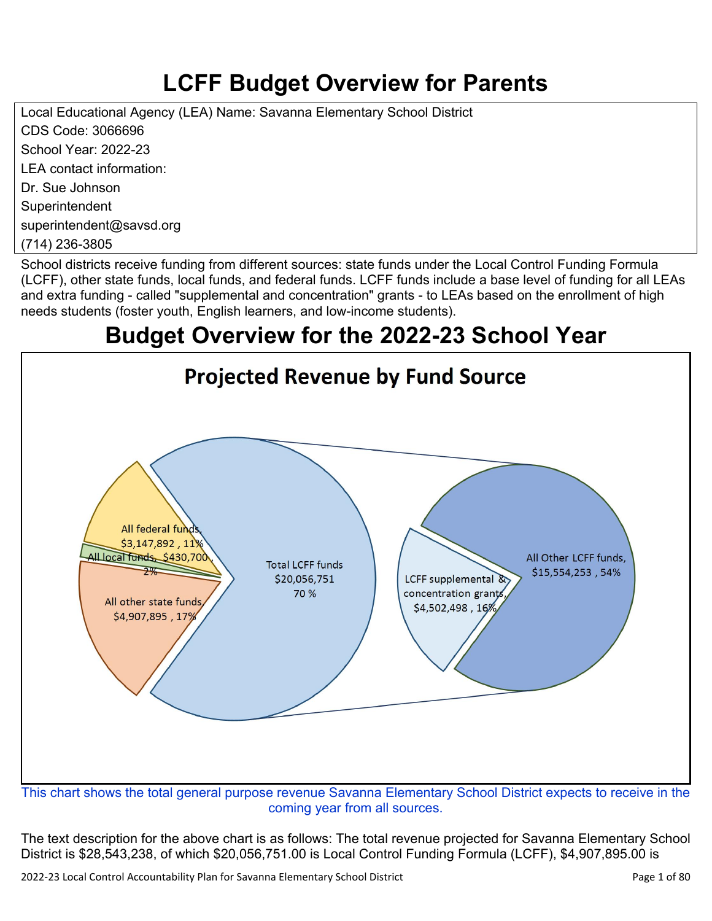# LCFF Budget Overview for Parents

Local Educational Agency (LEA) Name: Savanna Elementary School District
CDS Code: 3066696
School Year: 2022-23
LEA contact information:
Dr. Sue Johnson
Superintendent
superintendent@savsd.org
(714) 236-3805

School districts receive funding from different sources: state funds under the Local Control Funding Formula (LCFF), other state funds, local funds, and federal funds. LCFF funds include a base level of funding for all LEAs and extra funding - called "supplemental and concentration" grants - to LEAs based on the enrollment of high needs students (foster youth, English learners, and low-income students).

# Budget Overview for the 2022-23 School Year

## Projected Revenue by Fund Source

All federal funds, $3,147,892 , 11%

All local funds, $430,700 , 2%

All other state funds, $4,907,895 , 17%

Total LCFF funds $20,056,751 70 %

LCFF supplemental & concentration grants, $4,502,498 , 16%

All Other LCFF funds, $15,554,253 , 54%

This chart shows the total general purpose revenue Savanna Elementary School District expects to receive in the coming year from all sources.

The text description for the above chart is as follows: The total revenue projected for Savanna Elementary School District is $28,543,238, of which $20,056,751.00 is Local Control Funding Formula (LCFF), $4,907,895.00 is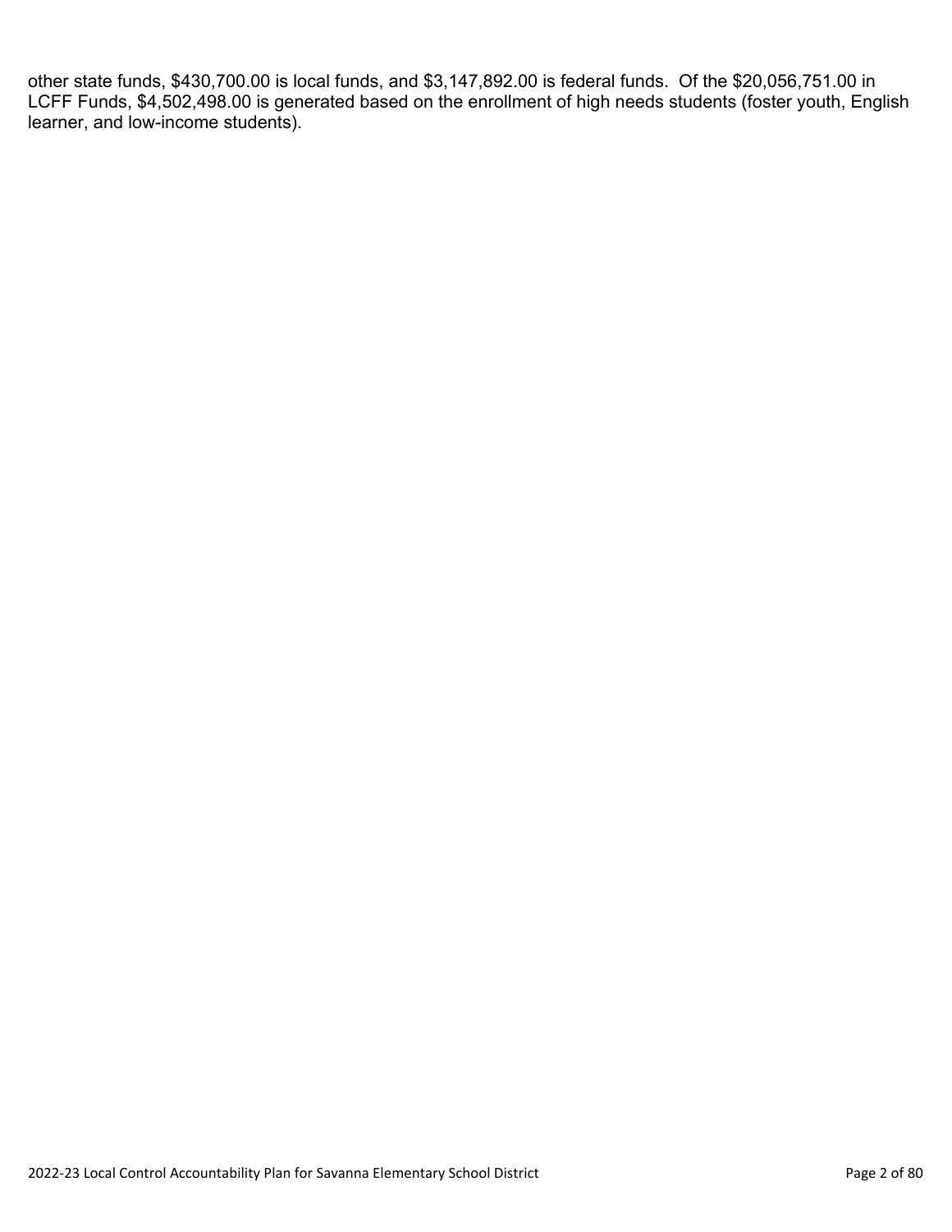other state funds, $430,700.00 is local funds, and $3,147,892.00 is federal funds. Of the $20,056,751.00 in LCFF Funds, $4,502,498.00 is generated based on the enrollment of high needs students (foster youth, English learner, and low-income students).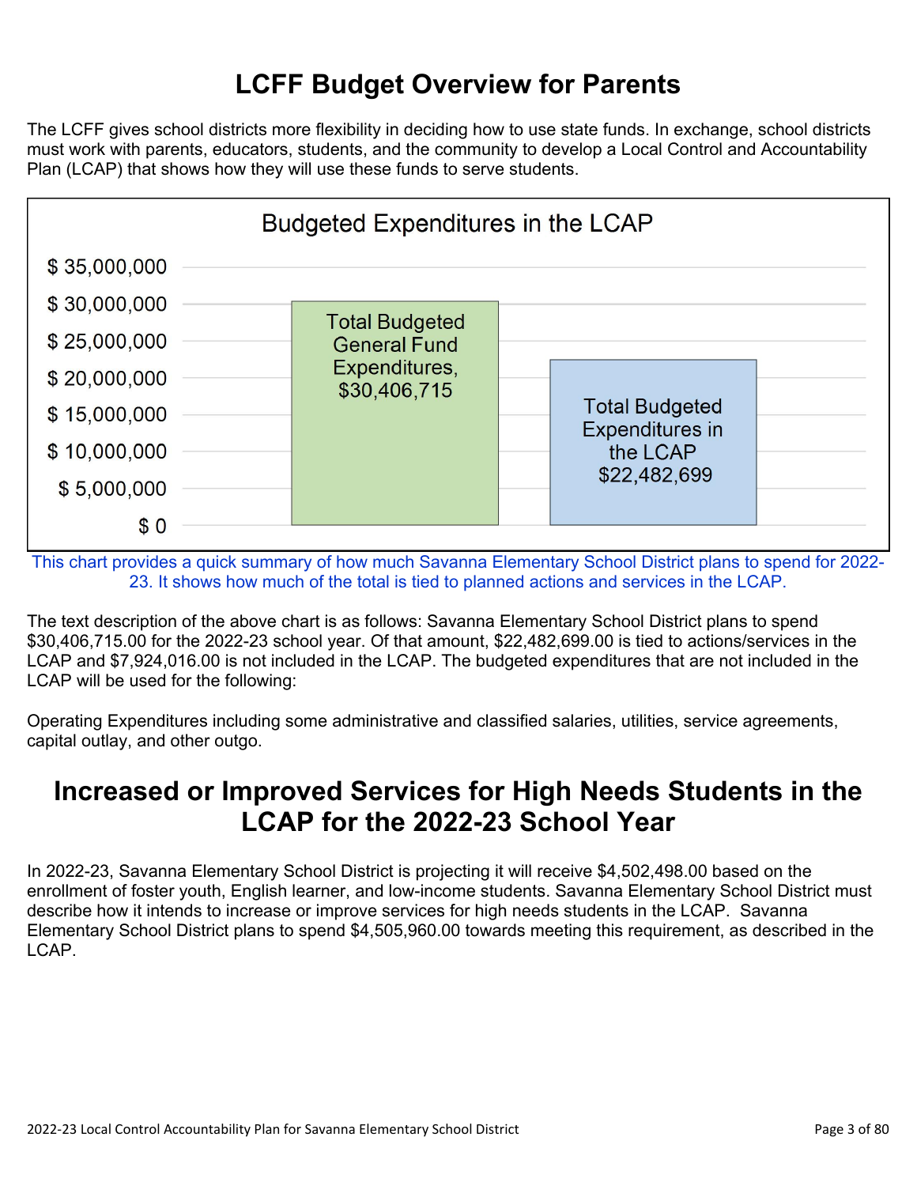# LCFF Budget Overview for Parents

The LCFF gives school districts more flexibility in deciding how to use state funds. In exchange, school districts must work with parents, educators, students, and the community to develop a Local Control and Accountability Plan (LCAP) that shows how they will use these funds to serve students.

**Budgeted Expenditures in the LCAP**

| Category | Amount |
| --- | --- |
| Total Budgeted General Fund Expenditures | $30,406,715 |
| Total Budgeted Expenditures in the LCAP | $22,482,699 |

This chart provides a quick summary of how much Savanna Elementary School District plans to spend for 2022-23. It shows how much of the total is tied to planned actions and services in the LCAP.

The text description of the above chart is as follows: Savanna Elementary School District plans to spend $30,406,715.00 for the 2022-23 school year. Of that amount, $22,482,699.00 is tied to actions/services in the LCAP and $7,924,016.00 is not included in the LCAP. The budgeted expenditures that are not included in the LCAP will be used for the following:

Operating Expenditures including some administrative and classified salaries, utilities, service agreements, capital outlay, and other outgo.

# Increased or Improved Services for High Needs Students in the LCAP for the 2022-23 School Year

In 2022-23, Savanna Elementary School District is projecting it will receive $4,502,498.00 based on the enrollment of foster youth, English learner, and low-income students. Savanna Elementary School District must describe how it intends to increase or improve services for high needs students in the LCAP. Savanna Elementary School District plans to spend $4,505,960.00 towards meeting this requirement, as described in the LCAP.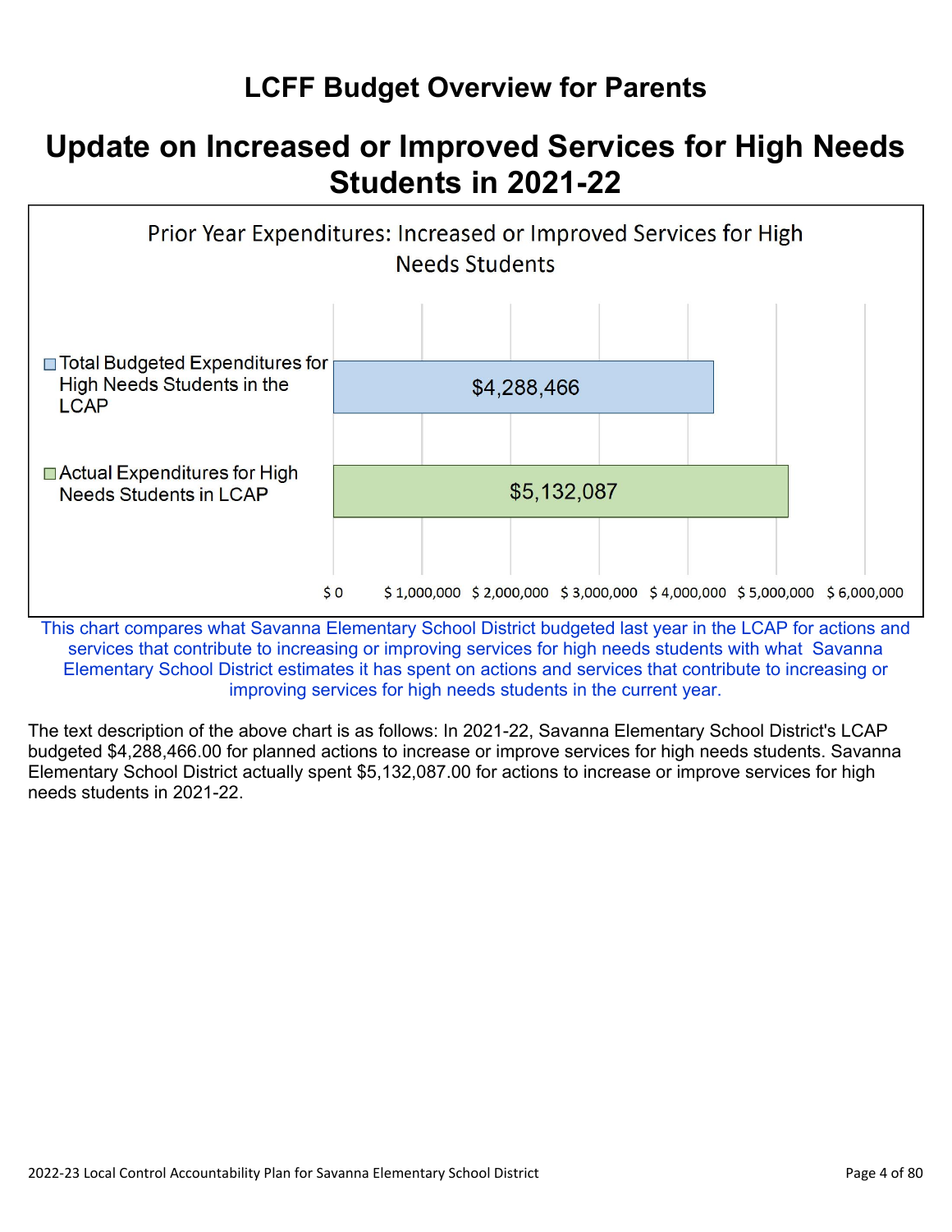# LCFF Budget Overview for Parents

## Update on Increased or Improved Services for High Needs Students in 2021-22

Prior Year Expenditures: Increased or Improved Services for High Needs Students

| | Amount |
|---|---|
| Total Budgeted Expenditures for High Needs Students in the LCAP | $4,288,466 |
| Actual Expenditures for High Needs Students in LCAP | $5,132,087 |

This chart compares what Savanna Elementary School District budgeted last year in the LCAP for actions and services that contribute to increasing or improving services for high needs students with what Savanna Elementary School District estimates it has spent on actions and services that contribute to increasing or improving services for high needs students in the current year.

The text description of the above chart is as follows: In 2021-22, Savanna Elementary School District's LCAP budgeted $4,288,466.00 for planned actions to increase or improve services for high needs students. Savanna Elementary School District actually spent $5,132,087.00 for actions to increase or improve services for high needs students in 2021-22.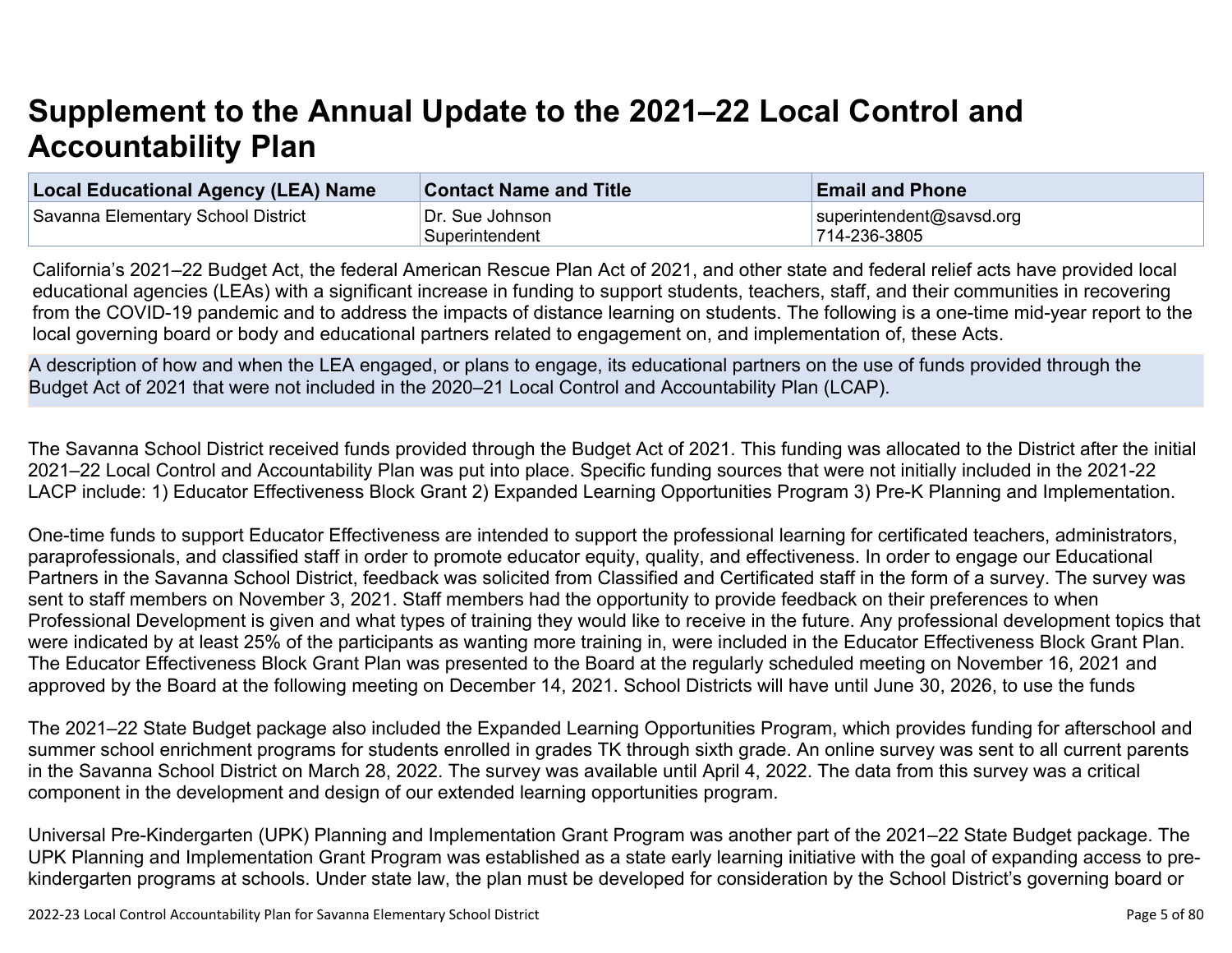# Supplement to the Annual Update to the 2021–22 Local Control and Accountability Plan

| Local Educational Agency (LEA) Name | Contact Name and Title | Email and Phone |
|---|---|---|
| Savanna Elementary School District | Dr. Sue Johnson<br>Superintendent | superintendent@savsd.org<br>714-236-3805 |

California's 2021–22 Budget Act, the federal American Rescue Plan Act of 2021, and other state and federal relief acts have provided local educational agencies (LEAs) with a significant increase in funding to support students, teachers, staff, and their communities in recovering from the COVID-19 pandemic and to address the impacts of distance learning on students. The following is a one-time mid-year report to the local governing board or body and educational partners related to engagement on, and implementation of, these Acts.

| A description of how and when the LEA engaged, or plans to engage, its educational partners on the use of funds provided through the Budget Act of 2021 that were not included in the 2020–21 Local Control and Accountability Plan (LCAP). |
|---|

The Savanna School District received funds provided through the Budget Act of 2021. This funding was allocated to the District after the initial 2021–22 Local Control and Accountability Plan was put into place. Specific funding sources that were not initially included in the 2021-22 LACP include: 1) Educator Effectiveness Block Grant 2) Expanded Learning Opportunities Program 3) Pre-K Planning and Implementation.

One-time funds to support Educator Effectiveness are intended to support the professional learning for certificated teachers, administrators, paraprofessionals, and classified staff in order to promote educator equity, quality, and effectiveness. In order to engage our Educational Partners in the Savanna School District, feedback was solicited from Classified and Certificated staff in the form of a survey. The survey was sent to staff members on November 3, 2021. Staff members had the opportunity to provide feedback on their preferences to when Professional Development is given and what types of training they would like to receive in the future. Any professional development topics that were indicated by at least 25% of the participants as wanting more training in, were included in the Educator Effectiveness Block Grant Plan. The Educator Effectiveness Block Grant Plan was presented to the Board at the regularly scheduled meeting on November 16, 2021 and approved by the Board at the following meeting on December 14, 2021. School Districts will have until June 30, 2026, to use the funds

The 2021–22 State Budget package also included the Expanded Learning Opportunities Program, which provides funding for afterschool and summer school enrichment programs for students enrolled in grades TK through sixth grade. An online survey was sent to all current parents in the Savanna School District on March 28, 2022. The survey was available until April 4, 2022. The data from this survey was a critical component in the development and design of our extended learning opportunities program.

Universal Pre-Kindergarten (UPK) Planning and Implementation Grant Program was another part of the 2021–22 State Budget package. The UPK Planning and Implementation Grant Program was established as a state early learning initiative with the goal of expanding access to pre-kindergarten programs at schools. Under state law, the plan must be developed for consideration by the School District's governing board or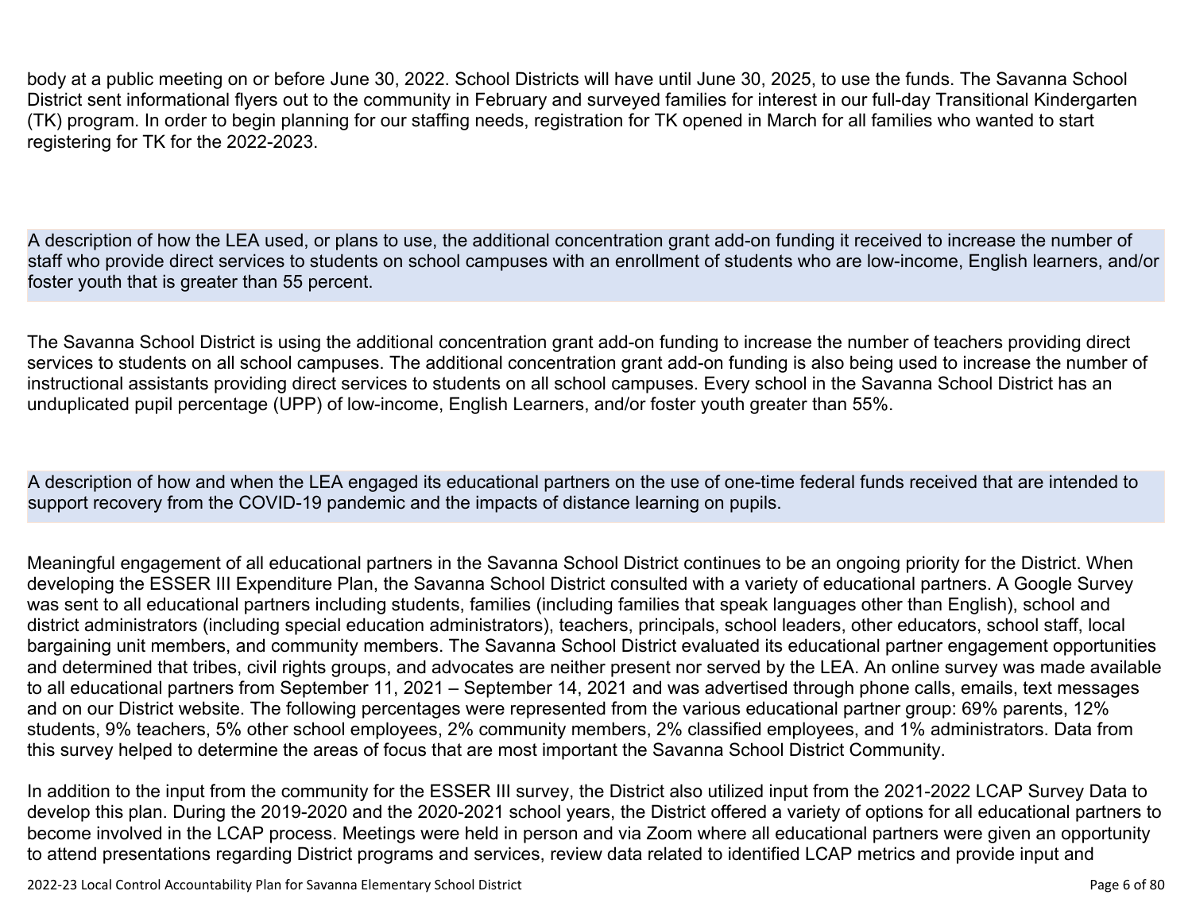body at a public meeting on or before June 30, 2022. School Districts will have until June 30, 2025, to use the funds. The Savanna School District sent informational flyers out to the community in February and surveyed families for interest in our full-day Transitional Kindergarten (TK) program. In order to begin planning for our staffing needs, registration for TK opened in March for all families who wanted to start registering for TK for the 2022-2023.

### A description of how the LEA used, or plans to use, the additional concentration grant add-on funding it received to increase the number of staff who provide direct services to students on school campuses with an enrollment of students who are low-income, English learners, and/or foster youth that is greater than 55 percent.

The Savanna School District is using the additional concentration grant add-on funding to increase the number of teachers providing direct services to students on all school campuses. The additional concentration grant add-on funding is also being used to increase the number of instructional assistants providing direct services to students on all school campuses. Every school in the Savanna School District has an unduplicated pupil percentage (UPP) of low-income, English Learners, and/or foster youth greater than 55%.

### A description of how and when the LEA engaged its educational partners on the use of one-time federal funds received that are intended to support recovery from the COVID-19 pandemic and the impacts of distance learning on pupils.

Meaningful engagement of all educational partners in the Savanna School District continues to be an ongoing priority for the District. When developing the ESSER III Expenditure Plan, the Savanna School District consulted with a variety of educational partners. A Google Survey was sent to all educational partners including students, families (including families that speak languages other than English), school and district administrators (including special education administrators), teachers, principals, school leaders, other educators, school staff, local bargaining unit members, and community members. The Savanna School District evaluated its educational partner engagement opportunities and determined that tribes, civil rights groups, and advocates are neither present nor served by the LEA. An online survey was made available to all educational partners from September 11, 2021 – September 14, 2021 and was advertised through phone calls, emails, text messages and on our District website. The following percentages were represented from the various educational partner group: 69% parents, 12% students, 9% teachers, 5% other school employees, 2% community members, 2% classified employees, and 1% administrators. Data from this survey helped to determine the areas of focus that are most important the Savanna School District Community.

In addition to the input from the community for the ESSER III survey, the District also utilized input from the 2021-2022 LCAP Survey Data to develop this plan. During the 2019-2020 and the 2020-2021 school years, the District offered a variety of options for all educational partners to become involved in the LCAP process. Meetings were held in person and via Zoom where all educational partners were given an opportunity to attend presentations regarding District programs and services, review data related to identified LCAP metrics and provide input and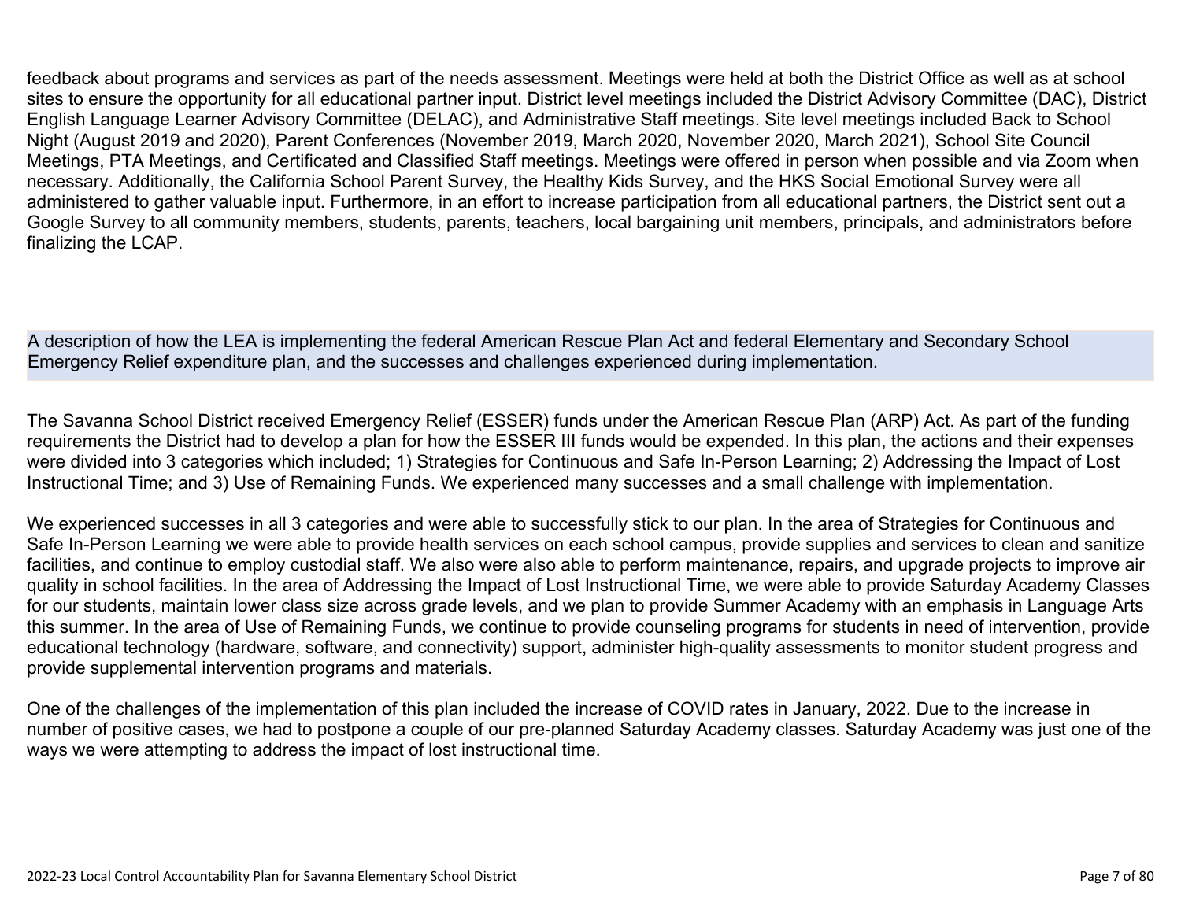feedback about programs and services as part of the needs assessment. Meetings were held at both the District Office as well as at school sites to ensure the opportunity for all educational partner input. District level meetings included the District Advisory Committee (DAC), District English Language Learner Advisory Committee (DELAC), and Administrative Staff meetings. Site level meetings included Back to School Night (August 2019 and 2020), Parent Conferences (November 2019, March 2020, November 2020, March 2021), School Site Council Meetings, PTA Meetings, and Certificated and Classified Staff meetings. Meetings were offered in person when possible and via Zoom when necessary. Additionally, the California School Parent Survey, the Healthy Kids Survey, and the HKS Social Emotional Survey were all administered to gather valuable input. Furthermore, in an effort to increase participation from all educational partners, the District sent out a Google Survey to all community members, students, parents, teachers, local bargaining unit members, principals, and administrators before finalizing the LCAP.

A description of how the LEA is implementing the federal American Rescue Plan Act and federal Elementary and Secondary School Emergency Relief expenditure plan, and the successes and challenges experienced during implementation.

The Savanna School District received Emergency Relief (ESSER) funds under the American Rescue Plan (ARP) Act. As part of the funding requirements the District had to develop a plan for how the ESSER III funds would be expended. In this plan, the actions and their expenses were divided into 3 categories which included; 1) Strategies for Continuous and Safe In-Person Learning; 2) Addressing the Impact of Lost Instructional Time; and 3) Use of Remaining Funds. We experienced many successes and a small challenge with implementation.

We experienced successes in all 3 categories and were able to successfully stick to our plan. In the area of Strategies for Continuous and Safe In-Person Learning we were able to provide health services on each school campus, provide supplies and services to clean and sanitize facilities, and continue to employ custodial staff. We also were also able to perform maintenance, repairs, and upgrade projects to improve air quality in school facilities. In the area of Addressing the Impact of Lost Instructional Time, we were able to provide Saturday Academy Classes for our students, maintain lower class size across grade levels, and we plan to provide Summer Academy with an emphasis in Language Arts this summer. In the area of Use of Remaining Funds, we continue to provide counseling programs for students in need of intervention, provide educational technology (hardware, software, and connectivity) support, administer high-quality assessments to monitor student progress and provide supplemental intervention programs and materials.

One of the challenges of the implementation of this plan included the increase of COVID rates in January, 2022. Due to the increase in number of positive cases, we had to postpone a couple of our pre-planned Saturday Academy classes. Saturday Academy was just one of the ways we were attempting to address the impact of lost instructional time.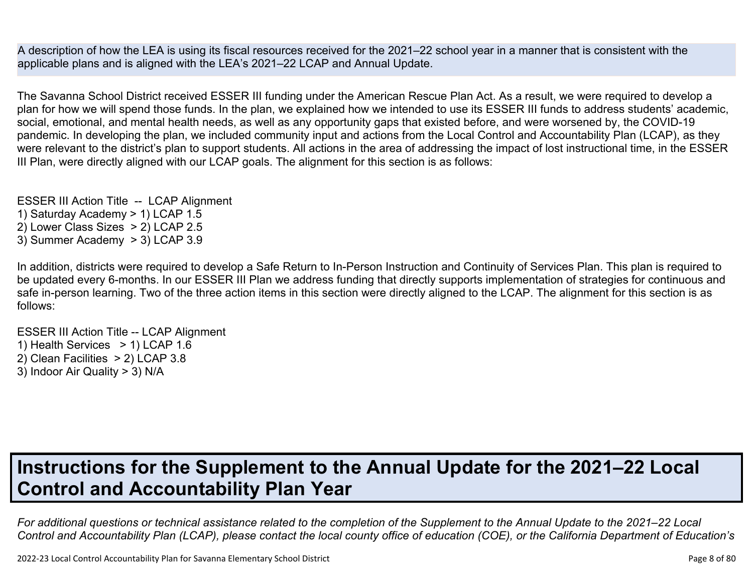A description of how the LEA is using its fiscal resources received for the 2021–22 school year in a manner that is consistent with the applicable plans and is aligned with the LEA's 2021–22 LCAP and Annual Update.

The Savanna School District received ESSER III funding under the American Rescue Plan Act. As a result, we were required to develop a plan for how we will spend those funds. In the plan, we explained how we intended to use its ESSER III funds to address students' academic, social, emotional, and mental health needs, as well as any opportunity gaps that existed before, and were worsened by, the COVID-19 pandemic. In developing the plan, we included community input and actions from the Local Control and Accountability Plan (LCAP), as they were relevant to the district's plan to support students. All actions in the area of addressing the impact of lost instructional time, in the ESSER III Plan, were directly aligned with our LCAP goals. The alignment for this section is as follows:

ESSER III Action Title -- LCAP Alignment
1) Saturday Academy > 1) LCAP 1.5
2) Lower Class Sizes > 2) LCAP 2.5
3) Summer Academy > 3) LCAP 3.9

In addition, districts were required to develop a Safe Return to In-Person Instruction and Continuity of Services Plan. This plan is required to be updated every 6-months. In our ESSER III Plan we address funding that directly supports implementation of strategies for continuous and safe in-person learning. Two of the three action items in this section were directly aligned to the LCAP. The alignment for this section is as follows:

ESSER III Action Title -- LCAP Alignment
1) Health Services > 1) LCAP 1.6
2) Clean Facilities > 2) LCAP 3.8
3) Indoor Air Quality > 3) N/A

# Instructions for the Supplement to the Annual Update for the 2021–22 Local Control and Accountability Plan Year

*For additional questions or technical assistance related to the completion of the Supplement to the Annual Update to the 2021–22 Local Control and Accountability Plan (LCAP), please contact the local county office of education (COE), or the California Department of Education's*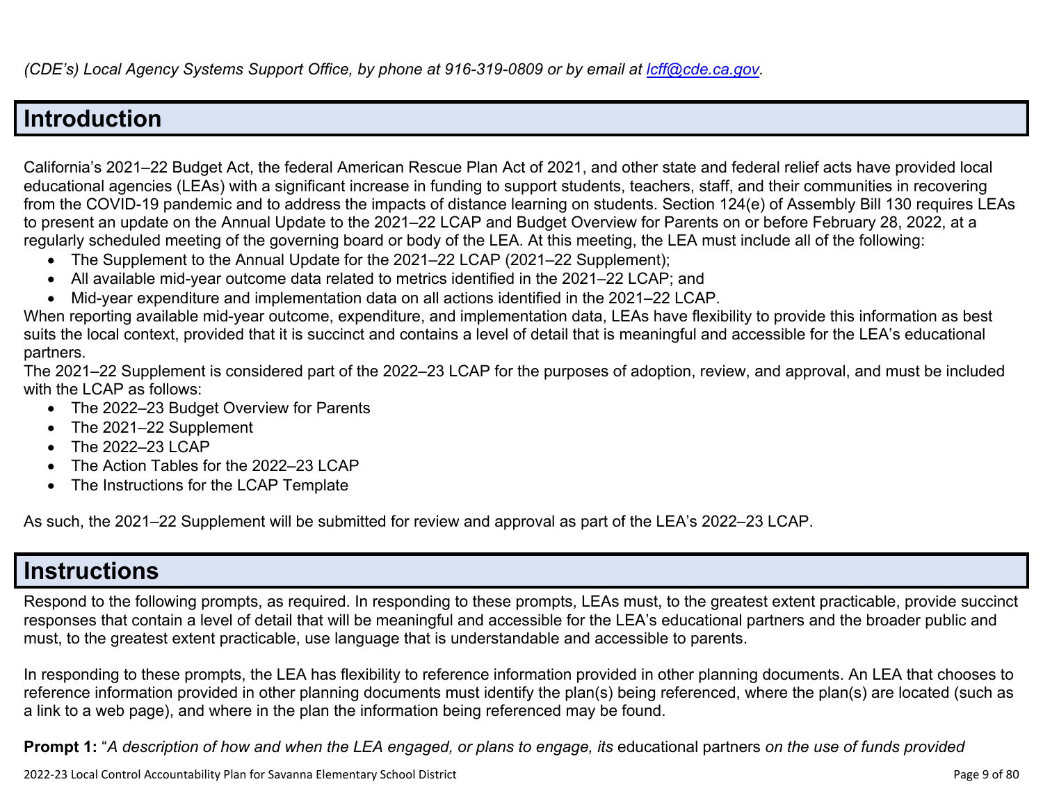*(CDE's) Local Agency Systems Support Office, by phone at 916-319-0809 or by email at [lcff@cde.ca.gov](mailto:lcff@cde.ca.gov).*

## Introduction

California's 2021–22 Budget Act, the federal American Rescue Plan Act of 2021, and other state and federal relief acts have provided local educational agencies (LEAs) with a significant increase in funding to support students, teachers, staff, and their communities in recovering from the COVID-19 pandemic and to address the impacts of distance learning on students. Section 124(e) of Assembly Bill 130 requires LEAs to present an update on the Annual Update to the 2021–22 LCAP and Budget Overview for Parents on or before February 28, 2022, at a regularly scheduled meeting of the governing board or body of the LEA. At this meeting, the LEA must include all of the following:

- The Supplement to the Annual Update for the 2021–22 LCAP (2021–22 Supplement);
- All available mid-year outcome data related to metrics identified in the 2021–22 LCAP; and
- Mid-year expenditure and implementation data on all actions identified in the 2021–22 LCAP.

When reporting available mid-year outcome, expenditure, and implementation data, LEAs have flexibility to provide this information as best suits the local context, provided that it is succinct and contains a level of detail that is meaningful and accessible for the LEA's educational partners.

The 2021–22 Supplement is considered part of the 2022–23 LCAP for the purposes of adoption, review, and approval, and must be included with the LCAP as follows:

- The 2022–23 Budget Overview for Parents
- The 2021–22 Supplement
- The 2022–23 LCAP
- The Action Tables for the 2022–23 LCAP
- The Instructions for the LCAP Template

As such, the 2021–22 Supplement will be submitted for review and approval as part of the LEA's 2022–23 LCAP.

## Instructions

Respond to the following prompts, as required. In responding to these prompts, LEAs must, to the greatest extent practicable, provide succinct responses that contain a level of detail that will be meaningful and accessible for the LEA's educational partners and the broader public and must, to the greatest extent practicable, use language that is understandable and accessible to parents.

In responding to these prompts, the LEA has flexibility to reference information provided in other planning documents. An LEA that chooses to reference information provided in other planning documents must identify the plan(s) being referenced, where the plan(s) are located (such as a link to a web page), and where in the plan the information being referenced may be found.

**Prompt 1:** "*A description of how and when the LEA engaged, or plans to engage, its* educational partners *on the use of funds provided*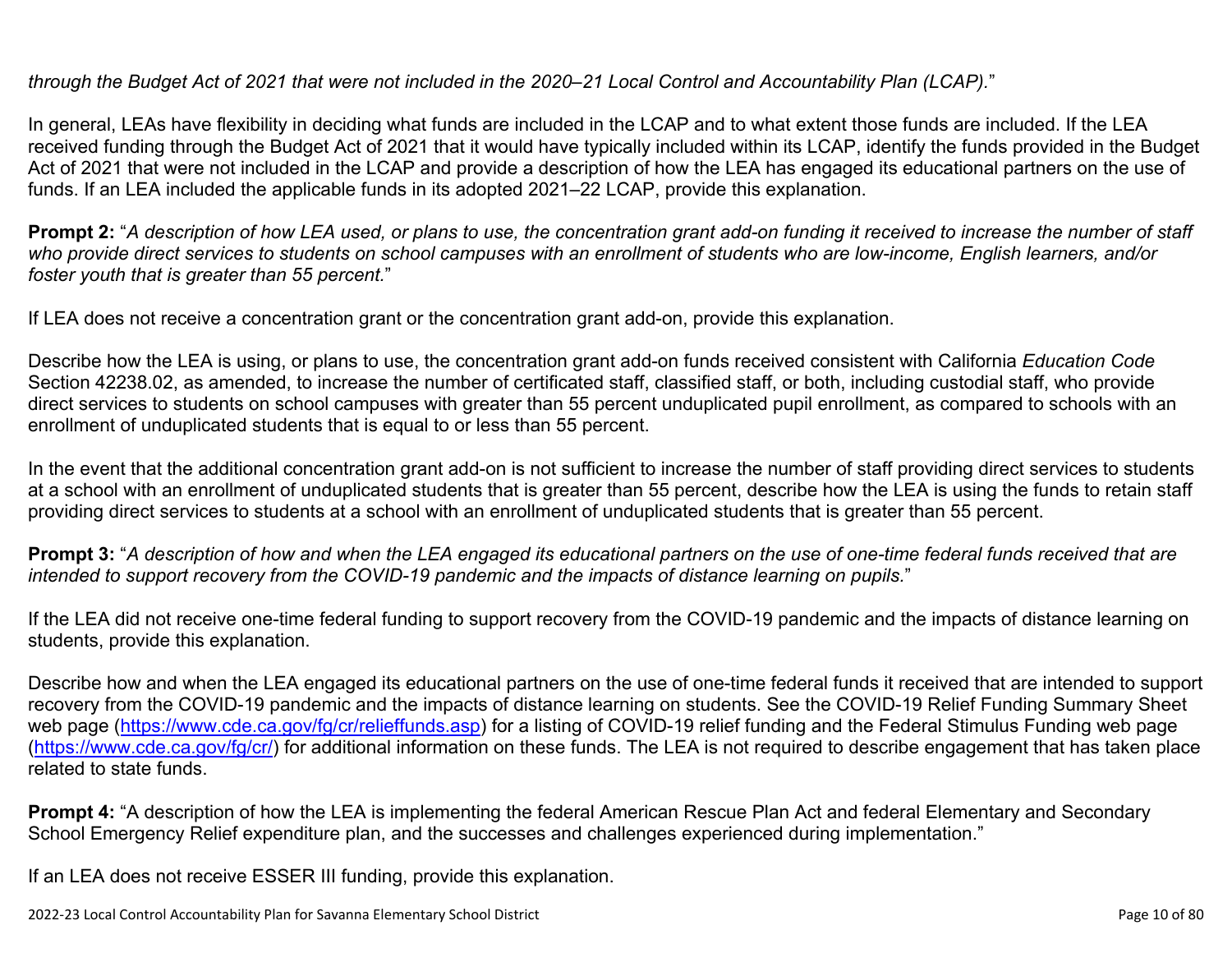*through the Budget Act of 2021 that were not included in the 2020–21 Local Control and Accountability Plan (LCAP).*"

In general, LEAs have flexibility in deciding what funds are included in the LCAP and to what extent those funds are included. If the LEA received funding through the Budget Act of 2021 that it would have typically included within its LCAP, identify the funds provided in the Budget Act of 2021 that were not included in the LCAP and provide a description of how the LEA has engaged its educational partners on the use of funds. If an LEA included the applicable funds in its adopted 2021–22 LCAP, provide this explanation.

**Prompt 2:** "*A description of how LEA used, or plans to use, the concentration grant add-on funding it received to increase the number of staff who provide direct services to students on school campuses with an enrollment of students who are low-income, English learners, and/or foster youth that is greater than 55 percent.*"

If LEA does not receive a concentration grant or the concentration grant add-on, provide this explanation.

Describe how the LEA is using, or plans to use, the concentration grant add-on funds received consistent with California *Education Code* Section 42238.02, as amended, to increase the number of certificated staff, classified staff, or both, including custodial staff, who provide direct services to students on school campuses with greater than 55 percent unduplicated pupil enrollment, as compared to schools with an enrollment of unduplicated students that is equal to or less than 55 percent.

In the event that the additional concentration grant add-on is not sufficient to increase the number of staff providing direct services to students at a school with an enrollment of unduplicated students that is greater than 55 percent, describe how the LEA is using the funds to retain staff providing direct services to students at a school with an enrollment of unduplicated students that is greater than 55 percent.

**Prompt 3:** "*A description of how and when the LEA engaged its educational partners on the use of one-time federal funds received that are intended to support recovery from the COVID-19 pandemic and the impacts of distance learning on pupils.*"

If the LEA did not receive one-time federal funding to support recovery from the COVID-19 pandemic and the impacts of distance learning on students, provide this explanation.

Describe how and when the LEA engaged its educational partners on the use of one-time federal funds it received that are intended to support recovery from the COVID-19 pandemic and the impacts of distance learning on students. See the COVID-19 Relief Funding Summary Sheet web page ([https://www.cde.ca.gov/fg/cr/relieffunds.asp](https://www.cde.ca.gov/fg/cr/relieffunds.asp)) for a listing of COVID-19 relief funding and the Federal Stimulus Funding web page ([https://www.cde.ca.gov/fg/cr/](https://www.cde.ca.gov/fg/cr/)) for additional information on these funds. The LEA is not required to describe engagement that has taken place related to state funds.

**Prompt 4:** "A description of how the LEA is implementing the federal American Rescue Plan Act and federal Elementary and Secondary School Emergency Relief expenditure plan, and the successes and challenges experienced during implementation."

If an LEA does not receive ESSER III funding, provide this explanation.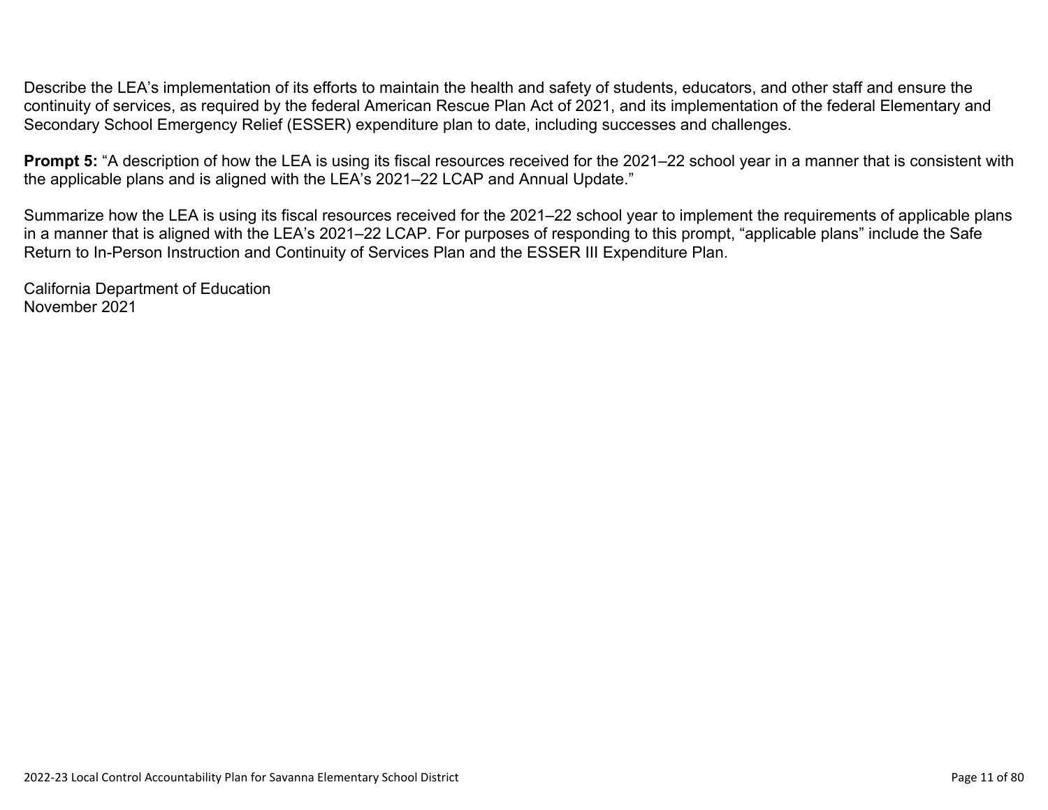Describe the LEA's implementation of its efforts to maintain the health and safety of students, educators, and other staff and ensure the continuity of services, as required by the federal American Rescue Plan Act of 2021, and its implementation of the federal Elementary and Secondary School Emergency Relief (ESSER) expenditure plan to date, including successes and challenges.

**Prompt 5:** "A description of how the LEA is using its fiscal resources received for the 2021–22 school year in a manner that is consistent with the applicable plans and is aligned with the LEA's 2021–22 LCAP and Annual Update."

Summarize how the LEA is using its fiscal resources received for the 2021–22 school year to implement the requirements of applicable plans in a manner that is aligned with the LEA's 2021–22 LCAP. For purposes of responding to this prompt, "applicable plans" include the Safe Return to In-Person Instruction and Continuity of Services Plan and the ESSER III Expenditure Plan.

California Department of Education
November 2021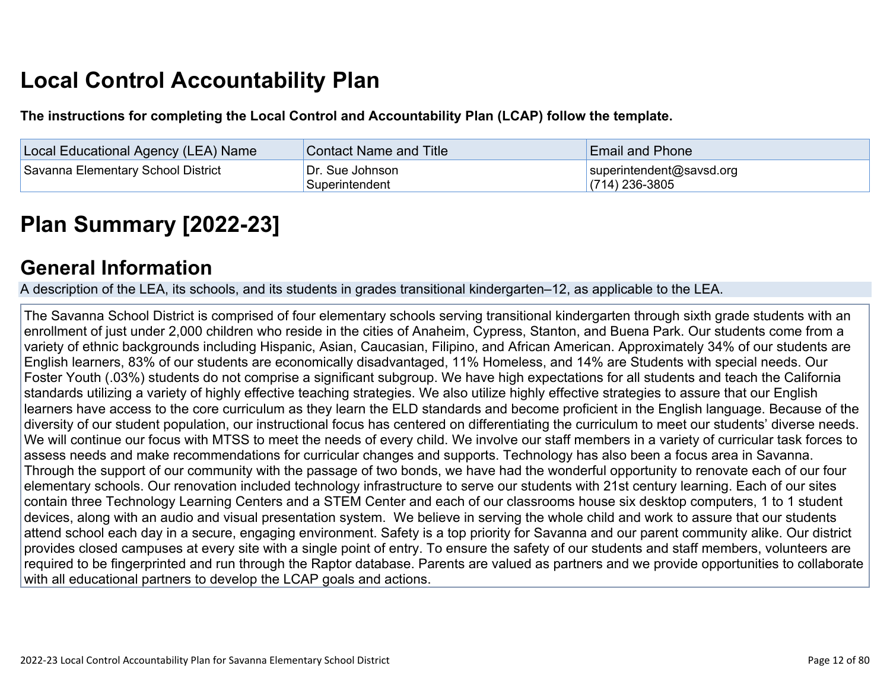# Local Control Accountability Plan

**The instructions for completing the Local Control and Accountability Plan (LCAP) follow the template.**

| Local Educational Agency (LEA) Name | Contact Name and Title | Email and Phone |
| --- | --- | --- |
| Savanna Elementary School District | Dr. Sue Johnson<br>Superintendent | superintendent@savsd.org<br>(714) 236-3805 |

# Plan Summary [2022-23]

## General Information

A description of the LEA, its schools, and its students in grades transitional kindergarten–12, as applicable to the LEA.

The Savanna School District is comprised of four elementary schools serving transitional kindergarten through sixth grade students with an enrollment of just under 2,000 children who reside in the cities of Anaheim, Cypress, Stanton, and Buena Park. Our students come from a variety of ethnic backgrounds including Hispanic, Asian, Caucasian, Filipino, and African American. Approximately 34% of our students are English learners, 83% of our students are economically disadvantaged, 11% Homeless, and 14% are Students with special needs. Our Foster Youth (.03%) students do not comprise a significant subgroup. We have high expectations for all students and teach the California standards utilizing a variety of highly effective teaching strategies. We also utilize highly effective strategies to assure that our English learners have access to the core curriculum as they learn the ELD standards and become proficient in the English language. Because of the diversity of our student population, our instructional focus has centered on differentiating the curriculum to meet our students' diverse needs. We will continue our focus with MTSS to meet the needs of every child. We involve our staff members in a variety of curricular task forces to assess needs and make recommendations for curricular changes and supports. Technology has also been a focus area in Savanna. Through the support of our community with the passage of two bonds, we have had the wonderful opportunity to renovate each of our four elementary schools. Our renovation included technology infrastructure to serve our students with 21st century learning. Each of our sites contain three Technology Learning Centers and a STEM Center and each of our classrooms house six desktop computers, 1 to 1 student devices, along with an audio and visual presentation system. We believe in serving the whole child and work to assure that our students attend school each day in a secure, engaging environment. Safety is a top priority for Savanna and our parent community alike. Our district provides closed campuses at every site with a single point of entry. To ensure the safety of our students and staff members, volunteers are required to be fingerprinted and run through the Raptor database. Parents are valued as partners and we provide opportunities to collaborate with all educational partners to develop the LCAP goals and actions.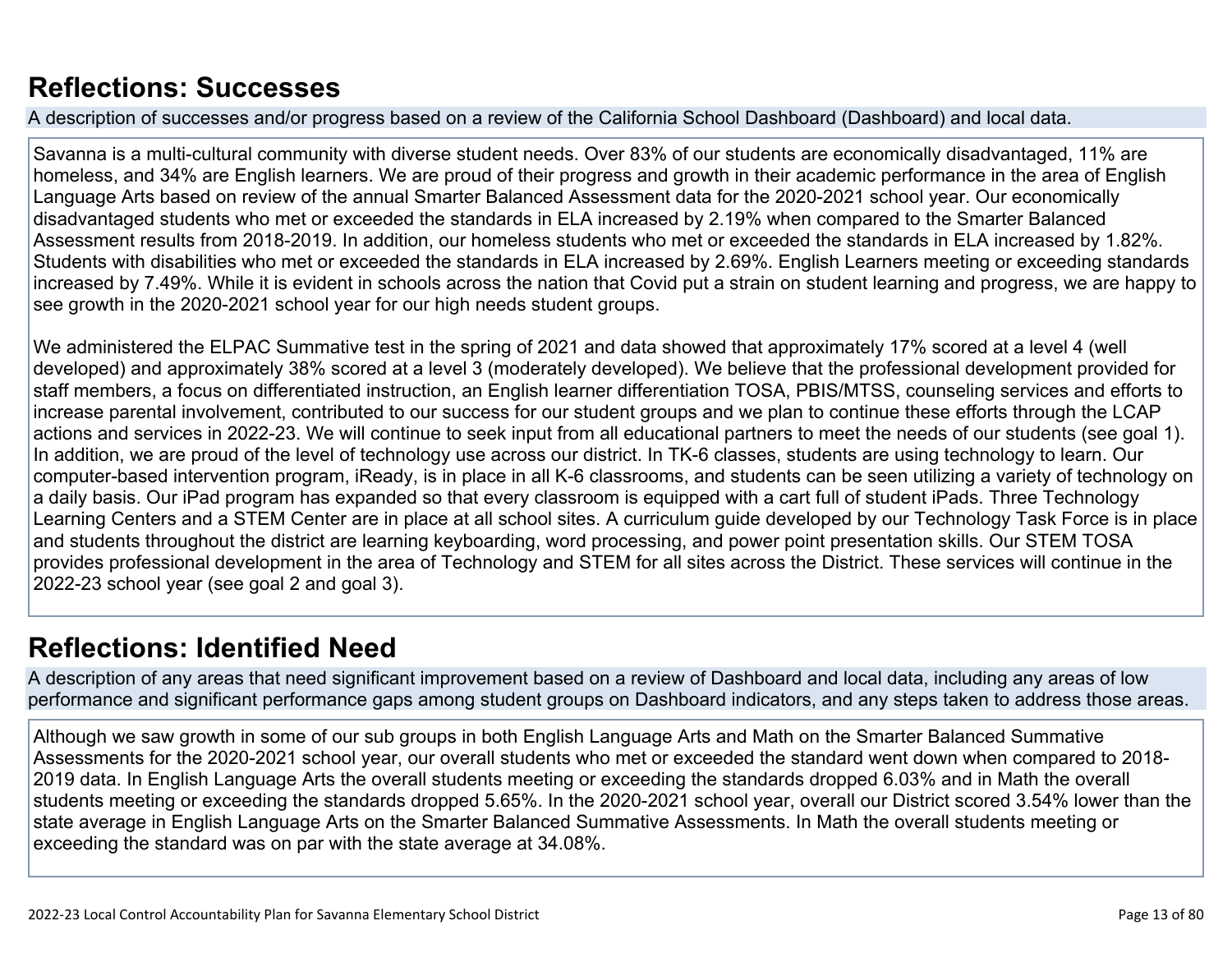## Reflections: Successes

A description of successes and/or progress based on a review of the California School Dashboard (Dashboard) and local data.

Savanna is a multi-cultural community with diverse student needs. Over 83% of our students are economically disadvantaged, 11% are homeless, and 34% are English learners. We are proud of their progress and growth in their academic performance in the area of English Language Arts based on review of the annual Smarter Balanced Assessment data for the 2020-2021 school year. Our economically disadvantaged students who met or exceeded the standards in ELA increased by 2.19% when compared to the Smarter Balanced Assessment results from 2018-2019. In addition, our homeless students who met or exceeded the standards in ELA increased by 1.82%. Students with disabilities who met or exceeded the standards in ELA increased by 2.69%. English Learners meeting or exceeding standards increased by 7.49%. While it is evident in schools across the nation that Covid put a strain on student learning and progress, we are happy to see growth in the 2020-2021 school year for our high needs student groups.

We administered the ELPAC Summative test in the spring of 2021 and data showed that approximately 17% scored at a level 4 (well developed) and approximately 38% scored at a level 3 (moderately developed). We believe that the professional development provided for staff members, a focus on differentiated instruction, an English learner differentiation TOSA, PBIS/MTSS, counseling services and efforts to increase parental involvement, contributed to our success for our student groups and we plan to continue these efforts through the LCAP actions and services in 2022-23. We will continue to seek input from all educational partners to meet the needs of our students (see goal 1). In addition, we are proud of the level of technology use across our district. In TK-6 classes, students are using technology to learn. Our computer-based intervention program, iReady, is in place in all K-6 classrooms, and students can be seen utilizing a variety of technology on a daily basis. Our iPad program has expanded so that every classroom is equipped with a cart full of student iPads. Three Technology Learning Centers and a STEM Center are in place at all school sites. A curriculum guide developed by our Technology Task Force is in place and students throughout the district are learning keyboarding, word processing, and power point presentation skills. Our STEM TOSA provides professional development in the area of Technology and STEM for all sites across the District. These services will continue in the 2022-23 school year (see goal 2 and goal 3).

## Reflections: Identified Need

A description of any areas that need significant improvement based on a review of Dashboard and local data, including any areas of low performance and significant performance gaps among student groups on Dashboard indicators, and any steps taken to address those areas.

Although we saw growth in some of our sub groups in both English Language Arts and Math on the Smarter Balanced Summative Assessments for the 2020-2021 school year, our overall students who met or exceeded the standard went down when compared to 2018-2019 data. In English Language Arts the overall students meeting or exceeding the standards dropped 6.03% and in Math the overall students meeting or exceeding the standards dropped 5.65%. In the 2020-2021 school year, overall our District scored 3.54% lower than the state average in English Language Arts on the Smarter Balanced Summative Assessments. In Math the overall students meeting or exceeding the standard was on par with the state average at 34.08%.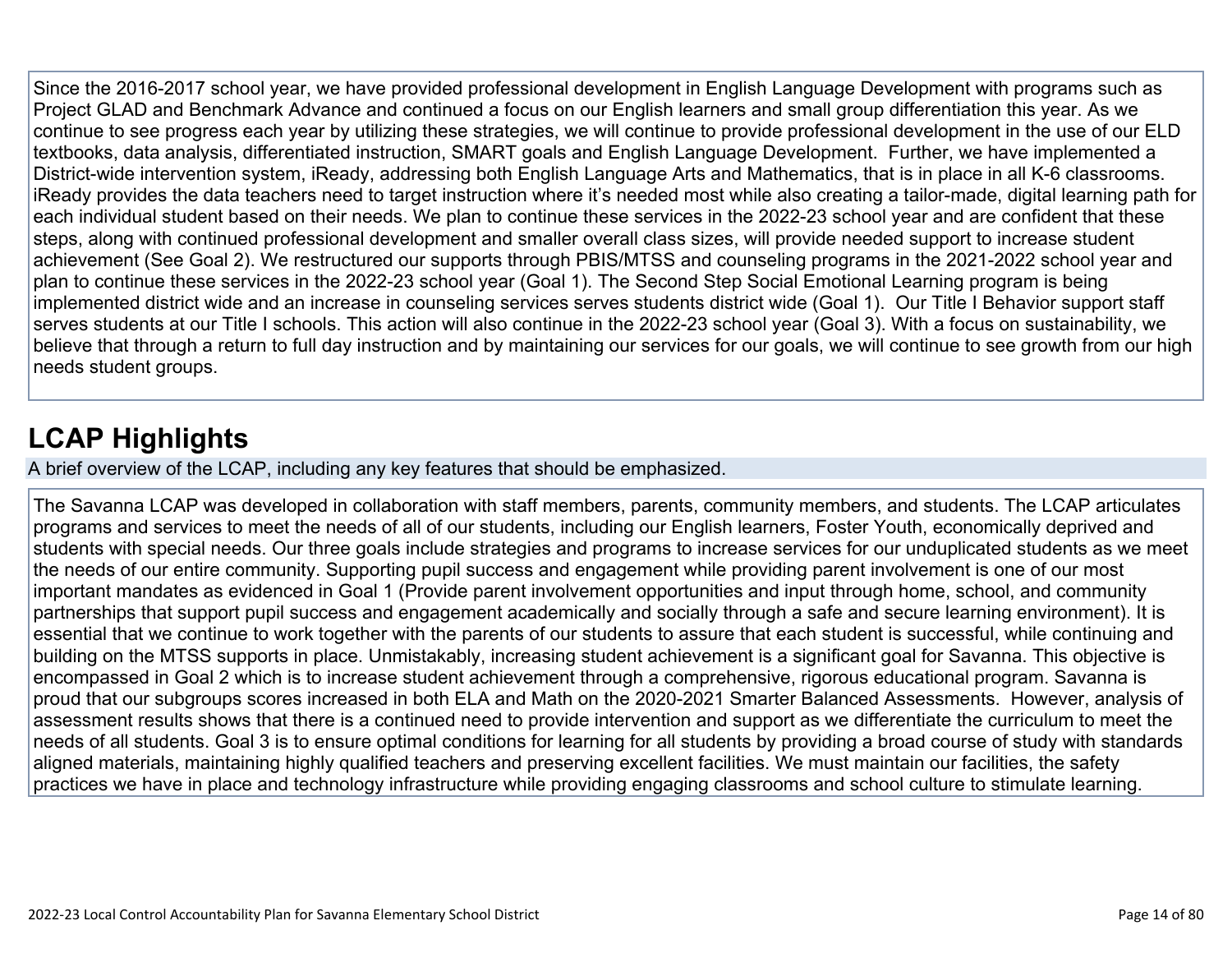Since the 2016-2017 school year, we have provided professional development in English Language Development with programs such as Project GLAD and Benchmark Advance and continued a focus on our English learners and small group differentiation this year. As we continue to see progress each year by utilizing these strategies, we will continue to provide professional development in the use of our ELD textbooks, data analysis, differentiated instruction, SMART goals and English Language Development. Further, we have implemented a District-wide intervention system, iReady, addressing both English Language Arts and Mathematics, that is in place in all K-6 classrooms. iReady provides the data teachers need to target instruction where it's needed most while also creating a tailor-made, digital learning path for each individual student based on their needs. We plan to continue these services in the 2022-23 school year and are confident that these steps, along with continued professional development and smaller overall class sizes, will provide needed support to increase student achievement (See Goal 2). We restructured our supports through PBIS/MTSS and counseling programs in the 2021-2022 school year and plan to continue these services in the 2022-23 school year (Goal 1). The Second Step Social Emotional Learning program is being implemented district wide and an increase in counseling services serves students district wide (Goal 1). Our Title I Behavior support staff serves students at our Title I schools. This action will also continue in the 2022-23 school year (Goal 3). With a focus on sustainability, we believe that through a return to full day instruction and by maintaining our services for our goals, we will continue to see growth from our high needs student groups.

## LCAP Highlights

A brief overview of the LCAP, including any key features that should be emphasized.

The Savanna LCAP was developed in collaboration with staff members, parents, community members, and students. The LCAP articulates programs and services to meet the needs of all of our students, including our English learners, Foster Youth, economically deprived and students with special needs. Our three goals include strategies and programs to increase services for our unduplicated students as we meet the needs of our entire community. Supporting pupil success and engagement while providing parent involvement is one of our most important mandates as evidenced in Goal 1 (Provide parent involvement opportunities and input through home, school, and community partnerships that support pupil success and engagement academically and socially through a safe and secure learning environment). It is essential that we continue to work together with the parents of our students to assure that each student is successful, while continuing and building on the MTSS supports in place. Unmistakably, increasing student achievement is a significant goal for Savanna. This objective is encompassed in Goal 2 which is to increase student achievement through a comprehensive, rigorous educational program. Savanna is proud that our subgroups scores increased in both ELA and Math on the 2020-2021 Smarter Balanced Assessments. However, analysis of assessment results shows that there is a continued need to provide intervention and support as we differentiate the curriculum to meet the needs of all students. Goal 3 is to ensure optimal conditions for learning for all students by providing a broad course of study with standards aligned materials, maintaining highly qualified teachers and preserving excellent facilities. We must maintain our facilities, the safety practices we have in place and technology infrastructure while providing engaging classrooms and school culture to stimulate learning.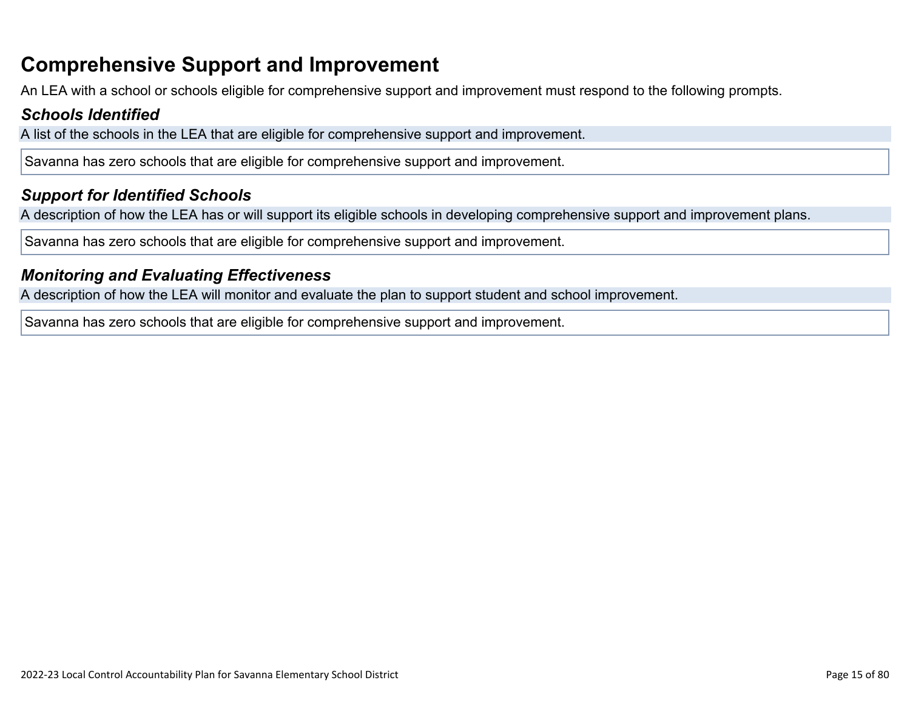# Comprehensive Support and Improvement

An LEA with a school or schools eligible for comprehensive support and improvement must respond to the following prompts.

### *Schools Identified*

A list of the schools in the LEA that are eligible for comprehensive support and improvement.

Savanna has zero schools that are eligible for comprehensive support and improvement.

### *Support for Identified Schools*

A description of how the LEA has or will support its eligible schools in developing comprehensive support and improvement plans.

Savanna has zero schools that are eligible for comprehensive support and improvement.

### *Monitoring and Evaluating Effectiveness*

A description of how the LEA will monitor and evaluate the plan to support student and school improvement.

Savanna has zero schools that are eligible for comprehensive support and improvement.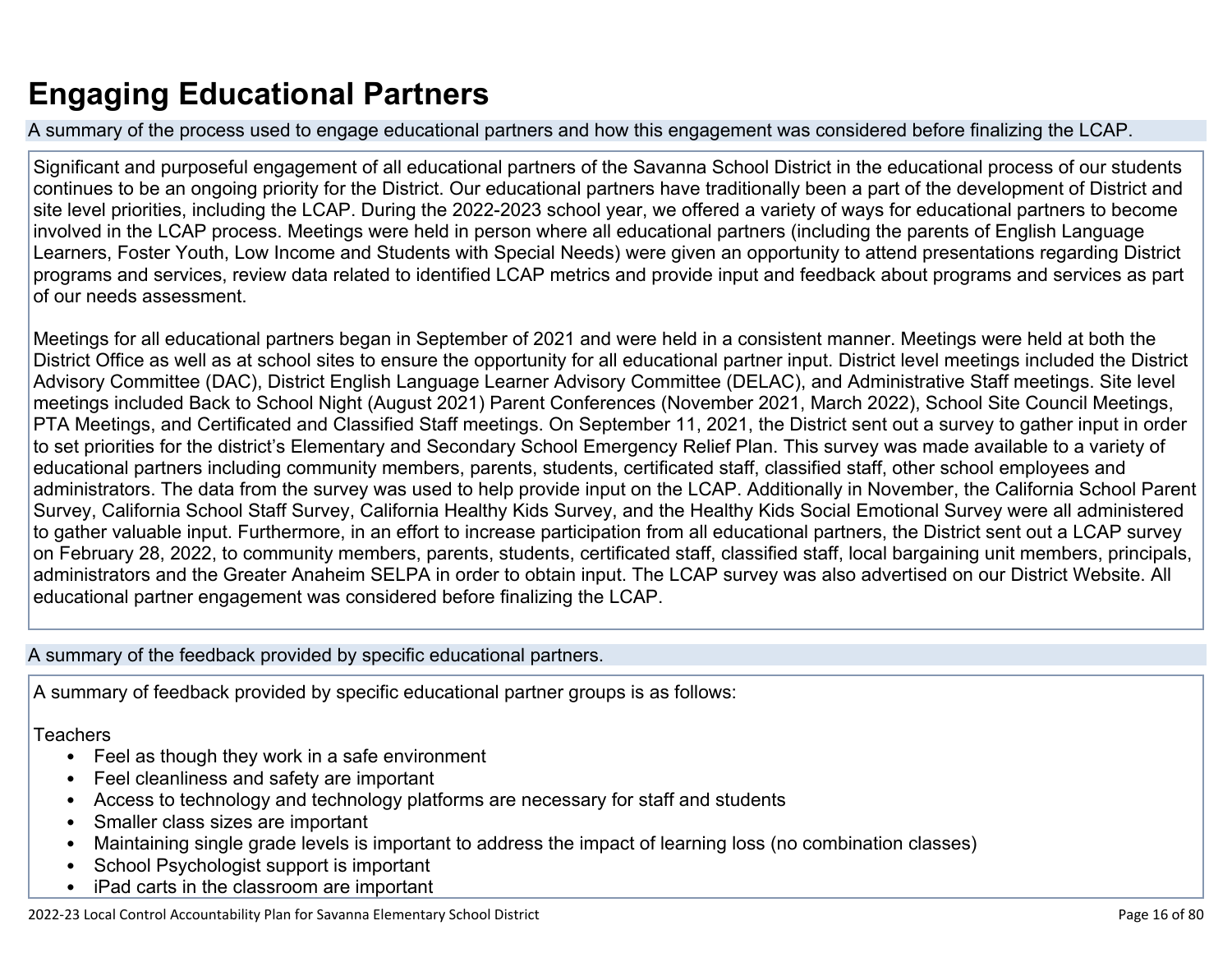# Engaging Educational Partners

A summary of the process used to engage educational partners and how this engagement was considered before finalizing the LCAP.

Significant and purposeful engagement of all educational partners of the Savanna School District in the educational process of our students continues to be an ongoing priority for the District. Our educational partners have traditionally been a part of the development of District and site level priorities, including the LCAP. During the 2022-2023 school year, we offered a variety of ways for educational partners to become involved in the LCAP process. Meetings were held in person where all educational partners (including the parents of English Language Learners, Foster Youth, Low Income and Students with Special Needs) were given an opportunity to attend presentations regarding District programs and services, review data related to identified LCAP metrics and provide input and feedback about programs and services as part of our needs assessment.

Meetings for all educational partners began in September of 2021 and were held in a consistent manner. Meetings were held at both the District Office as well as at school sites to ensure the opportunity for all educational partner input. District level meetings included the District Advisory Committee (DAC), District English Language Learner Advisory Committee (DELAC), and Administrative Staff meetings. Site level meetings included Back to School Night (August 2021) Parent Conferences (November 2021, March 2022), School Site Council Meetings, PTA Meetings, and Certificated and Classified Staff meetings. On September 11, 2021, the District sent out a survey to gather input in order to set priorities for the district's Elementary and Secondary School Emergency Relief Plan. This survey was made available to a variety of educational partners including community members, parents, students, certificated staff, classified staff, other school employees and administrators. The data from the survey was used to help provide input on the LCAP. Additionally in November, the California School Parent Survey, California School Staff Survey, California Healthy Kids Survey, and the Healthy Kids Social Emotional Survey were all administered to gather valuable input. Furthermore, in an effort to increase participation from all educational partners, the District sent out a LCAP survey on February 28, 2022, to community members, parents, students, certificated staff, classified staff, local bargaining unit members, principals, administrators and the Greater Anaheim SELPA in order to obtain input. The LCAP survey was also advertised on our District Website. All educational partner engagement was considered before finalizing the LCAP.

A summary of the feedback provided by specific educational partners.

A summary of feedback provided by specific educational partner groups is as follows:

Teachers

- Feel as though they work in a safe environment
- Feel cleanliness and safety are important
- Access to technology and technology platforms are necessary for staff and students
- Smaller class sizes are important
- Maintaining single grade levels is important to address the impact of learning loss (no combination classes)
- School Psychologist support is important
- iPad carts in the classroom are important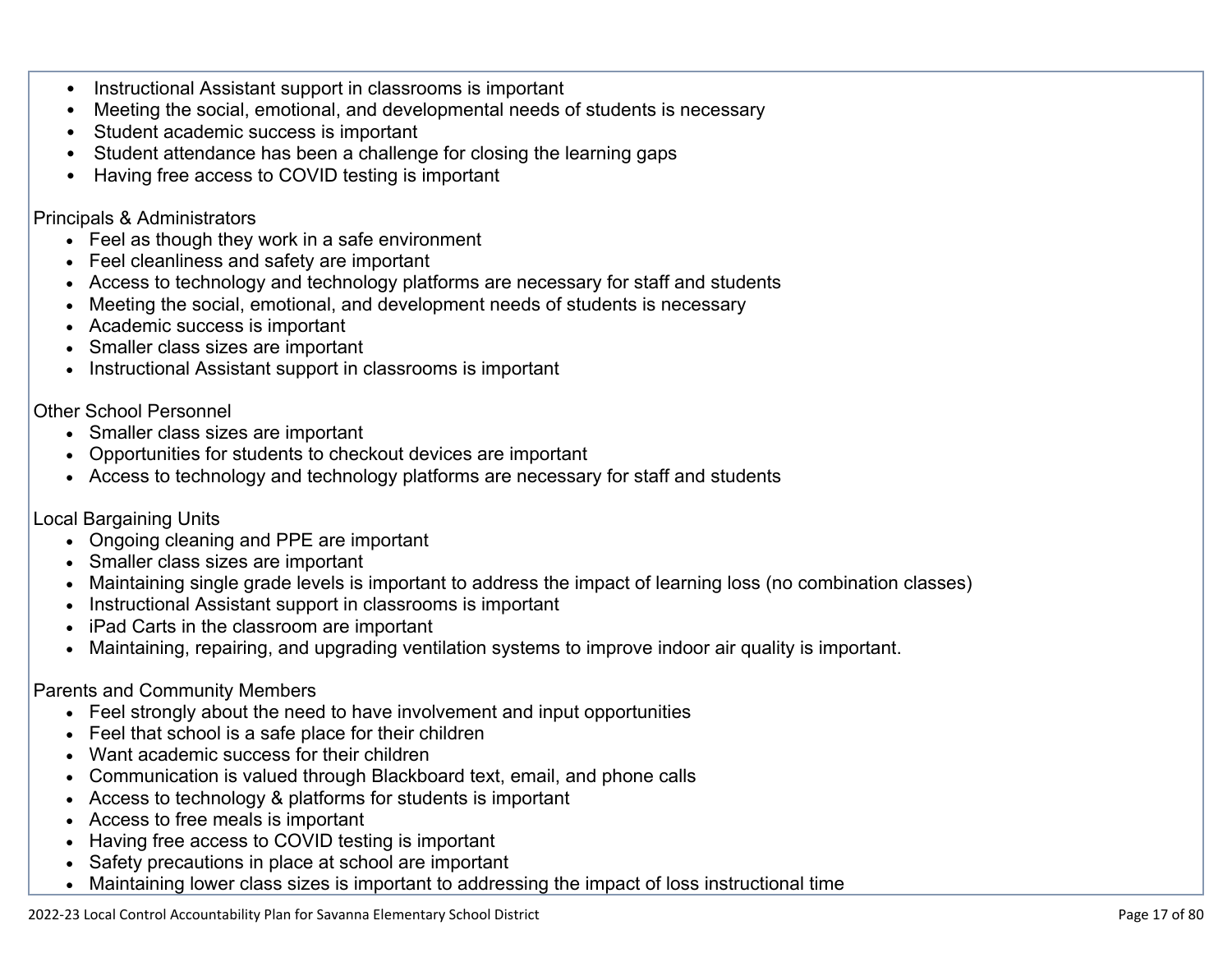- Instructional Assistant support in classrooms is important
- Meeting the social, emotional, and developmental needs of students is necessary
- Student academic success is important
- Student attendance has been a challenge for closing the learning gaps
- Having free access to COVID testing is important

Principals & Administrators

- Feel as though they work in a safe environment
- Feel cleanliness and safety are important
- Access to technology and technology platforms are necessary for staff and students
- Meeting the social, emotional, and development needs of students is necessary
- Academic success is important
- Smaller class sizes are important
- Instructional Assistant support in classrooms is important

Other School Personnel

- Smaller class sizes are important
- Opportunities for students to checkout devices are important
- Access to technology and technology platforms are necessary for staff and students

Local Bargaining Units

- Ongoing cleaning and PPE are important
- Smaller class sizes are important
- Maintaining single grade levels is important to address the impact of learning loss (no combination classes)
- Instructional Assistant support in classrooms is important
- iPad Carts in the classroom are important
- Maintaining, repairing, and upgrading ventilation systems to improve indoor air quality is important.

Parents and Community Members

- Feel strongly about the need to have involvement and input opportunities
- Feel that school is a safe place for their children
- Want academic success for their children
- Communication is valued through Blackboard text, email, and phone calls
- Access to technology & platforms for students is important
- Access to free meals is important
- Having free access to COVID testing is important
- Safety precautions in place at school are important
- Maintaining lower class sizes is important to addressing the impact of loss instructional time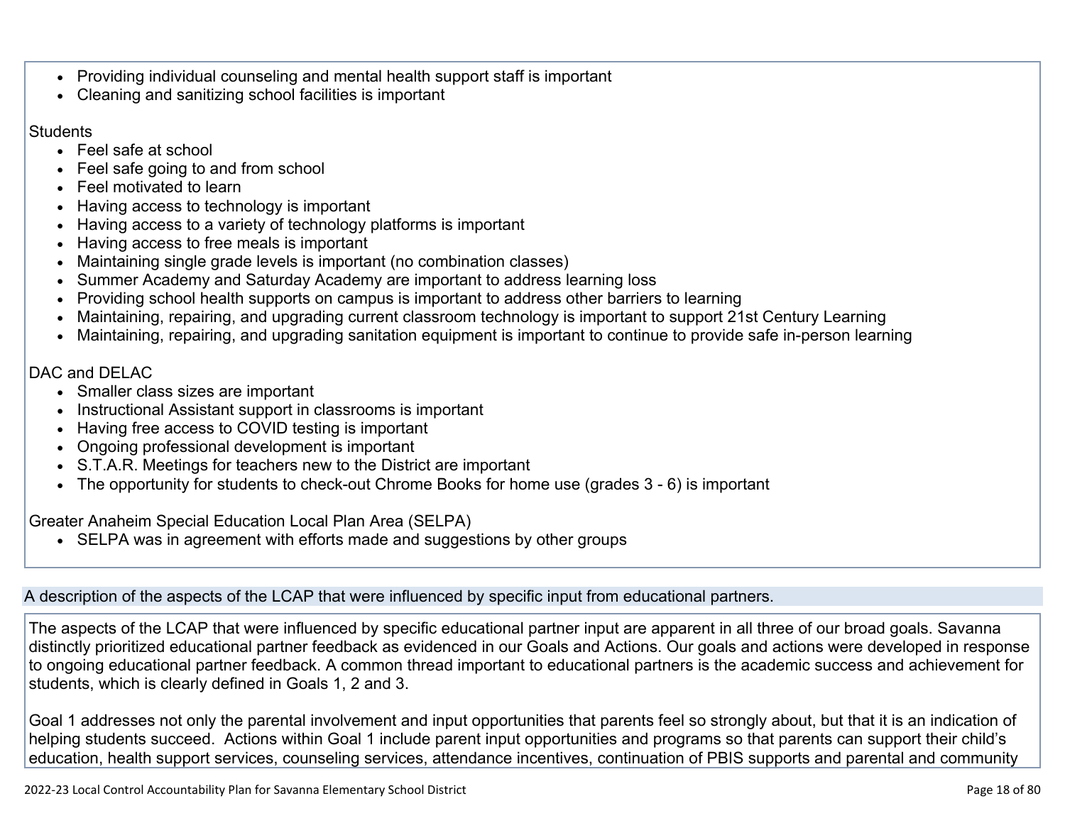- Providing individual counseling and mental health support staff is important
- Cleaning and sanitizing school facilities is important

Students

- Feel safe at school
- Feel safe going to and from school
- Feel motivated to learn
- Having access to technology is important
- Having access to a variety of technology platforms is important
- Having access to free meals is important
- Maintaining single grade levels is important (no combination classes)
- Summer Academy and Saturday Academy are important to address learning loss
- Providing school health supports on campus is important to address other barriers to learning
- Maintaining, repairing, and upgrading current classroom technology is important to support 21st Century Learning
- Maintaining, repairing, and upgrading sanitation equipment is important to continue to provide safe in-person learning

DAC and DELAC

- Smaller class sizes are important
- Instructional Assistant support in classrooms is important
- Having free access to COVID testing is important
- Ongoing professional development is important
- S.T.A.R. Meetings for teachers new to the District are important
- The opportunity for students to check-out Chrome Books for home use (grades 3 - 6) is important

Greater Anaheim Special Education Local Plan Area (SELPA)

- SELPA was in agreement with efforts made and suggestions by other groups

## A description of the aspects of the LCAP that were influenced by specific input from educational partners.

The aspects of the LCAP that were influenced by specific educational partner input are apparent in all three of our broad goals. Savanna distinctly prioritized educational partner feedback as evidenced in our Goals and Actions. Our goals and actions were developed in response to ongoing educational partner feedback. A common thread important to educational partners is the academic success and achievement for students, which is clearly defined in Goals 1, 2 and 3.

Goal 1 addresses not only the parental involvement and input opportunities that parents feel so strongly about, but that it is an indication of helping students succeed. Actions within Goal 1 include parent input opportunities and programs so that parents can support their child's education, health support services, counseling services, attendance incentives, continuation of PBIS supports and parental and community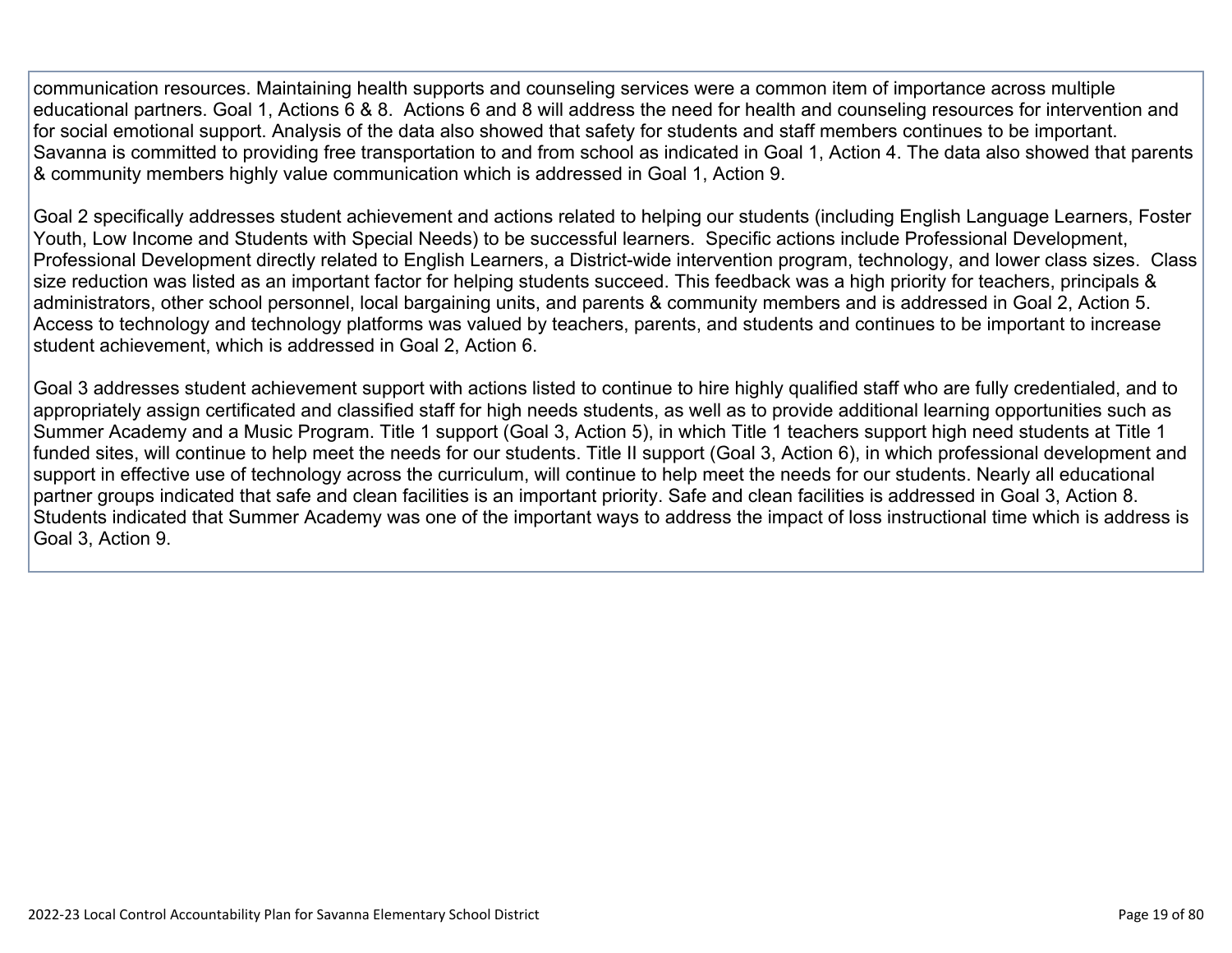communication resources. Maintaining health supports and counseling services were a common item of importance across multiple educational partners. Goal 1, Actions 6 & 8. Actions 6 and 8 will address the need for health and counseling resources for intervention and for social emotional support. Analysis of the data also showed that safety for students and staff members continues to be important. Savanna is committed to providing free transportation to and from school as indicated in Goal 1, Action 4. The data also showed that parents & community members highly value communication which is addressed in Goal 1, Action 9.

Goal 2 specifically addresses student achievement and actions related to helping our students (including English Language Learners, Foster Youth, Low Income and Students with Special Needs) to be successful learners. Specific actions include Professional Development, Professional Development directly related to English Learners, a District-wide intervention program, technology, and lower class sizes. Class size reduction was listed as an important factor for helping students succeed. This feedback was a high priority for teachers, principals & administrators, other school personnel, local bargaining units, and parents & community members and is addressed in Goal 2, Action 5. Access to technology and technology platforms was valued by teachers, parents, and students and continues to be important to increase student achievement, which is addressed in Goal 2, Action 6.

Goal 3 addresses student achievement support with actions listed to continue to hire highly qualified staff who are fully credentialed, and to appropriately assign certificated and classified staff for high needs students, as well as to provide additional learning opportunities such as Summer Academy and a Music Program. Title 1 support (Goal 3, Action 5), in which Title 1 teachers support high need students at Title 1 funded sites, will continue to help meet the needs for our students. Title II support (Goal 3, Action 6), in which professional development and support in effective use of technology across the curriculum, will continue to help meet the needs for our students. Nearly all educational partner groups indicated that safe and clean facilities is an important priority. Safe and clean facilities is addressed in Goal 3, Action 8. Students indicated that Summer Academy was one of the important ways to address the impact of loss instructional time which is address is Goal 3, Action 9.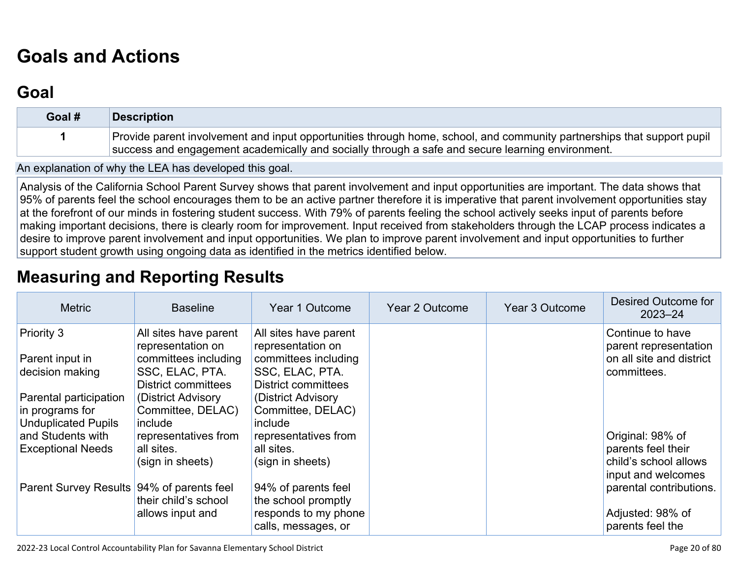# Goals and Actions

## Goal

| Goal # | Description |
| --- | --- |
| 1 | Provide parent involvement and input opportunities through home, school, and community partnerships that support pupil success and engagement academically and socially through a safe and secure learning environment. |

An explanation of why the LEA has developed this goal.

Analysis of the California School Parent Survey shows that parent involvement and input opportunities are important. The data shows that 95% of parents feel the school encourages them to be an active partner therefore it is imperative that parent involvement opportunities stay at the forefront of our minds in fostering student success. With 79% of parents feeling the school actively seeks input of parents before making important decisions, there is clearly room for improvement. Input received from stakeholders through the LCAP process indicates a desire to improve parent involvement and input opportunities. We plan to improve parent involvement and input opportunities to further support student growth using ongoing data as identified in the metrics identified below.

# Measuring and Reporting Results

| Metric | Baseline | Year 1 Outcome | Year 2 Outcome | Year 3 Outcome | Desired Outcome for 2023–24 |
| --- | --- | --- | --- | --- | --- |
| Priority 3<br><br>Parent input in decision making<br><br>Parental participation in programs for Unduplicated Pupils and Students with Exceptional Needs<br><br>Parent Survey Results | All sites have parent representation on committees including SSC, ELAC, PTA. District committees (District Advisory Committee, DELAC) include representatives from all sites.<br>(sign in sheets)<br><br>94% of parents feel their child's school allows input and | All sites have parent representation on committees including SSC, ELAC, PTA. District committees (District Advisory Committee, DELAC) include representatives from all sites.<br>(sign in sheets)<br><br>94% of parents feel the school promptly responds to my phone calls, messages, or | | | Continue to have parent representation on all site and district committees.<br><br>Original: 98% of parents feel their child's school allows input and welcomes parental contributions.<br><br>Adjusted: 98% of parents feel the |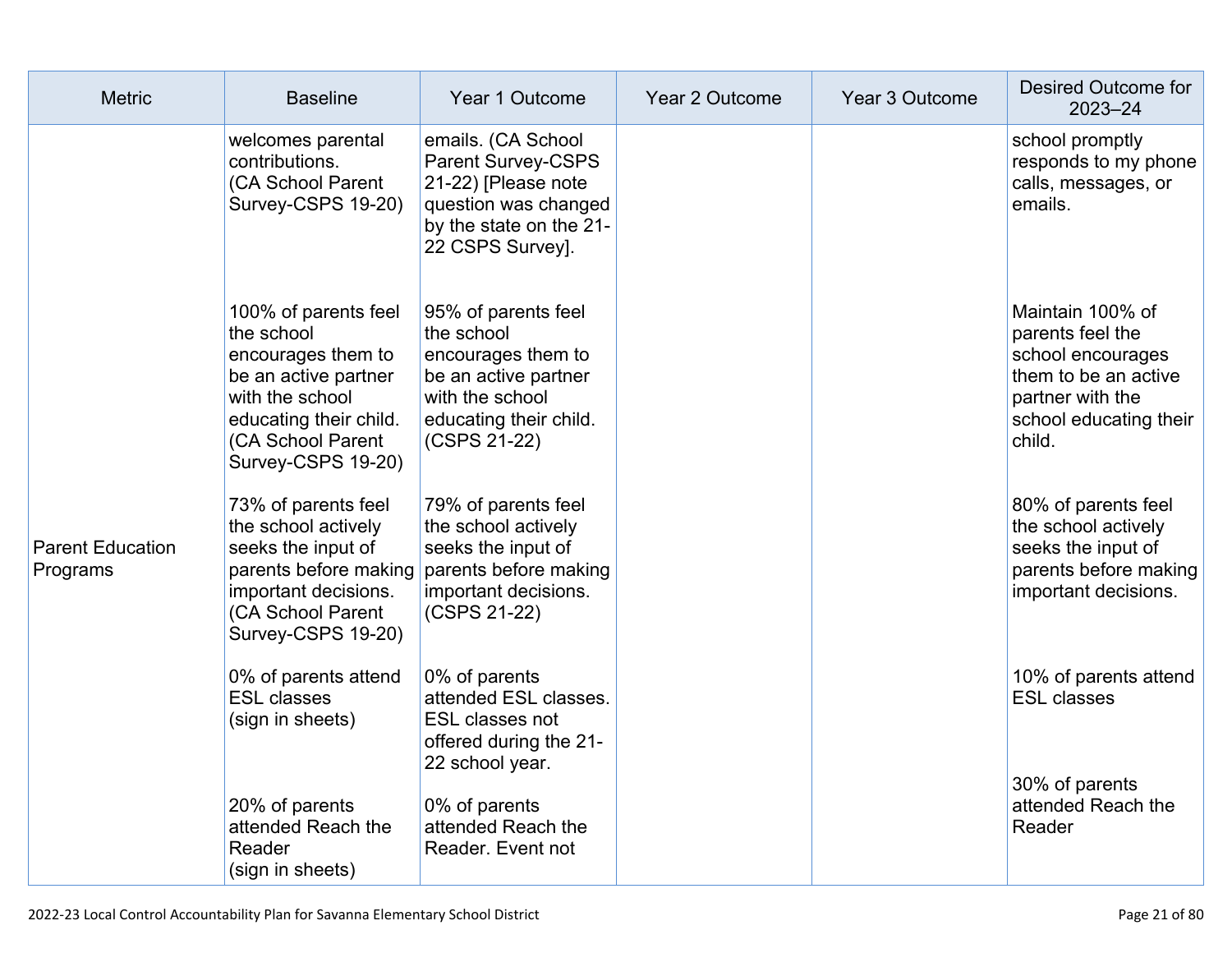| Metric | Baseline | Year 1 Outcome | Year 2 Outcome | Year 3 Outcome | Desired Outcome for 2023–24 |
|---|---|---|---|---|---|
| | welcomes parental contributions. (CA School Parent Survey-CSPS 19-20) | emails. (CA School Parent Survey-CSPS 21-22) [Please note question was changed by the state on the 21-22 CSPS Survey]. | | | school promptly responds to my phone calls, messages, or emails. |
| | 100% of parents feel the school encourages them to be an active partner with the school educating their child. (CA School Parent Survey-CSPS 19-20) | 95% of parents feel the school encourages them to be an active partner with the school educating their child. (CSPS 21-22) | | | Maintain 100% of parents feel the school encourages them to be an active partner with the school educating their child. |
| Parent Education Programs | 73% of parents feel the school actively seeks the input of parents before making important decisions. (CA School Parent Survey-CSPS 19-20) | 79% of parents feel the school actively seeks the input of parents before making important decisions. (CSPS 21-22) | | | 80% of parents feel the school actively seeks the input of parents before making important decisions. |
| | 0% of parents attend ESL classes (sign in sheets) | 0% of parents attended ESL classes. ESL classes not offered during the 21-22 school year. | | | 10% of parents attend ESL classes |
| | 20% of parents attended Reach the Reader (sign in sheets) | 0% of parents attended Reach the Reader. Event not | | | 30% of parents attended Reach the Reader |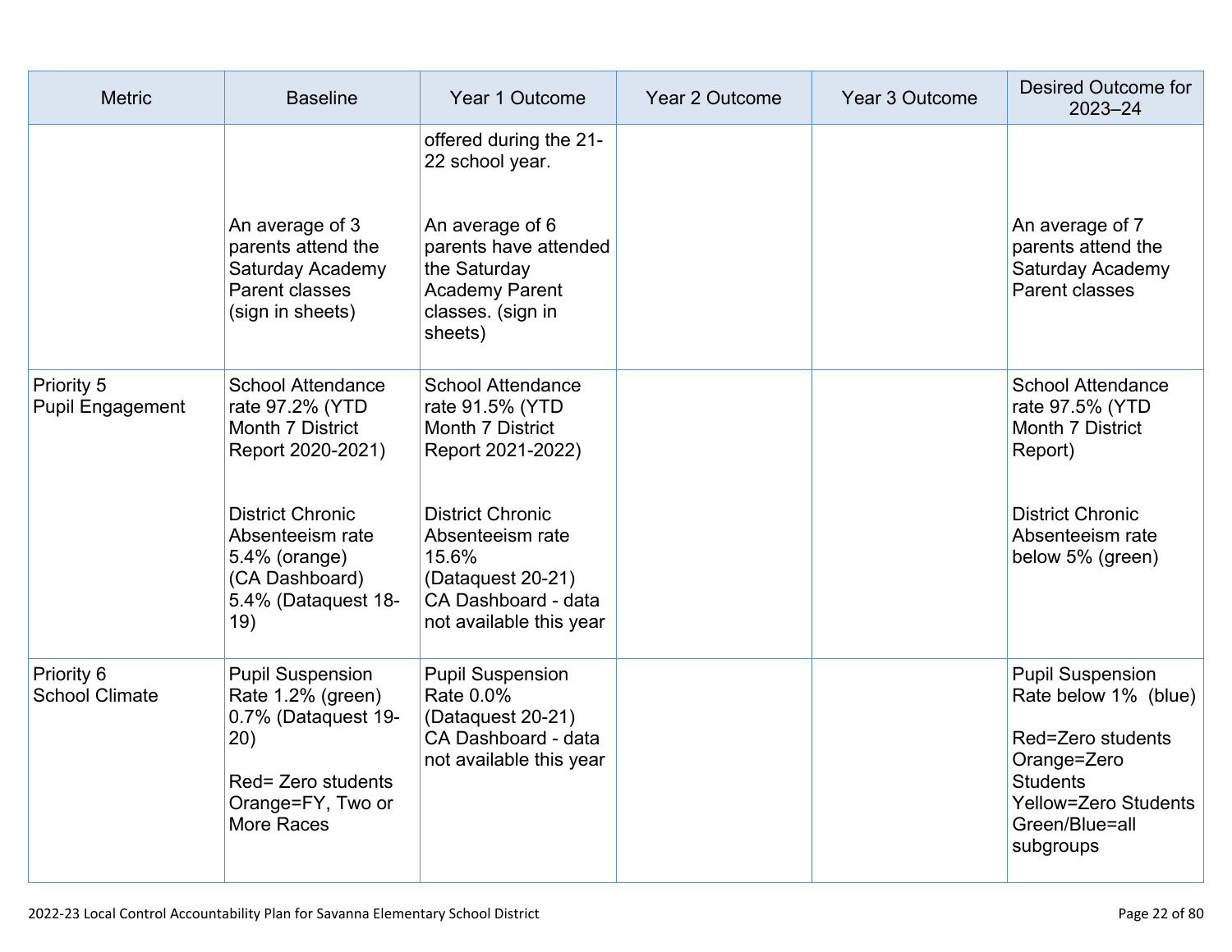| Metric | Baseline | Year 1 Outcome | Year 2 Outcome | Year 3 Outcome | Desired Outcome for 2023–24 |
|---|---|---|---|---|---|
| | An average of 3 parents attend the Saturday Academy Parent classes (sign in sheets) | offered during the 21-22 school year.<br><br>An average of 6 parents have attended the Saturday Academy Parent classes. (sign in sheets) | | | An average of 7 parents attend the Saturday Academy Parent classes |
| Priority 5 Pupil Engagement | School Attendance rate 97.2% (YTD Month 7 District Report 2020-2021)<br><br>District Chronic Absenteeism rate 5.4% (orange) (CA Dashboard) 5.4% (Dataquest 18-19) | School Attendance rate 91.5% (YTD Month 7 District Report 2021-2022)<br><br>District Chronic Absenteeism rate 15.6% (Dataquest 20-21) CA Dashboard - data not available this year | | | School Attendance rate 97.5% (YTD Month 7 District Report)<br><br>District Chronic Absenteeism rate below 5% (green) |
| Priority 6 School Climate | Pupil Suspension Rate 1.2% (green) 0.7% (Dataquest 19-20)<br><br>Red= Zero students Orange=FY, Two or More Races | Pupil Suspension Rate 0.0% (Dataquest 20-21) CA Dashboard - data not available this year | | | Pupil Suspension Rate below 1% (blue)<br><br>Red=Zero students Orange=Zero Students Yellow=Zero Students Green/Blue=all subgroups |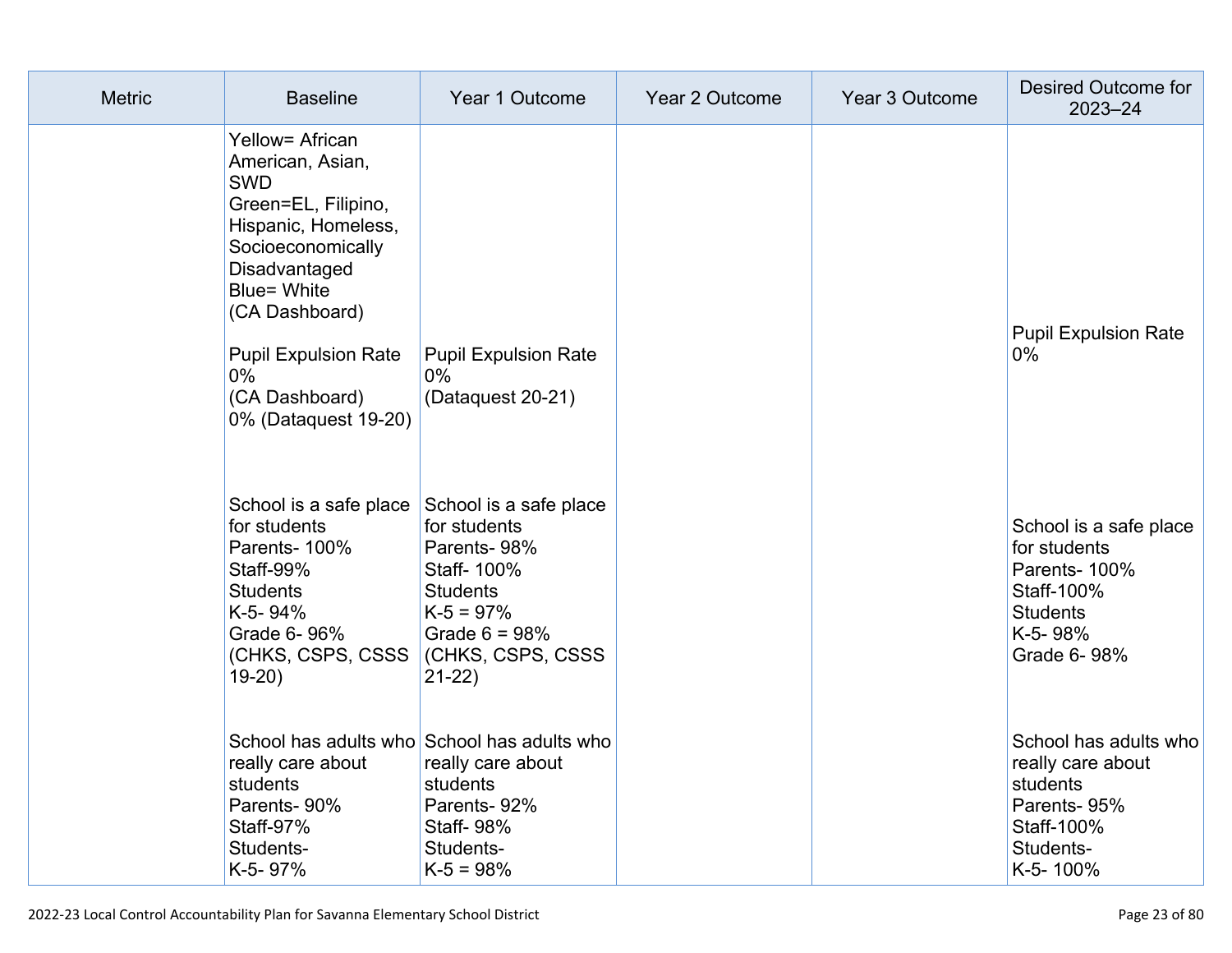| Metric | Baseline | Year 1 Outcome | Year 2 Outcome | Year 3 Outcome | Desired Outcome for 2023–24 |
|---|---|---|---|---|---|
| | Yellow= African American, Asian, SWD<br>Green=EL, Filipino, Hispanic, Homeless, Socioeconomically Disadvantaged<br>Blue= White<br>(CA Dashboard) | | | | |
| | Pupil Expulsion Rate<br>0%<br>(CA Dashboard)<br>0% (Dataquest 19-20) | Pupil Expulsion Rate<br>0%<br>(Dataquest 20-21) | | | Pupil Expulsion Rate<br>0% |
| | School is a safe place for students<br>Parents- 100%<br>Staff-99%<br>Students<br>K-5- 94%<br>Grade 6- 96%<br>(CHKS, CSPS, CSSS 19-20) | School is a safe place for students<br>Parents- 98%<br>Staff- 100%<br>Students<br>K-5 = 97%<br>Grade 6 = 98%<br>(CHKS, CSPS, CSSS 21-22) | | | School is a safe place for students<br>Parents- 100%<br>Staff-100%<br>Students<br>K-5- 98%<br>Grade 6- 98% |
| | School has adults who really care about students<br>Parents- 90%<br>Staff-97%<br>Students-<br>K-5- 97% | School has adults who really care about students<br>Parents- 92%<br>Staff- 98%<br>Students-<br>K-5 = 98% | | | School has adults who really care about students<br>Parents- 95%<br>Staff-100%<br>Students-<br>K-5- 100% |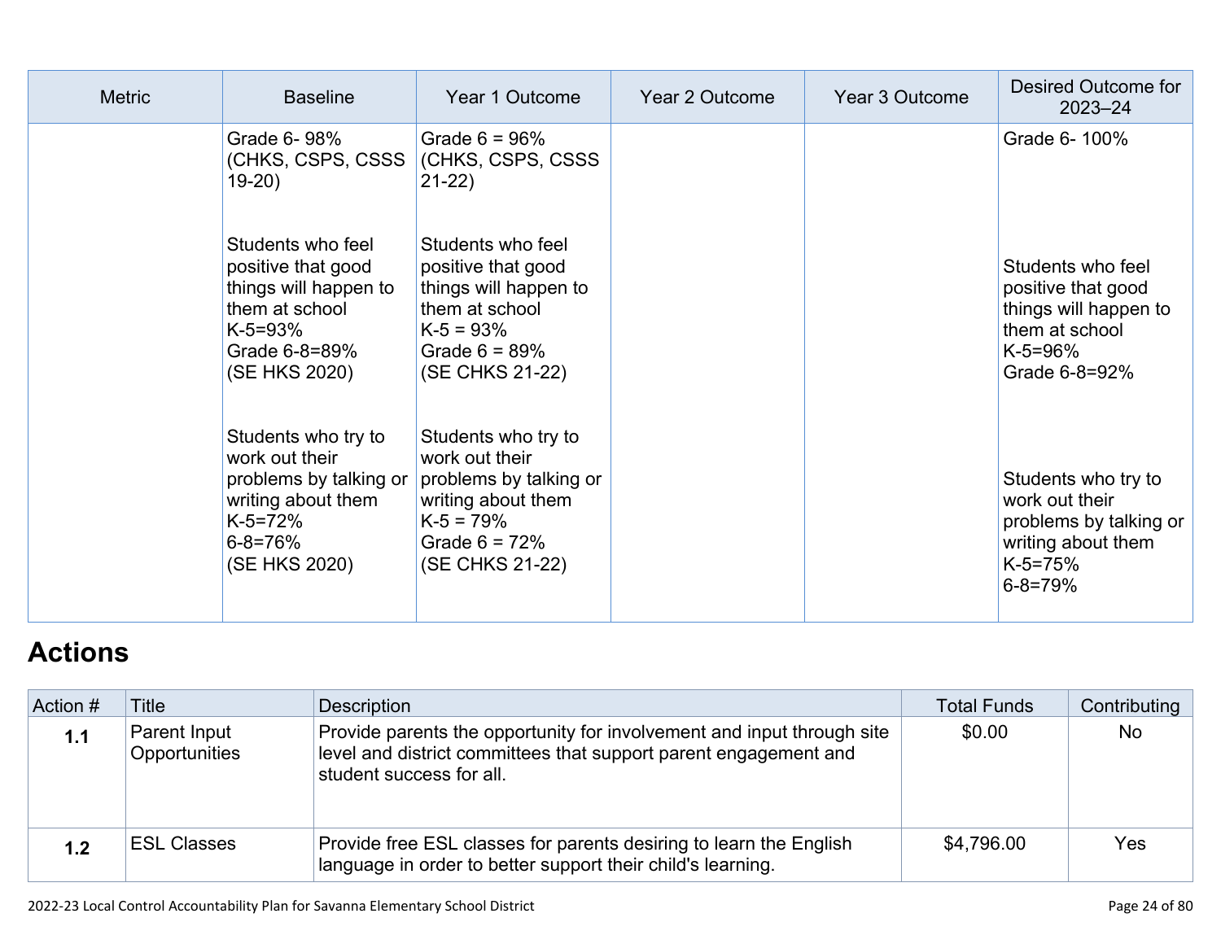| Metric | Baseline | Year 1 Outcome | Year 2 Outcome | Year 3 Outcome | Desired Outcome for 2023–24 |
|---|---|---|---|---|---|
| | Grade 6- 98% (CHKS, CSPS, CSSS 19-20)<br><br>Students who feel positive that good things will happen to them at school K-5=93% Grade 6-8=89% (SE HKS 2020)<br><br>Students who try to work out their problems by talking or writing about them K-5=72% 6-8=76% (SE HKS 2020) | Grade 6 = 96% (CHKS, CSPS, CSSS 21-22)<br><br>Students who feel positive that good things will happen to them at school K-5 = 93% Grade 6 = 89% (SE CHKS 21-22)<br><br>Students who try to work out their problems by talking or writing about them K-5 = 79% Grade 6 = 72% (SE CHKS 21-22) | | | Grade 6- 100%<br><br>Students who feel positive that good things will happen to them at school K-5=96% Grade 6-8=92%<br><br>Students who try to work out their problems by talking or writing about them K-5=75% 6-8=79% |

# Actions

| Action # | Title | Description | Total Funds | Contributing |
|---|---|---|---|---|
| **1.1** | Parent Input Opportunities | Provide parents the opportunity for involvement and input through site level and district committees that support parent engagement and student success for all. | $0.00 | No |
| **1.2** | ESL Classes | Provide free ESL classes for parents desiring to learn the English language in order to better support their child's learning. | $4,796.00 | Yes |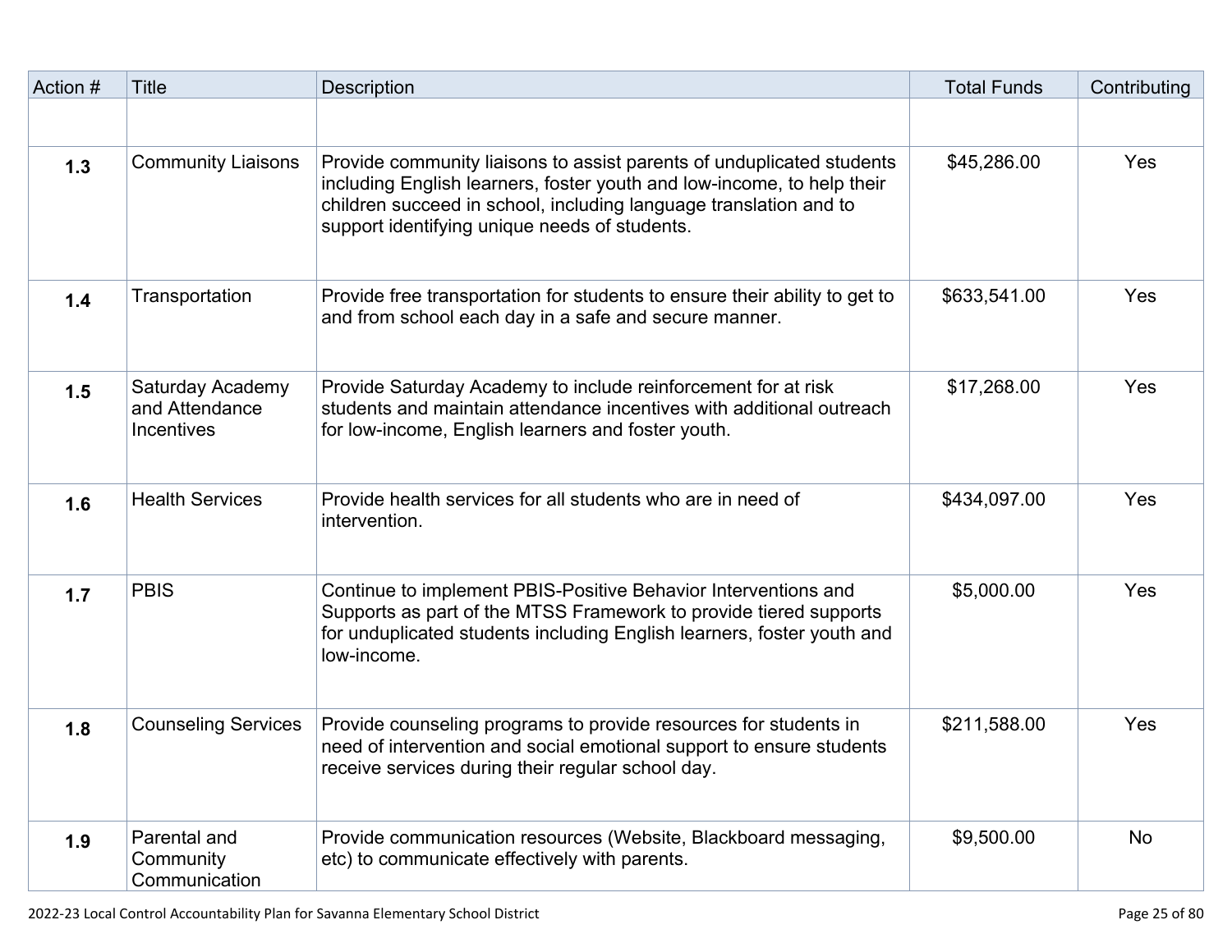| Action # | Title | Description | Total Funds | Contributing |
|---|---|---|---|---|
| | | | | |
| **1.3** | Community Liaisons | Provide community liaisons to assist parents of unduplicated students including English learners, foster youth and low-income, to help their children succeed in school, including language translation and to support identifying unique needs of students. | $45,286.00 | Yes |
| **1.4** | Transportation | Provide free transportation for students to ensure their ability to get to and from school each day in a safe and secure manner. | $633,541.00 | Yes |
| **1.5** | Saturday Academy and Attendance Incentives | Provide Saturday Academy to include reinforcement for at risk students and maintain attendance incentives with additional outreach for low-income, English learners and foster youth. | $17,268.00 | Yes |
| **1.6** | Health Services | Provide health services for all students who are in need of intervention. | $434,097.00 | Yes |
| **1.7** | PBIS | Continue to implement PBIS-Positive Behavior Interventions and Supports as part of the MTSS Framework to provide tiered supports for unduplicated students including English learners, foster youth and low-income. | $5,000.00 | Yes |
| **1.8** | Counseling Services | Provide counseling programs to provide resources for students in need of intervention and social emotional support to ensure students receive services during their regular school day. | $211,588.00 | Yes |
| **1.9** | Parental and Community Communication | Provide communication resources (Website, Blackboard messaging, etc) to communicate effectively with parents. | $9,500.00 | No |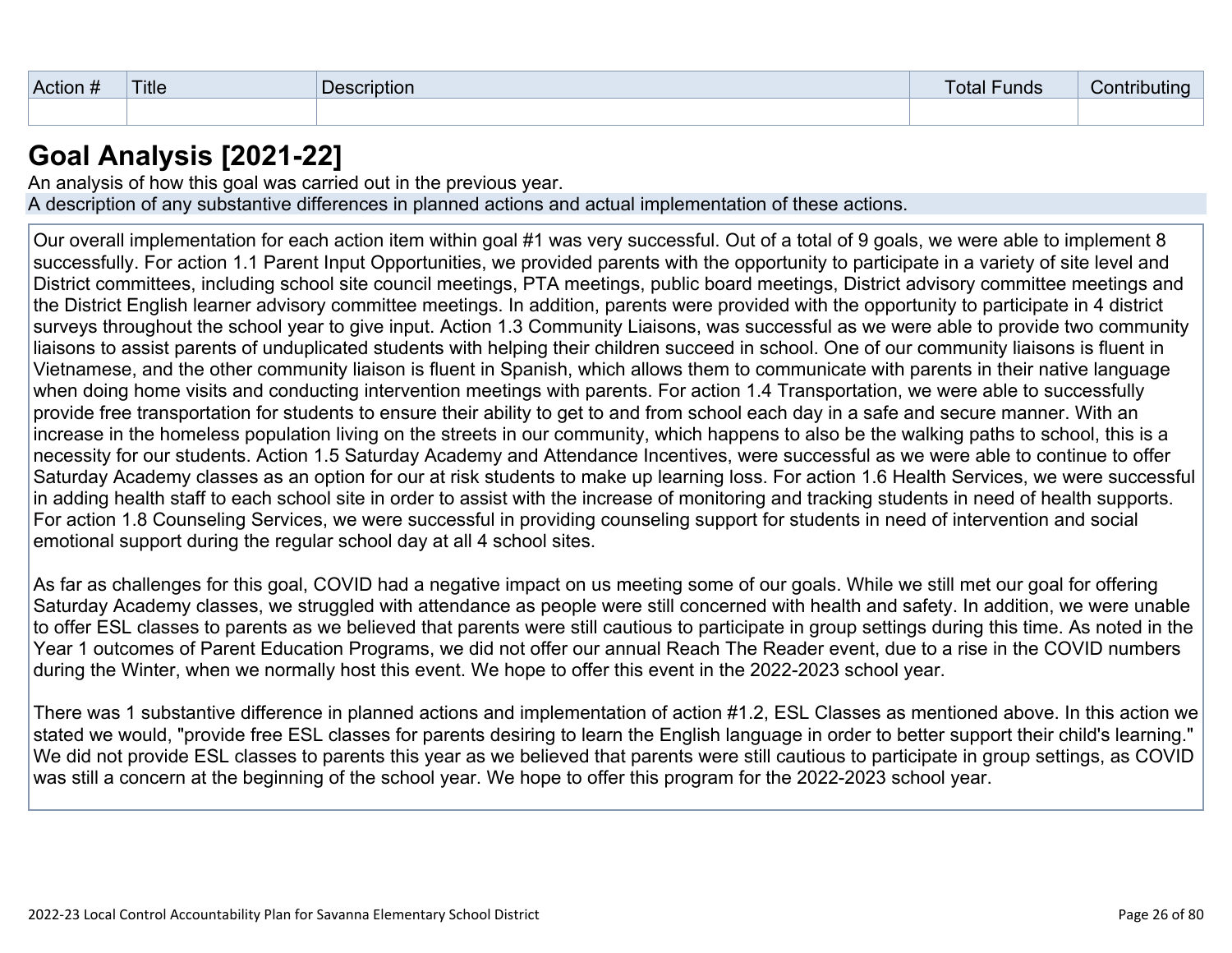| Action # | Title | Description | Total Funds | Contributing |
| --- | --- | --- | --- | --- |
| | | | | |

## Goal Analysis [2021-22]

An analysis of how this goal was carried out in the previous year.

A description of any substantive differences in planned actions and actual implementation of these actions.

Our overall implementation for each action item within goal #1 was very successful. Out of a total of 9 goals, we were able to implement 8 successfully. For action 1.1 Parent Input Opportunities, we provided parents with the opportunity to participate in a variety of site level and District committees, including school site council meetings, PTA meetings, public board meetings, District advisory committee meetings and the District English learner advisory committee meetings. In addition, parents were provided with the opportunity to participate in 4 district surveys throughout the school year to give input. Action 1.3 Community Liaisons, was successful as we were able to provide two community liaisons to assist parents of unduplicated students with helping their children succeed in school. One of our community liaisons is fluent in Vietnamese, and the other community liaison is fluent in Spanish, which allows them to communicate with parents in their native language when doing home visits and conducting intervention meetings with parents. For action 1.4 Transportation, we were able to successfully provide free transportation for students to ensure their ability to get to and from school each day in a safe and secure manner. With an increase in the homeless population living on the streets in our community, which happens to also be the walking paths to school, this is a necessity for our students. Action 1.5 Saturday Academy and Attendance Incentives, were successful as we were able to continue to offer Saturday Academy classes as an option for our at risk students to make up learning loss. For action 1.6 Health Services, we were successful in adding health staff to each school site in order to assist with the increase of monitoring and tracking students in need of health supports. For action 1.8 Counseling Services, we were successful in providing counseling support for students in need of intervention and social emotional support during the regular school day at all 4 school sites.

As far as challenges for this goal, COVID had a negative impact on us meeting some of our goals. While we still met our goal for offering Saturday Academy classes, we struggled with attendance as people were still concerned with health and safety. In addition, we were unable to offer ESL classes to parents as we believed that parents were still cautious to participate in group settings during this time. As noted in the Year 1 outcomes of Parent Education Programs, we did not offer our annual Reach The Reader event, due to a rise in the COVID numbers during the Winter, when we normally host this event. We hope to offer this event in the 2022-2023 school year.

There was 1 substantive difference in planned actions and implementation of action #1.2, ESL Classes as mentioned above. In this action we stated we would, "provide free ESL classes for parents desiring to learn the English language in order to better support their child's learning." We did not provide ESL classes to parents this year as we believed that parents were still cautious to participate in group settings, as COVID was still a concern at the beginning of the school year. We hope to offer this program for the 2022-2023 school year.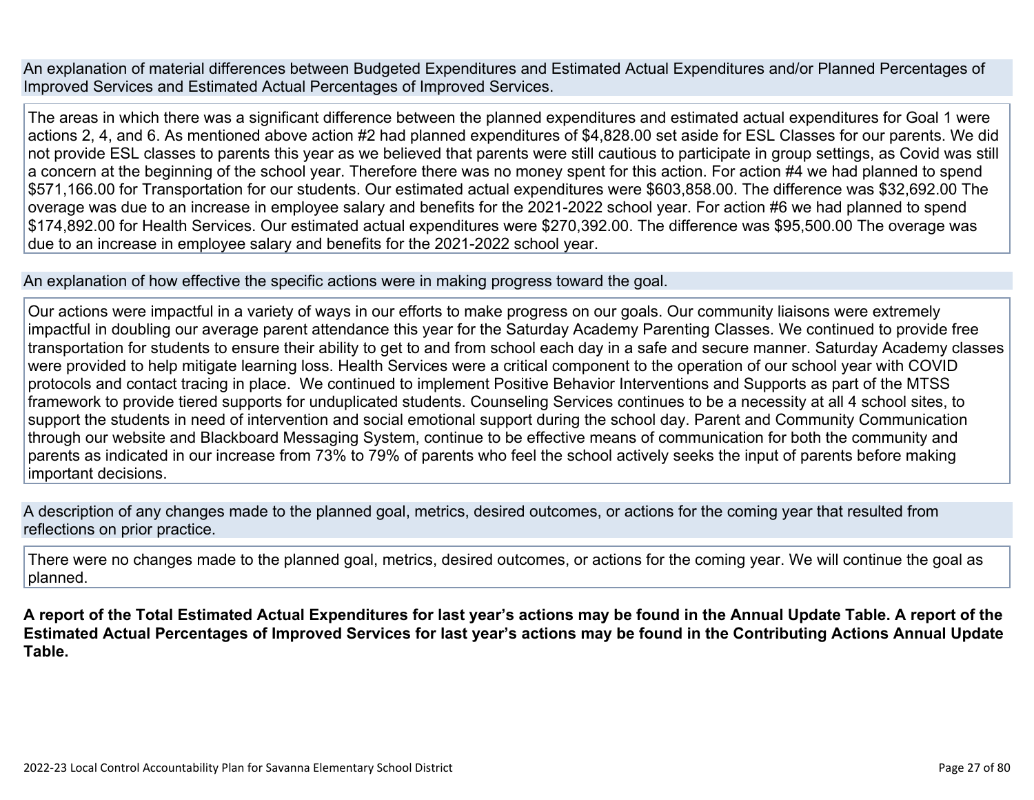An explanation of material differences between Budgeted Expenditures and Estimated Actual Expenditures and/or Planned Percentages of Improved Services and Estimated Actual Percentages of Improved Services.

The areas in which there was a significant difference between the planned expenditures and estimated actual expenditures for Goal 1 were actions 2, 4, and 6. As mentioned above action #2 had planned expenditures of $4,828.00 set aside for ESL Classes for our parents. We did not provide ESL classes to parents this year as we believed that parents were still cautious to participate in group settings, as Covid was still a concern at the beginning of the school year. Therefore there was no money spent for this action. For action #4 we had planned to spend $571,166.00 for Transportation for our students. Our estimated actual expenditures were $603,858.00. The difference was $32,692.00 The overage was due to an increase in employee salary and benefits for the 2021-2022 school year. For action #6 we had planned to spend $174,892.00 for Health Services. Our estimated actual expenditures were $270,392.00. The difference was $95,500.00 The overage was due to an increase in employee salary and benefits for the 2021-2022 school year.

An explanation of how effective the specific actions were in making progress toward the goal.

Our actions were impactful in a variety of ways in our efforts to make progress on our goals. Our community liaisons were extremely impactful in doubling our average parent attendance this year for the Saturday Academy Parenting Classes. We continued to provide free transportation for students to ensure their ability to get to and from school each day in a safe and secure manner. Saturday Academy classes were provided to help mitigate learning loss. Health Services were a critical component to the operation of our school year with COVID protocols and contact tracing in place. We continued to implement Positive Behavior Interventions and Supports as part of the MTSS framework to provide tiered supports for unduplicated students. Counseling Services continues to be a necessity at all 4 school sites, to support the students in need of intervention and social emotional support during the school day. Parent and Community Communication through our website and Blackboard Messaging System, continue to be effective means of communication for both the community and parents as indicated in our increase from 73% to 79% of parents who feel the school actively seeks the input of parents before making important decisions.

A description of any changes made to the planned goal, metrics, desired outcomes, or actions for the coming year that resulted from reflections on prior practice.

There were no changes made to the planned goal, metrics, desired outcomes, or actions for the coming year. We will continue the goal as planned.

**A report of the Total Estimated Actual Expenditures for last year's actions may be found in the Annual Update Table. A report of the Estimated Actual Percentages of Improved Services for last year's actions may be found in the Contributing Actions Annual Update Table.**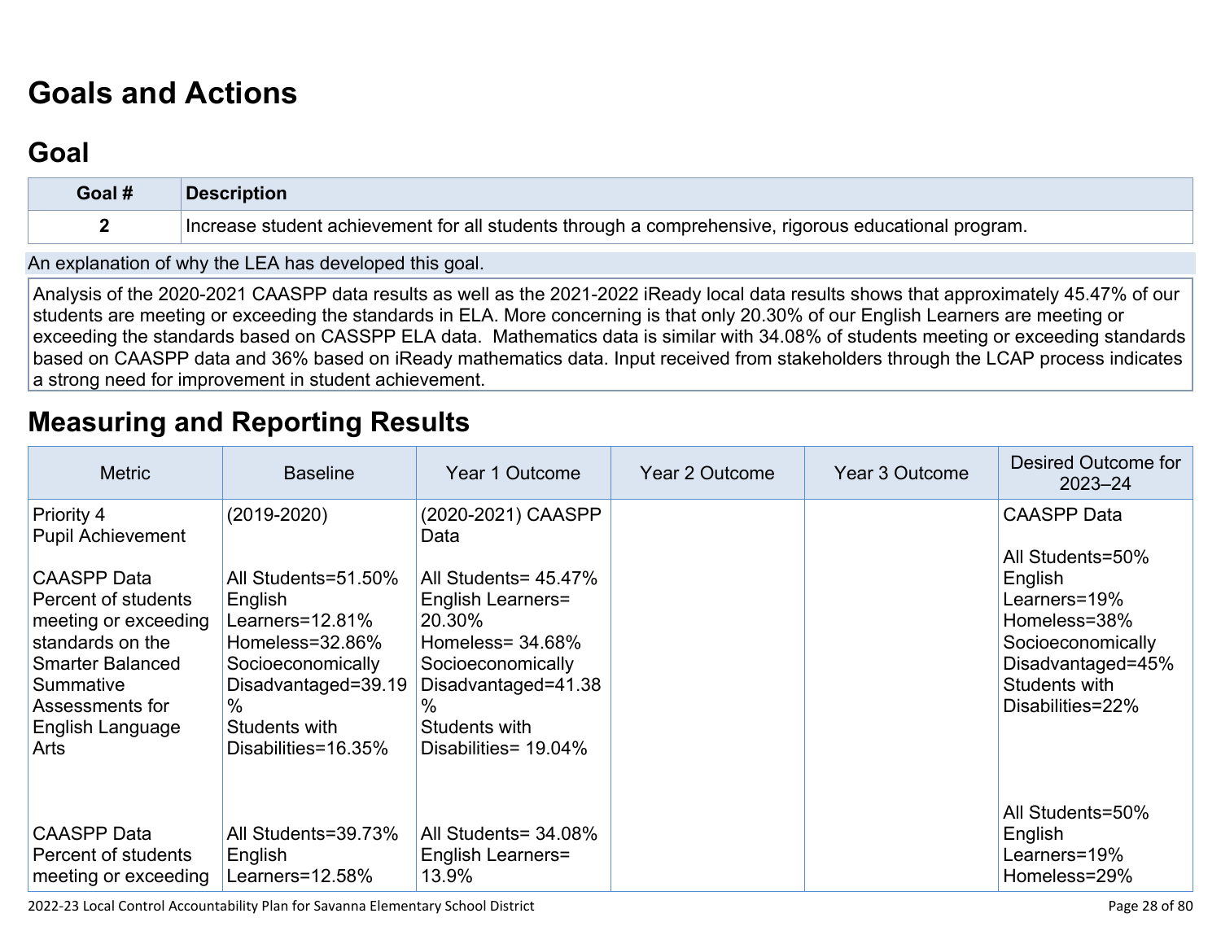# Goals and Actions

## Goal

| Goal # | Description |
|---|---|
| 2 | Increase student achievement for all students through a comprehensive, rigorous educational program. |

An explanation of why the LEA has developed this goal.

Analysis of the 2020-2021 CAASPP data results as well as the 2021-2022 iReady local data results shows that approximately 45.47% of our students are meeting or exceeding the standards in ELA. More concerning is that only 20.30% of our English Learners are meeting or exceeding the standards based on CASSPP ELA data. Mathematics data is similar with 34.08% of students meeting or exceeding standards based on CAASPP data and 36% based on iReady mathematics data. Input received from stakeholders through the LCAP process indicates a strong need for improvement in student achievement.

# Measuring and Reporting Results

| Metric | Baseline | Year 1 Outcome | Year 2 Outcome | Year 3 Outcome | Desired Outcome for 2023–24 |
|---|---|---|---|---|---|
| Priority 4<br>Pupil Achievement<br><br>CAASPP Data<br>Percent of students meeting or exceeding standards on the Smarter Balanced Summative Assessments for English Language Arts | (2019-2020)<br><br>All Students=51.50%<br>English Learners=12.81%<br>Homeless=32.86%<br>Socioeconomically Disadvantaged=39.19%<br>Students with Disabilities=16.35% | (2020-2021) CAASPP Data<br><br>All Students= 45.47%<br>English Learners= 20.30%<br>Homeless= 34.68%<br>Socioeconomically Disadvantaged=41.38%<br>Students with Disabilities= 19.04% | | | CAASPP Data<br><br>All Students=50%<br>English Learners=19%<br>Homeless=38%<br>Socioeconomically Disadvantaged=45%<br>Students with Disabilities=22% |
| CAASPP Data<br>Percent of students meeting or exceeding | All Students=39.73%<br>English Learners=12.58% | All Students= 34.08%<br>English Learners= 13.9% | | | All Students=50%<br>English Learners=19%<br>Homeless=29% |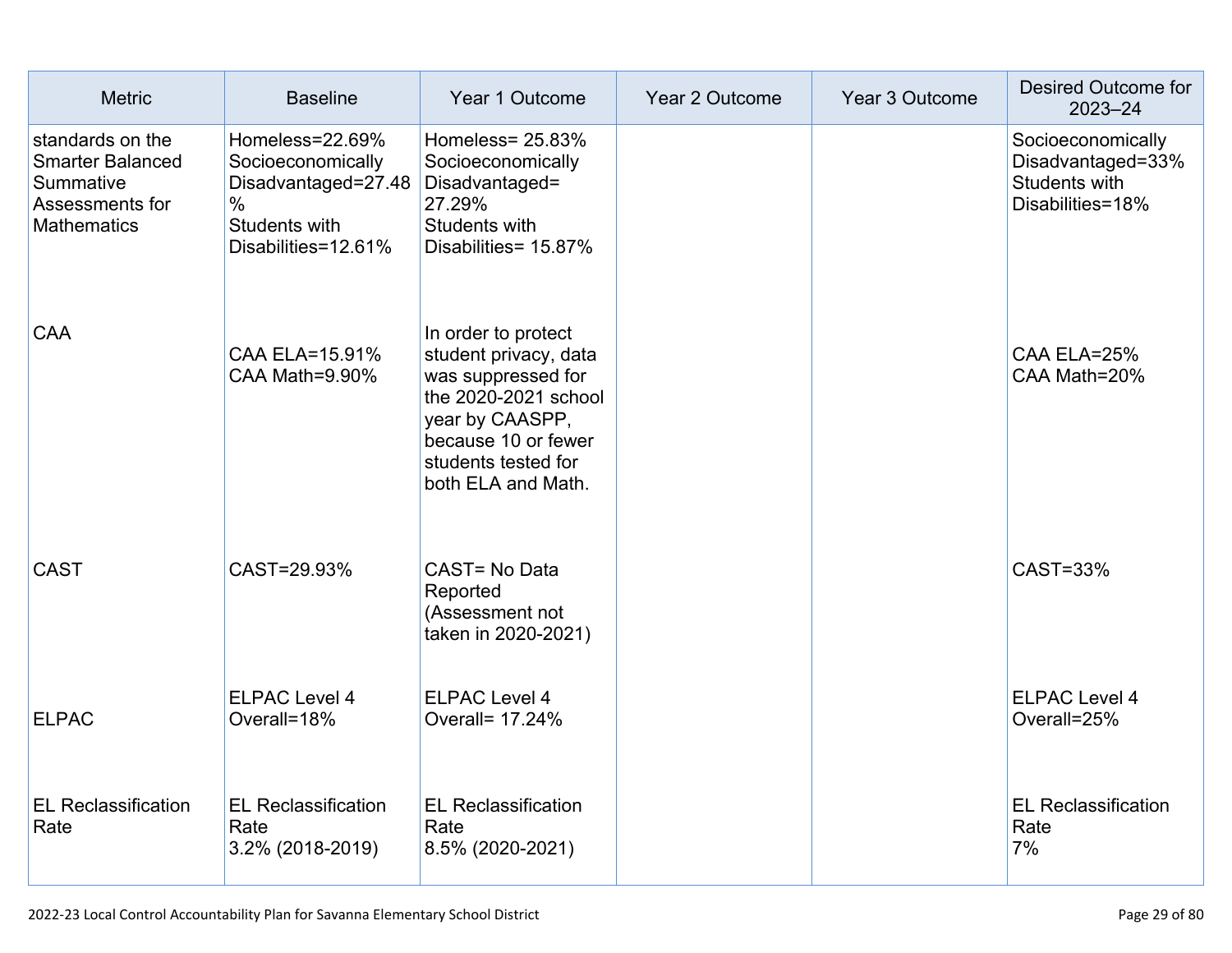| Metric | Baseline | Year 1 Outcome | Year 2 Outcome | Year 3 Outcome | Desired Outcome for 2023–24 |
|---|---|---|---|---|---|
| standards on the Smarter Balanced Summative Assessments for Mathematics | Homeless=22.69%<br>Socioeconomically Disadvantaged=27.48%<br>Students with Disabilities=12.61% | Homeless= 25.83%<br>Socioeconomically Disadvantaged= 27.29%<br>Students with Disabilities= 15.87% | | | Socioeconomically Disadvantaged=33%<br>Students with Disabilities=18% |
| CAA | CAA ELA=15.91%<br>CAA Math=9.90% | In order to protect student privacy, data was suppressed for the 2020-2021 school year by CAASPP, because 10 or fewer students tested for both ELA and Math. | | | CAA ELA=25%<br>CAA Math=20% |
| CAST | CAST=29.93% | CAST= No Data Reported (Assessment not taken in 2020-2021) | | | CAST=33% |
| ELPAC | ELPAC Level 4 Overall=18% | ELPAC Level 4 Overall= 17.24% | | | ELPAC Level 4 Overall=25% |
| EL Reclassification Rate | EL Reclassification Rate<br>3.2% (2018-2019) | EL Reclassification Rate<br>8.5% (2020-2021) | | | EL Reclassification Rate<br>7% |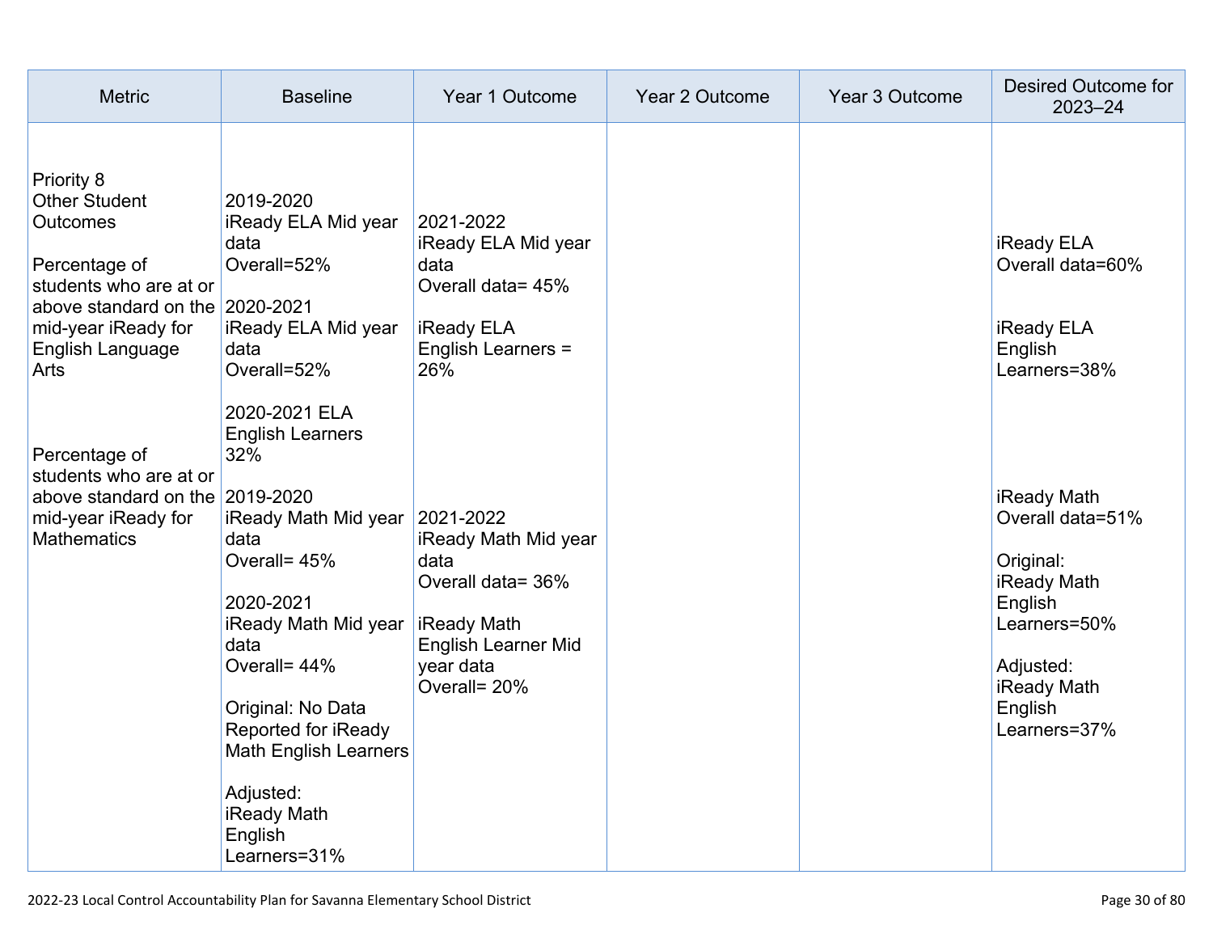| Metric | Baseline | Year 1 Outcome | Year 2 Outcome | Year 3 Outcome | Desired Outcome for 2023–24 |
|---|---|---|---|---|---|
| Priority 8<br>Other Student Outcomes<br><br>Percentage of students who are at or above standard on the mid-year iReady for English Language Arts<br><br>Percentage of students who are at or above standard on the mid-year iReady for Mathematics | 2019-2020<br>iReady ELA Mid year data<br>Overall=52%<br><br>2020-2021<br>iReady ELA Mid year data<br>Overall=52%<br><br>2020-2021 ELA English Learners<br>32%<br><br>2019-2020<br>iReady Math Mid year data<br>Overall= 45%<br><br>2020-2021<br>iReady Math Mid year data<br>Overall= 44%<br><br>Original: No Data Reported for iReady Math English Learners<br><br>Adjusted:<br>iReady Math English Learners=31% | 2021-2022<br>iReady ELA Mid year data<br>Overall data= 45%<br><br>iReady ELA<br>English Learners = 26%<br><br>2021-2022<br>iReady Math Mid year data<br>Overall data= 36%<br><br>iReady Math<br>English Learner Mid year data<br>Overall= 20% | | | iReady ELA<br>Overall data=60%<br><br>iReady ELA<br>English Learners=38%<br><br>iReady Math<br>Overall data=51%<br><br>Original:<br>iReady Math English Learners=50%<br><br>Adjusted:<br>iReady Math English Learners=37% |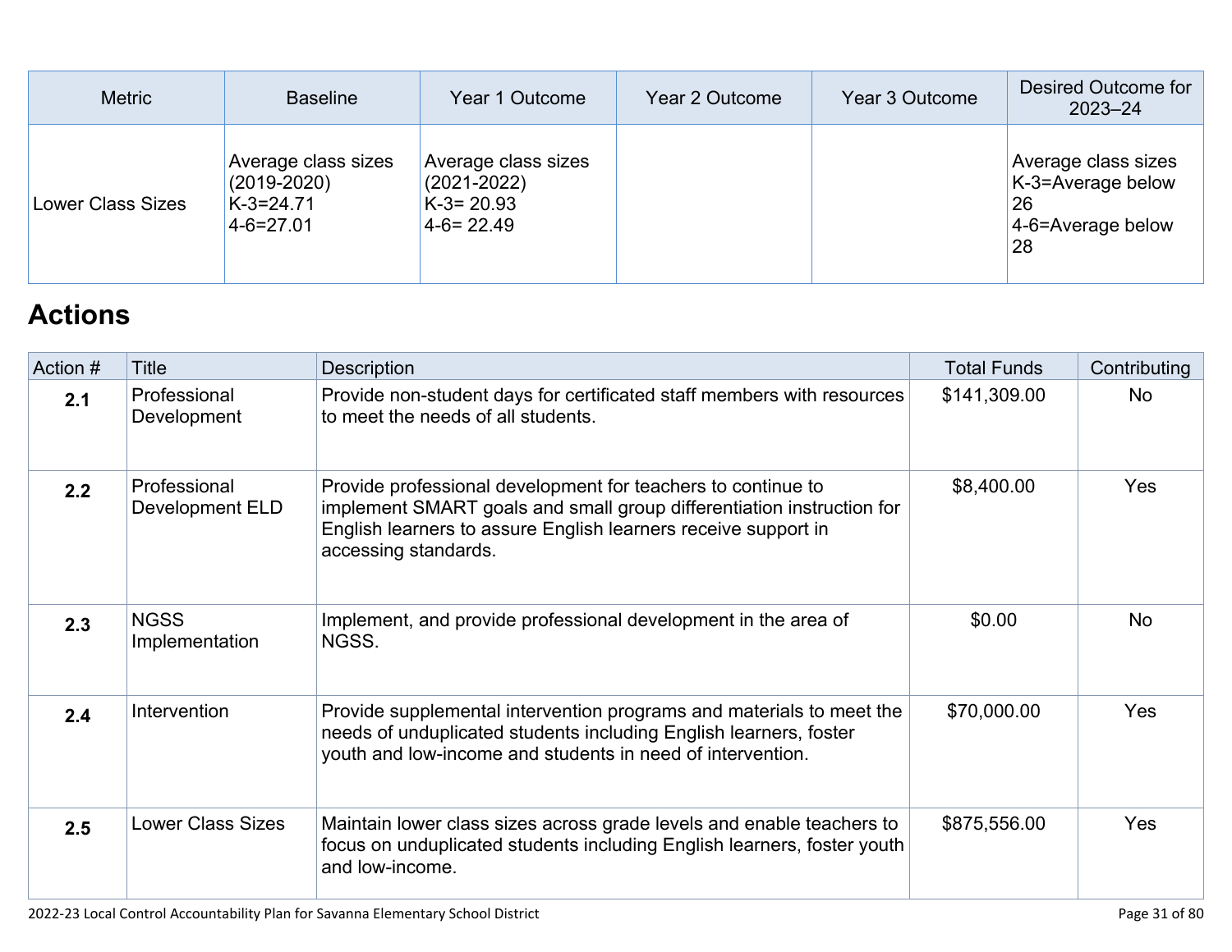| Metric | Baseline | Year 1 Outcome | Year 2 Outcome | Year 3 Outcome | Desired Outcome for 2023–24 |
|---|---|---|---|---|---|
| Lower Class Sizes | Average class sizes (2019-2020)<br>K-3=24.71<br>4-6=27.01 | Average class sizes (2021-2022)<br>K-3= 20.93<br>4-6= 22.49 | | | Average class sizes<br>K-3=Average below 26<br>4-6=Average below 28 |

## Actions

| Action # | Title | Description | Total Funds | Contributing |
|---|---|---|---|---|
| **2.1** | Professional Development | Provide non-student days for certificated staff members with resources to meet the needs of all students. | $141,309.00 | No |
| **2.2** | Professional Development ELD | Provide professional development for teachers to continue to implement SMART goals and small group differentiation instruction for English learners to assure English learners receive support in accessing standards. | $8,400.00 | Yes |
| **2.3** | NGSS Implementation | Implement, and provide professional development in the area of NGSS. | $0.00 | No |
| **2.4** | Intervention | Provide supplemental intervention programs and materials to meet the needs of unduplicated students including English learners, foster youth and low-income and students in need of intervention. | $70,000.00 | Yes |
| **2.5** | Lower Class Sizes | Maintain lower class sizes across grade levels and enable teachers to focus on unduplicated students including English learners, foster youth and low-income. | $875,556.00 | Yes |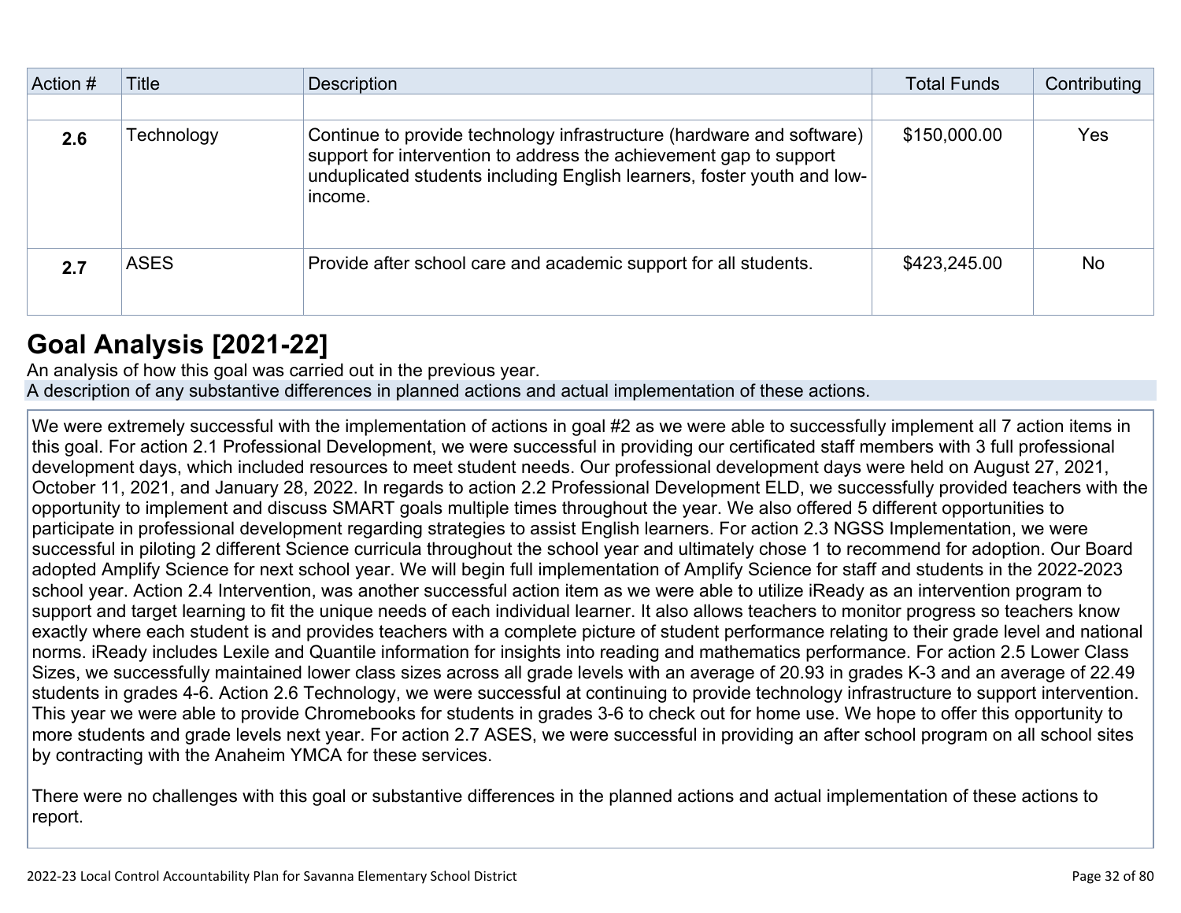| Action # | Title | Description | Total Funds | Contributing |
|---|---|---|---|---|
| | | | | |
| **2.6** | Technology | Continue to provide technology infrastructure (hardware and software) support for intervention to address the achievement gap to support unduplicated students including English learners, foster youth and low-income. | $150,000.00 | Yes |
| **2.7** | ASES | Provide after school care and academic support for all students. | $423,245.00 | No |

# Goal Analysis [2021-22]

An analysis of how this goal was carried out in the previous year.

A description of any substantive differences in planned actions and actual implementation of these actions.

We were extremely successful with the implementation of actions in goal #2 as we were able to successfully implement all 7 action items in this goal. For action 2.1 Professional Development, we were successful in providing our certificated staff members with 3 full professional development days, which included resources to meet student needs. Our professional development days were held on August 27, 2021, October 11, 2021, and January 28, 2022. In regards to action 2.2 Professional Development ELD, we successfully provided teachers with the opportunity to implement and discuss SMART goals multiple times throughout the year. We also offered 5 different opportunities to participate in professional development regarding strategies to assist English learners. For action 2.3 NGSS Implementation, we were successful in piloting 2 different Science curricula throughout the school year and ultimately chose 1 to recommend for adoption. Our Board adopted Amplify Science for next school year. We will begin full implementation of Amplify Science for staff and students in the 2022-2023 school year. Action 2.4 Intervention, was another successful action item as we were able to utilize iReady as an intervention program to support and target learning to fit the unique needs of each individual learner. It also allows teachers to monitor progress so teachers know exactly where each student is and provides teachers with a complete picture of student performance relating to their grade level and national norms. iReady includes Lexile and Quantile information for insights into reading and mathematics performance. For action 2.5 Lower Class Sizes, we successfully maintained lower class sizes across all grade levels with an average of 20.93 in grades K-3 and an average of 22.49 students in grades 4-6. Action 2.6 Technology, we were successful at continuing to provide technology infrastructure to support intervention. This year we were able to provide Chromebooks for students in grades 3-6 to check out for home use. We hope to offer this opportunity to more students and grade levels next year. For action 2.7 ASES, we were successful in providing an after school program on all school sites by contracting with the Anaheim YMCA for these services.

There were no challenges with this goal or substantive differences in the planned actions and actual implementation of these actions to report.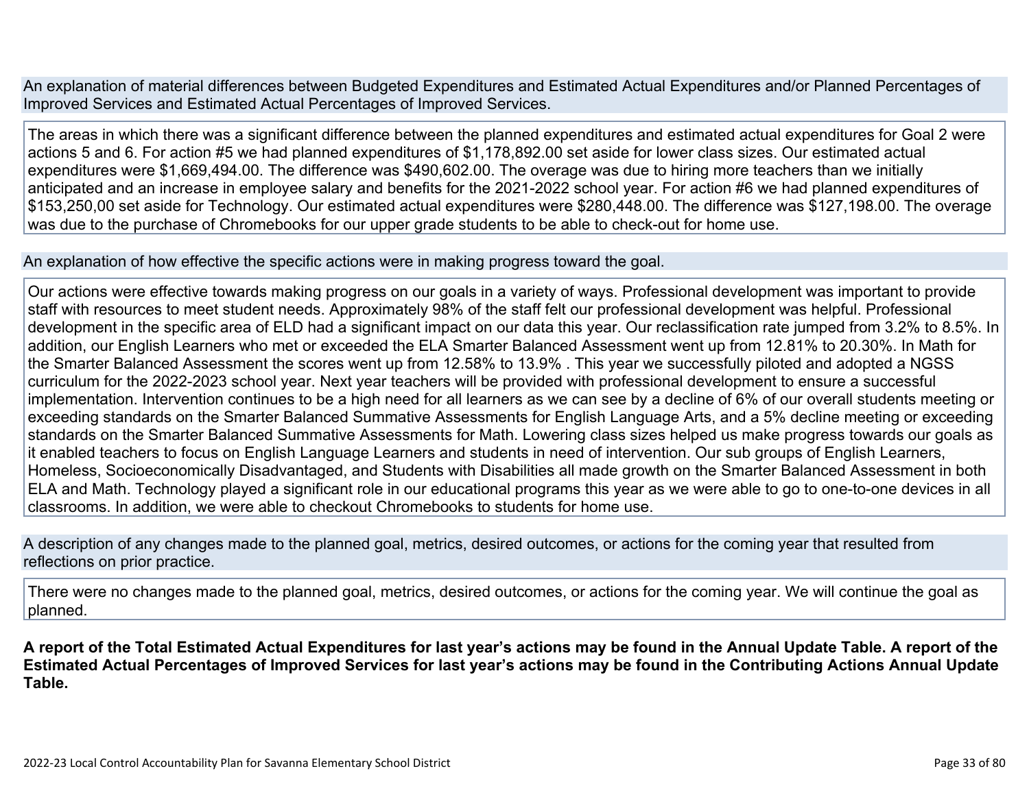| An explanation of material differences between Budgeted Expenditures and Estimated Actual Expenditures and/or Planned Percentages of Improved Services and Estimated Actual Percentages of Improved Services. |
| --- |
| The areas in which there was a significant difference between the planned expenditures and estimated actual expenditures for Goal 2 were actions 5 and 6. For action #5 we had planned expenditures of $1,178,892.00 set aside for lower class sizes. Our estimated actual expenditures were $1,669,494.00. The difference was $490,602.00. The overage was due to hiring more teachers than we initially anticipated and an increase in employee salary and benefits for the 2021-2022 school year. For action #6 we had planned expenditures of $153,250,00 set aside for Technology. Our estimated actual expenditures were $280,448.00. The difference was $127,198.00. The overage was due to the purchase of Chromebooks for our upper grade students to be able to check-out for home use. |

| An explanation of how effective the specific actions were in making progress toward the goal. |
| --- |
| Our actions were effective towards making progress on our goals in a variety of ways. Professional development was important to provide staff with resources to meet student needs. Approximately 98% of the staff felt our professional development was helpful. Professional development in the specific area of ELD had a significant impact on our data this year. Our reclassification rate jumped from 3.2% to 8.5%. In addition, our English Learners who met or exceeded the ELA Smarter Balanced Assessment went up from 12.81% to 20.30%. In Math for the Smarter Balanced Assessment the scores went up from 12.58% to 13.9% . This year we successfully piloted and adopted a NGSS curriculum for the 2022-2023 school year. Next year teachers will be provided with professional development to ensure a successful implementation. Intervention continues to be a high need for all learners as we can see by a decline of 6% of our overall students meeting or exceeding standards on the Smarter Balanced Summative Assessments for English Language Arts, and a 5% decline meeting or exceeding standards on the Smarter Balanced Summative Assessments for Math. Lowering class sizes helped us make progress towards our goals as it enabled teachers to focus on English Language Learners and students in need of intervention. Our sub groups of English Learners, Homeless, Socioeconomically Disadvantaged, and Students with Disabilities all made growth on the Smarter Balanced Assessment in both ELA and Math. Technology played a significant role in our educational programs this year as we were able to go to one-to-one devices in all classrooms. In addition, we were able to checkout Chromebooks to students for home use. |

| A description of any changes made to the planned goal, metrics, desired outcomes, or actions for the coming year that resulted from reflections on prior practice. |
| --- |
| There were no changes made to the planned goal, metrics, desired outcomes, or actions for the coming year. We will continue the goal as planned. |

**A report of the Total Estimated Actual Expenditures for last year's actions may be found in the Annual Update Table. A report of the Estimated Actual Percentages of Improved Services for last year's actions may be found in the Contributing Actions Annual Update Table.**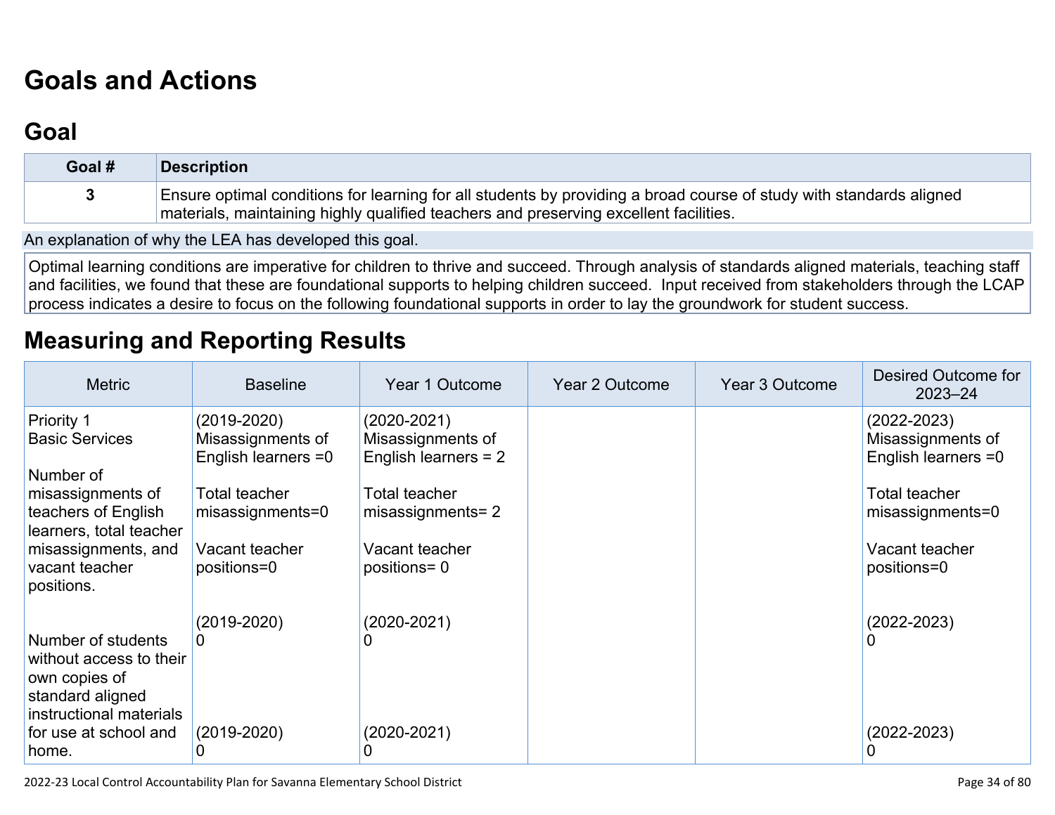# Goals and Actions

## Goal

| Goal # | Description |
| --- | --- |
| 3 | Ensure optimal conditions for learning for all students by providing a broad course of study with standards aligned materials, maintaining highly qualified teachers and preserving excellent facilities. |

An explanation of why the LEA has developed this goal.

Optimal learning conditions are imperative for children to thrive and succeed. Through analysis of standards aligned materials, teaching staff and facilities, we found that these are foundational supports to helping children succeed. Input received from stakeholders through the LCAP process indicates a desire to focus on the following foundational supports in order to lay the groundwork for student success.

# Measuring and Reporting Results

| Metric | Baseline | Year 1 Outcome | Year 2 Outcome | Year 3 Outcome | Desired Outcome for 2023–24 |
| --- | --- | --- | --- | --- | --- |
| Priority 1<br>Basic Services<br><br>Number of misassignments of teachers of English learners, total teacher misassignments, and vacant teacher positions. | (2019-2020)<br>Misassignments of English learners =0<br><br>Total teacher misassignments=0<br><br>Vacant teacher positions=0 | (2020-2021)<br>Misassignments of English learners = 2<br><br>Total teacher misassignments= 2<br><br>Vacant teacher positions= 0 | | | (2022-2023)<br>Misassignments of English learners =0<br><br>Total teacher misassignments=0<br><br>Vacant teacher positions=0 |
| Number of students without access to their own copies of standard aligned instructional materials for use at school and home. | (2019-2020)<br>0<br><br>(2019-2020)<br>0 | (2020-2021)<br>0<br><br>(2020-2021)<br>0 | | | (2022-2023)<br>0<br><br>(2022-2023)<br>0 |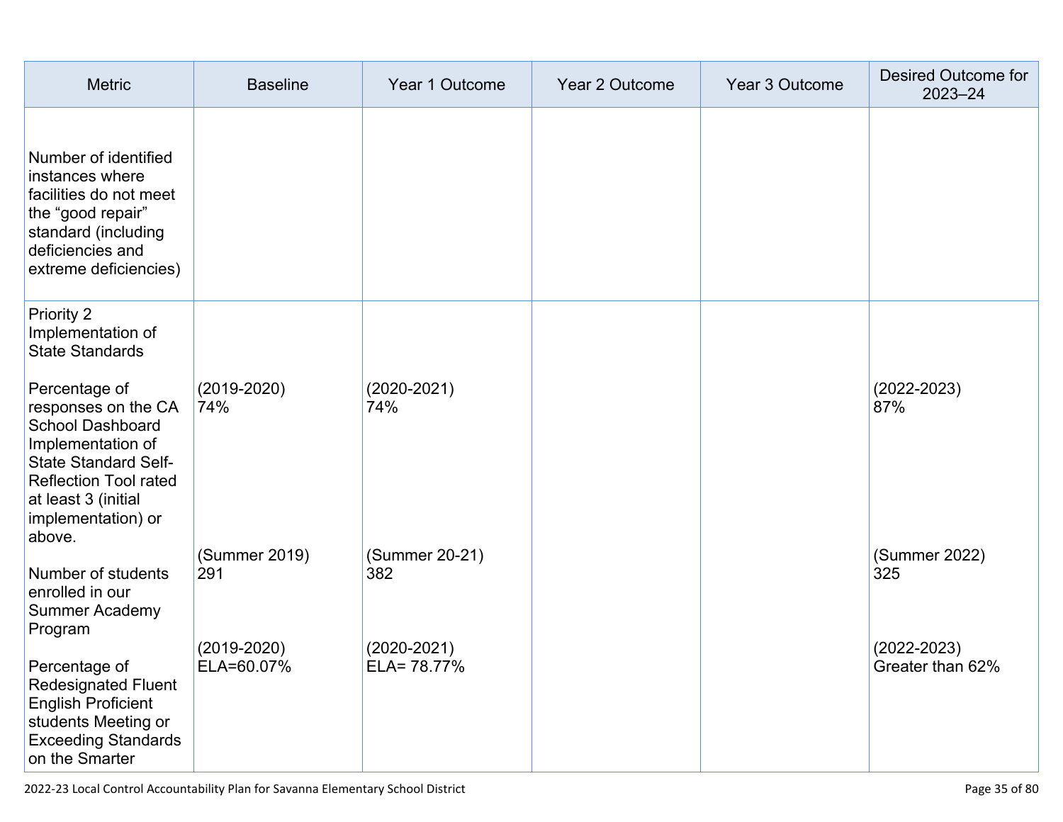| Metric | Baseline | Year 1 Outcome | Year 2 Outcome | Year 3 Outcome | Desired Outcome for 2023–24 |
| --- | --- | --- | --- | --- | --- |
| Number of identified instances where facilities do not meet the “good repair” standard (including deficiencies and extreme deficiencies) | | | | | |
| Priority 2 Implementation of State Standards<br><br>Percentage of responses on the CA School Dashboard Implementation of State Standard Self-Reflection Tool rated at least 3 (initial implementation) or above.<br><br>Number of students enrolled in our Summer Academy Program<br><br>Percentage of Redesignated Fluent English Proficient students Meeting or Exceeding Standards on the Smarter | (2019-2020)<br>74%<br><br>(Summer 2019)<br>291<br><br>(2019-2020)<br>ELA=60.07% | (2020-2021)<br>74%<br><br>(Summer 20-21)<br>382<br><br>(2020-2021)<br>ELA= 78.77% | | | (2022-2023)<br>87%<br><br>(Summer 2022)<br>325<br><br>(2022-2023)<br>Greater than 62% |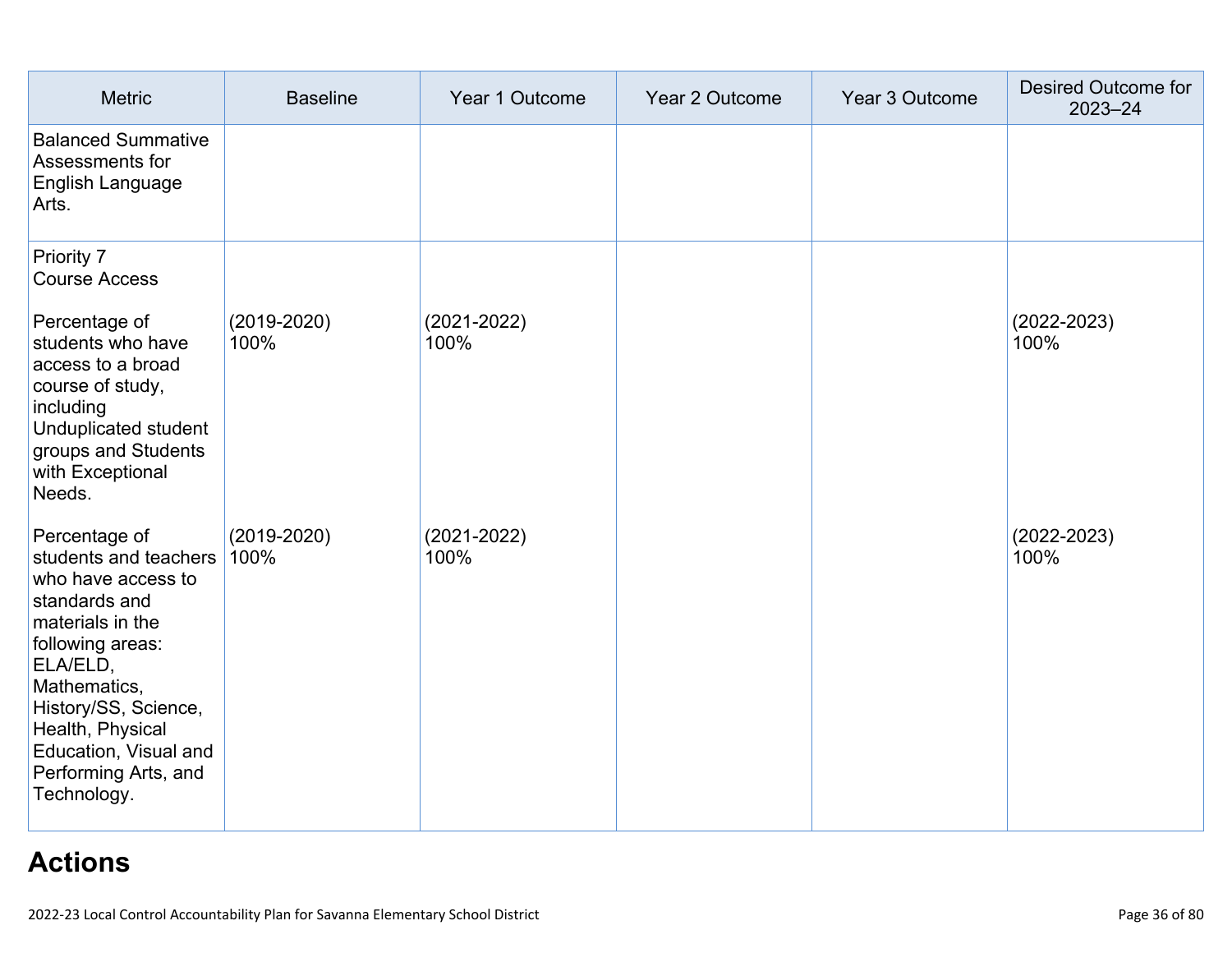| Metric | Baseline | Year 1 Outcome | Year 2 Outcome | Year 3 Outcome | Desired Outcome for 2023–24 |
|---|---|---|---|---|---|
| Balanced Summative Assessments for English Language Arts. | | | | | |
| Priority 7<br>Course Access<br><br>Percentage of students who have access to a broad course of study, including Unduplicated student groups and Students with Exceptional Needs. | (2019-2020)<br>100% | (2021-2022)<br>100% | | | (2022-2023)<br>100% |
| Percentage of students and teachers who have access to standards and materials in the following areas: ELA/ELD, Mathematics, History/SS, Science, Health, Physical Education, Visual and Performing Arts, and Technology. | (2019-2020)<br>100% | (2021-2022)<br>100% | | | (2022-2023)<br>100% |

## Actions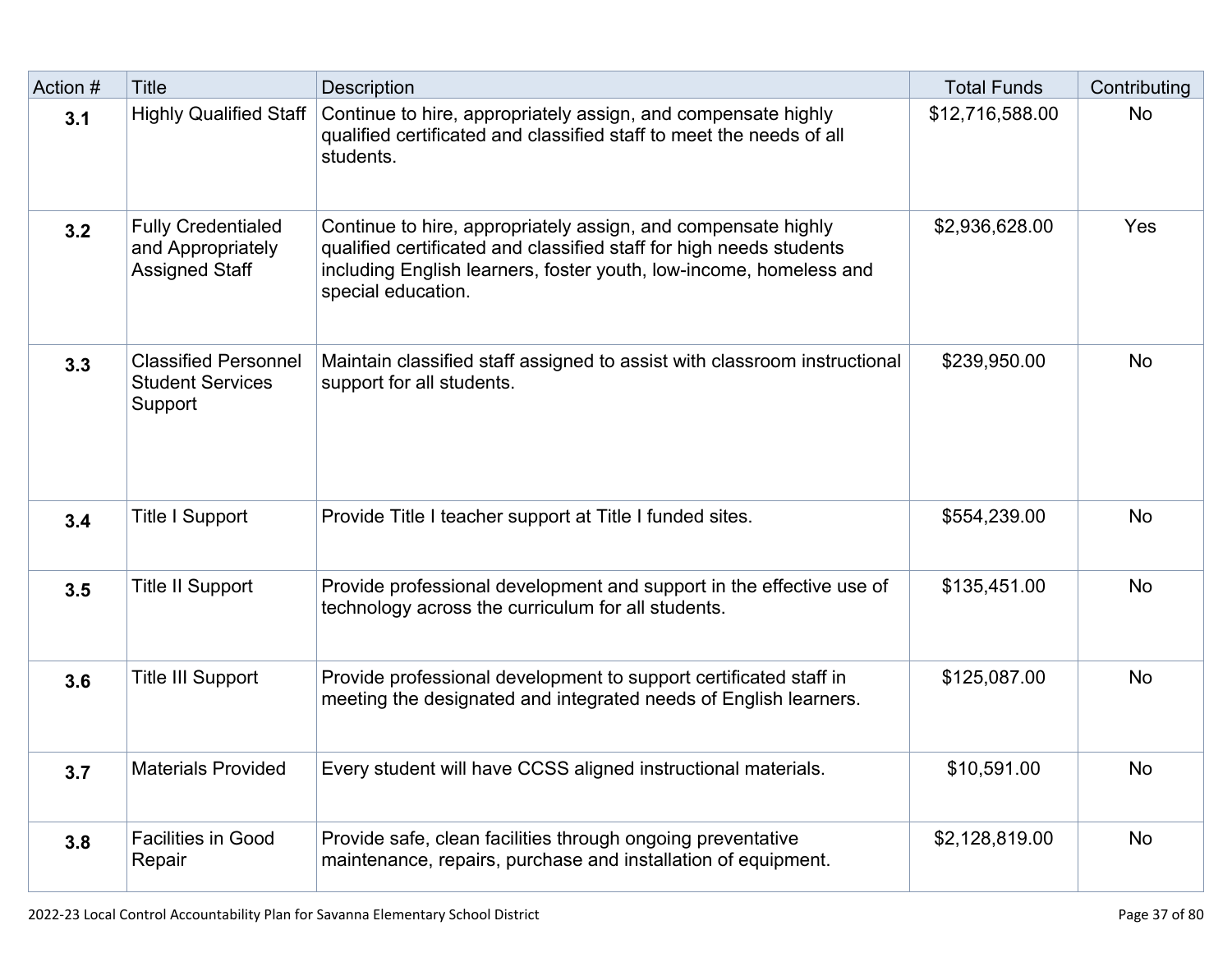| Action # | Title | Description | Total Funds | Contributing |
|---|---|---|---|---|
| **3.1** | Highly Qualified Staff | Continue to hire, appropriately assign, and compensate highly qualified certificated and classified staff to meet the needs of all students. | $12,716,588.00 | No |
| **3.2** | Fully Credentialed and Appropriately Assigned Staff | Continue to hire, appropriately assign, and compensate highly qualified certificated and classified staff for high needs students including English learners, foster youth, low-income, homeless and special education. | $2,936,628.00 | Yes |
| **3.3** | Classified Personnel Student Services Support | Maintain classified staff assigned to assist with classroom instructional support for all students. | $239,950.00 | No |
| **3.4** | Title I Support | Provide Title I teacher support at Title I funded sites. | $554,239.00 | No |
| **3.5** | Title II Support | Provide professional development and support in the effective use of technology across the curriculum for all students. | $135,451.00 | No |
| **3.6** | Title III Support | Provide professional development to support certificated staff in meeting the designated and integrated needs of English learners. | $125,087.00 | No |
| **3.7** | Materials Provided | Every student will have CCSS aligned instructional materials. | $10,591.00 | No |
| **3.8** | Facilities in Good Repair | Provide safe, clean facilities through ongoing preventative maintenance, repairs, purchase and installation of equipment. | $2,128,819.00 | No |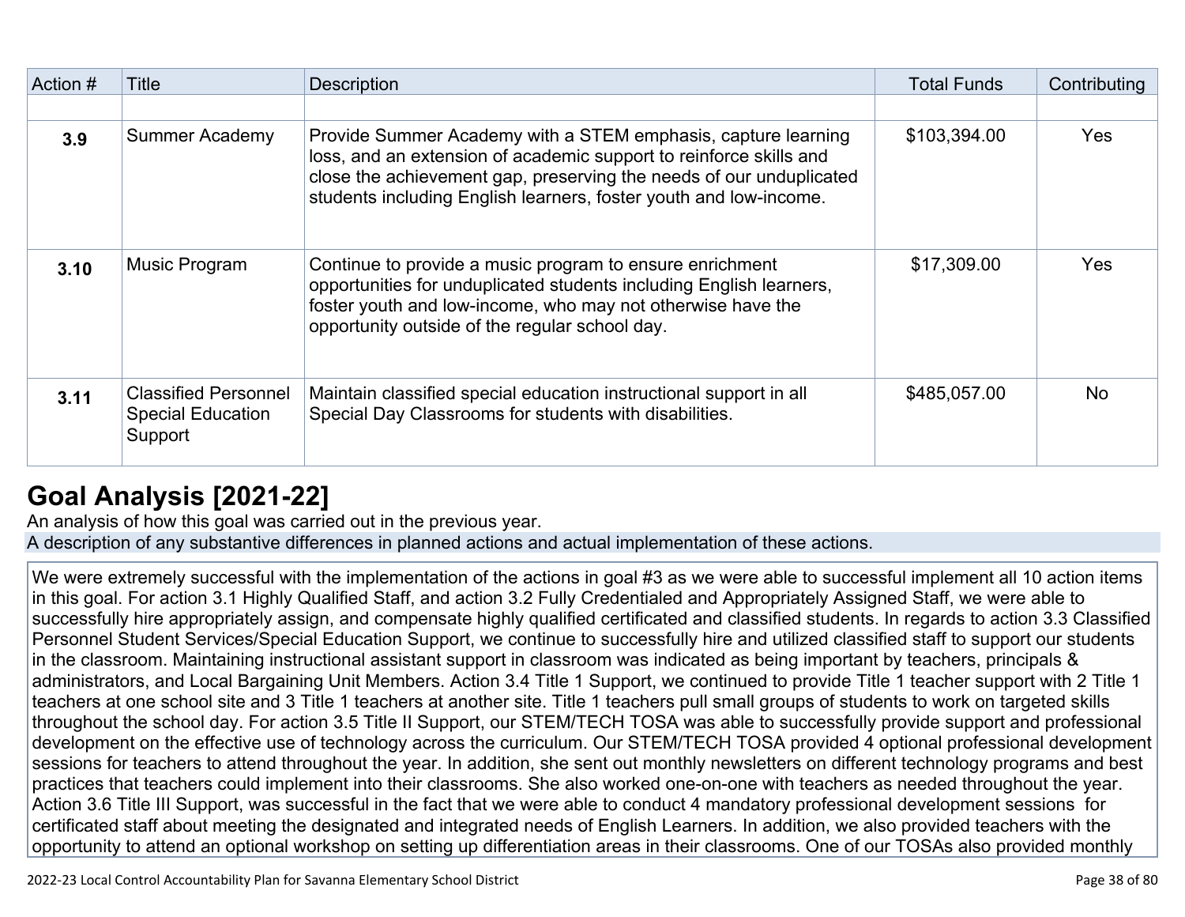| Action # | Title | Description | Total Funds | Contributing |
|---|---|---|---|---|
| | | | | |
| **3.9** | Summer Academy | Provide Summer Academy with a STEM emphasis, capture learning loss, and an extension of academic support to reinforce skills and close the achievement gap, preserving the needs of our unduplicated students including English learners, foster youth and low-income. | $103,394.00 | Yes |
| **3.10** | Music Program | Continue to provide a music program to ensure enrichment opportunities for unduplicated students including English learners, foster youth and low-income, who may not otherwise have the opportunity outside of the regular school day. | $17,309.00 | Yes |
| **3.11** | Classified Personnel Special Education Support | Maintain classified special education instructional support in all Special Day Classrooms for students with disabilities. | $485,057.00 | No |

## Goal Analysis [2021-22]

An analysis of how this goal was carried out in the previous year.

A description of any substantive differences in planned actions and actual implementation of these actions.

We were extremely successful with the implementation of the actions in goal #3 as we were able to successful implement all 10 action items in this goal. For action 3.1 Highly Qualified Staff, and action 3.2 Fully Credentialed and Appropriately Assigned Staff, we were able to successfully hire appropriately assign, and compensate highly qualified certificated and classified students. In regards to action 3.3 Classified Personnel Student Services/Special Education Support, we continue to successfully hire and utilized classified staff to support our students in the classroom. Maintaining instructional assistant support in classroom was indicated as being important by teachers, principals & administrators, and Local Bargaining Unit Members. Action 3.4 Title 1 Support, we continued to provide Title 1 teacher support with 2 Title 1 teachers at one school site and 3 Title 1 teachers at another site. Title 1 teachers pull small groups of students to work on targeted skills throughout the school day. For action 3.5 Title II Support, our STEM/TECH TOSA was able to successfully provide support and professional development on the effective use of technology across the curriculum. Our STEM/TECH TOSA provided 4 optional professional development sessions for teachers to attend throughout the year. In addition, she sent out monthly newsletters on different technology programs and best practices that teachers could implement into their classrooms. She also worked one-on-one with teachers as needed throughout the year. Action 3.6 Title III Support, was successful in the fact that we were able to conduct 4 mandatory professional development sessions for certificated staff about meeting the designated and integrated needs of English Learners. In addition, we also provided teachers with the opportunity to attend an optional workshop on setting up differentiation areas in their classrooms. One of our TOSAs also provided monthly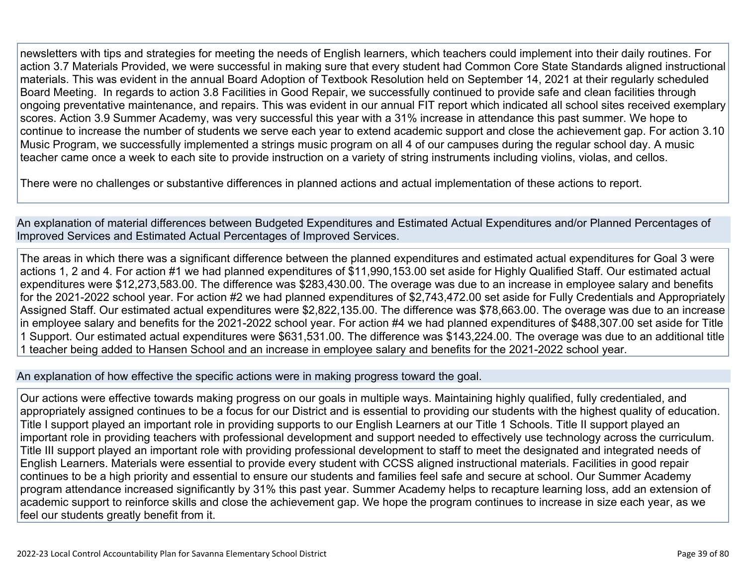newsletters with tips and strategies for meeting the needs of English learners, which teachers could implement into their daily routines. For action 3.7 Materials Provided, we were successful in making sure that every student had Common Core State Standards aligned instructional materials. This was evident in the annual Board Adoption of Textbook Resolution held on September 14, 2021 at their regularly scheduled Board Meeting. In regards to action 3.8 Facilities in Good Repair, we successfully continued to provide safe and clean facilities through ongoing preventative maintenance, and repairs. This was evident in our annual FIT report which indicated all school sites received exemplary scores. Action 3.9 Summer Academy, was very successful this year with a 31% increase in attendance this past summer. We hope to continue to increase the number of students we serve each year to extend academic support and close the achievement gap. For action 3.10 Music Program, we successfully implemented a strings music program on all 4 of our campuses during the regular school day. A music teacher came once a week to each site to provide instruction on a variety of string instruments including violins, violas, and cellos.

There were no challenges or substantive differences in planned actions and actual implementation of these actions to report.

An explanation of material differences between Budgeted Expenditures and Estimated Actual Expenditures and/or Planned Percentages of Improved Services and Estimated Actual Percentages of Improved Services.

The areas in which there was a significant difference between the planned expenditures and estimated actual expenditures for Goal 3 were actions 1, 2 and 4. For action #1 we had planned expenditures of $11,990,153.00 set aside for Highly Qualified Staff. Our estimated actual expenditures were $12,273,583.00. The difference was $283,430.00. The overage was due to an increase in employee salary and benefits for the 2021-2022 school year. For action #2 we had planned expenditures of $2,743,472.00 set aside for Fully Credentials and Appropriately Assigned Staff. Our estimated actual expenditures were $2,822,135.00. The difference was $78,663.00. The overage was due to an increase in employee salary and benefits for the 2021-2022 school year. For action #4 we had planned expenditures of $488,307.00 set aside for Title 1 Support. Our estimated actual expenditures were $631,531.00. The difference was $143,224.00. The overage was due to an additional title 1 teacher being added to Hansen School and an increase in employee salary and benefits for the 2021-2022 school year.

An explanation of how effective the specific actions were in making progress toward the goal.

Our actions were effective towards making progress on our goals in multiple ways. Maintaining highly qualified, fully credentialed, and appropriately assigned continues to be a focus for our District and is essential to providing our students with the highest quality of education. Title I support played an important role in providing supports to our English Learners at our Title 1 Schools. Title II support played an important role in providing teachers with professional development and support needed to effectively use technology across the curriculum. Title III support played an important role with providing professional development to staff to meet the designated and integrated needs of English Learners. Materials were essential to provide every student with CCSS aligned instructional materials. Facilities in good repair continues to be a high priority and essential to ensure our students and families feel safe and secure at school. Our Summer Academy program attendance increased significantly by 31% this past year. Summer Academy helps to recapture learning loss, add an extension of academic support to reinforce skills and close the achievement gap. We hope the program continues to increase in size each year, as we feel our students greatly benefit from it.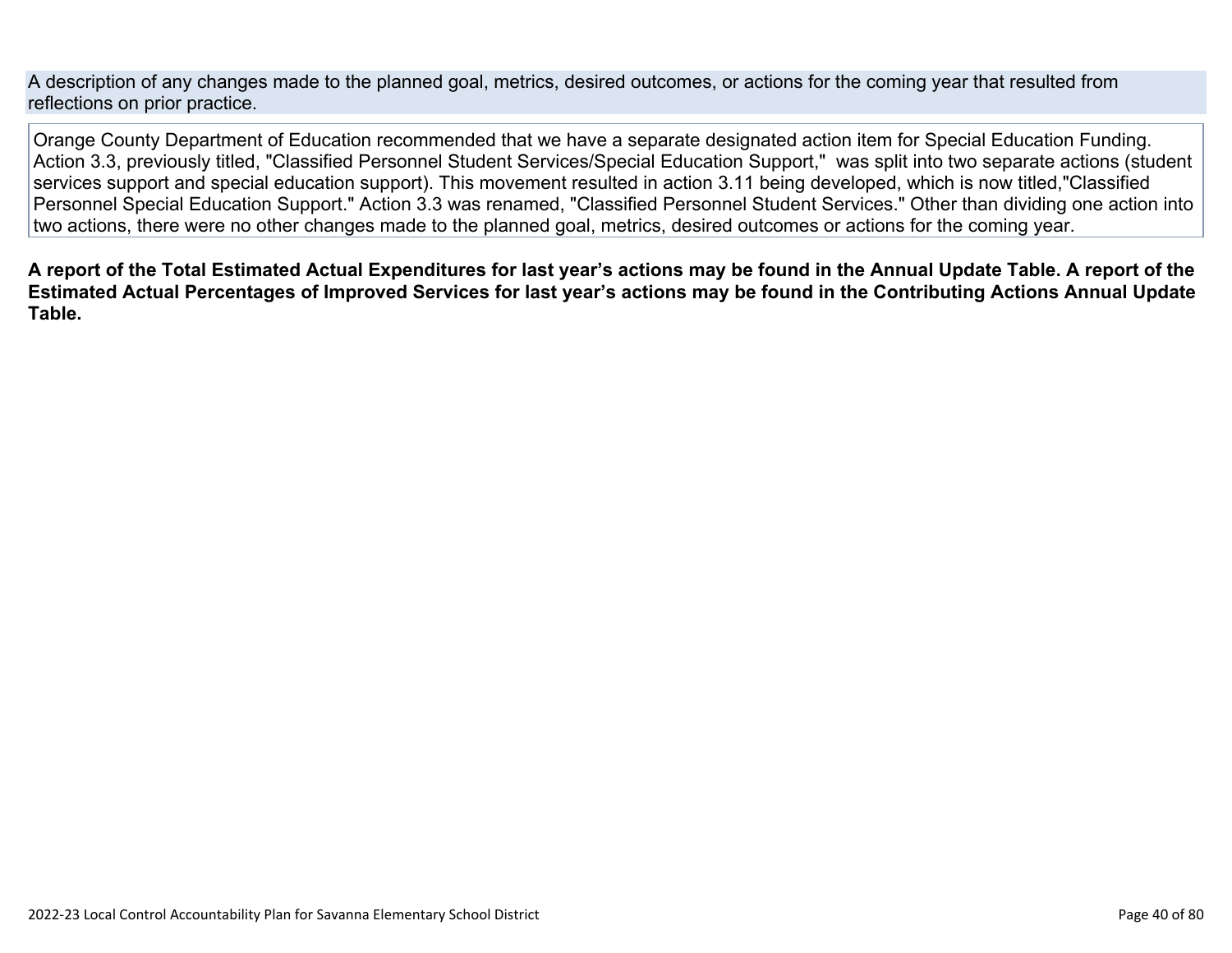A description of any changes made to the planned goal, metrics, desired outcomes, or actions for the coming year that resulted from reflections on prior practice.

Orange County Department of Education recommended that we have a separate designated action item for Special Education Funding. Action 3.3, previously titled, "Classified Personnel Student Services/Special Education Support," was split into two separate actions (student services support and special education support). This movement resulted in action 3.11 being developed, which is now titled,"Classified Personnel Special Education Support." Action 3.3 was renamed, "Classified Personnel Student Services." Other than dividing one action into two actions, there were no other changes made to the planned goal, metrics, desired outcomes or actions for the coming year.

**A report of the Total Estimated Actual Expenditures for last year's actions may be found in the Annual Update Table. A report of the Estimated Actual Percentages of Improved Services for last year's actions may be found in the Contributing Actions Annual Update Table.**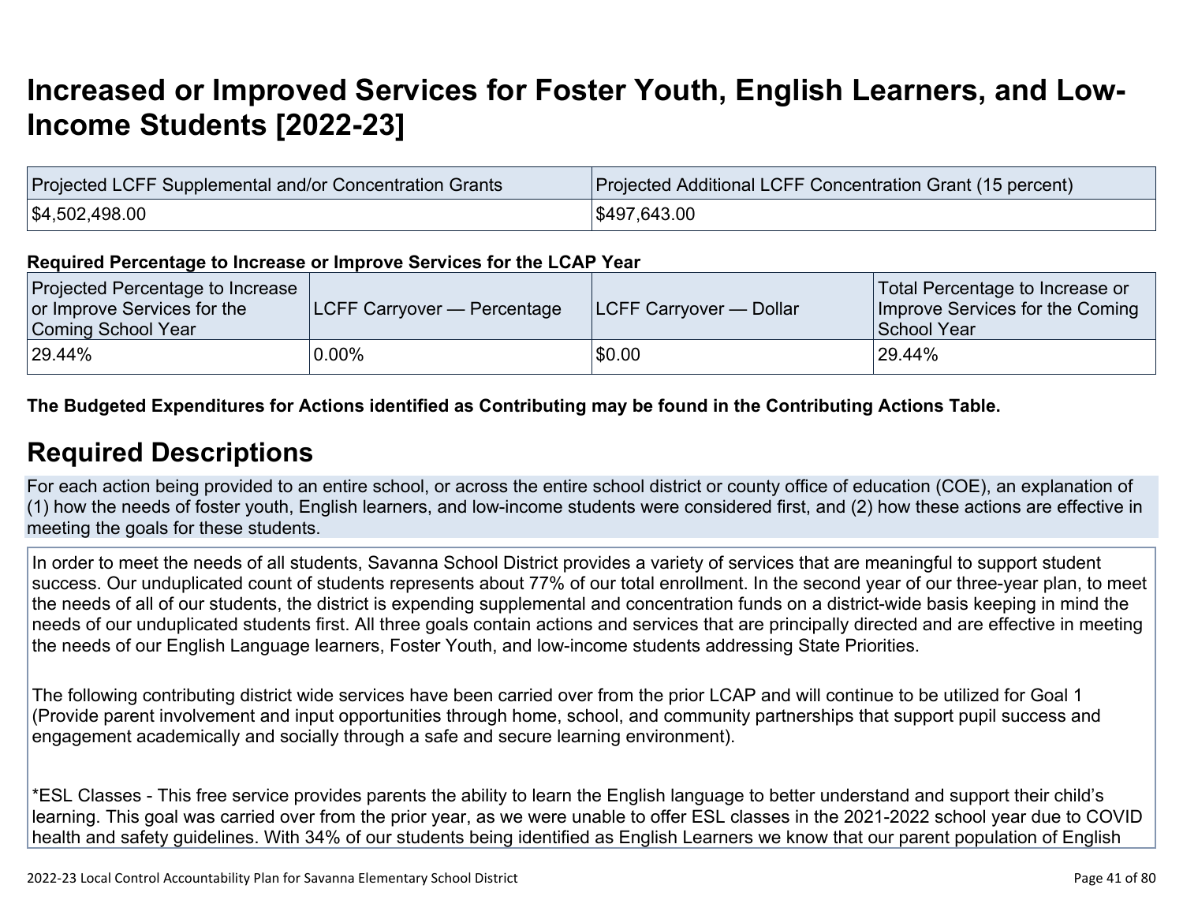# Increased or Improved Services for Foster Youth, English Learners, and Low-Income Students [2022-23]

| Projected LCFF Supplemental and/or Concentration Grants | Projected Additional LCFF Concentration Grant (15 percent) |
|---|---|
| $4,502,498.00 | $497,643.00 |

**Required Percentage to Increase or Improve Services for the LCAP Year**

| Projected Percentage to Increase or Improve Services for the Coming School Year | LCFF Carryover — Percentage | LCFF Carryover — Dollar | Total Percentage to Increase or Improve Services for the Coming School Year |
|---|---|---|---|
| 29.44% | 0.00% | $0.00 | 29.44% |

**The Budgeted Expenditures for Actions identified as Contributing may be found in the Contributing Actions Table.**

## Required Descriptions

For each action being provided to an entire school, or across the entire school district or county office of education (COE), an explanation of (1) how the needs of foster youth, English learners, and low-income students were considered first, and (2) how these actions are effective in meeting the goals for these students.

In order to meet the needs of all students, Savanna School District provides a variety of services that are meaningful to support student success. Our unduplicated count of students represents about 77% of our total enrollment. In the second year of our three-year plan, to meet the needs of all of our students, the district is expending supplemental and concentration funds on a district-wide basis keeping in mind the needs of our unduplicated students first. All three goals contain actions and services that are principally directed and are effective in meeting the needs of our English Language learners, Foster Youth, and low-income students addressing State Priorities.

The following contributing district wide services have been carried over from the prior LCAP and will continue to be utilized for Goal 1 (Provide parent involvement and input opportunities through home, school, and community partnerships that support pupil success and engagement academically and socially through a safe and secure learning environment).

*ESL Classes - This free service provides parents the ability to learn the English language to better understand and support their child's learning. This goal was carried over from the prior year, as we were unable to offer ESL classes in the 2021-2022 school year due to COVID health and safety guidelines. With 34% of our students being identified as English Learners we know that our parent population of English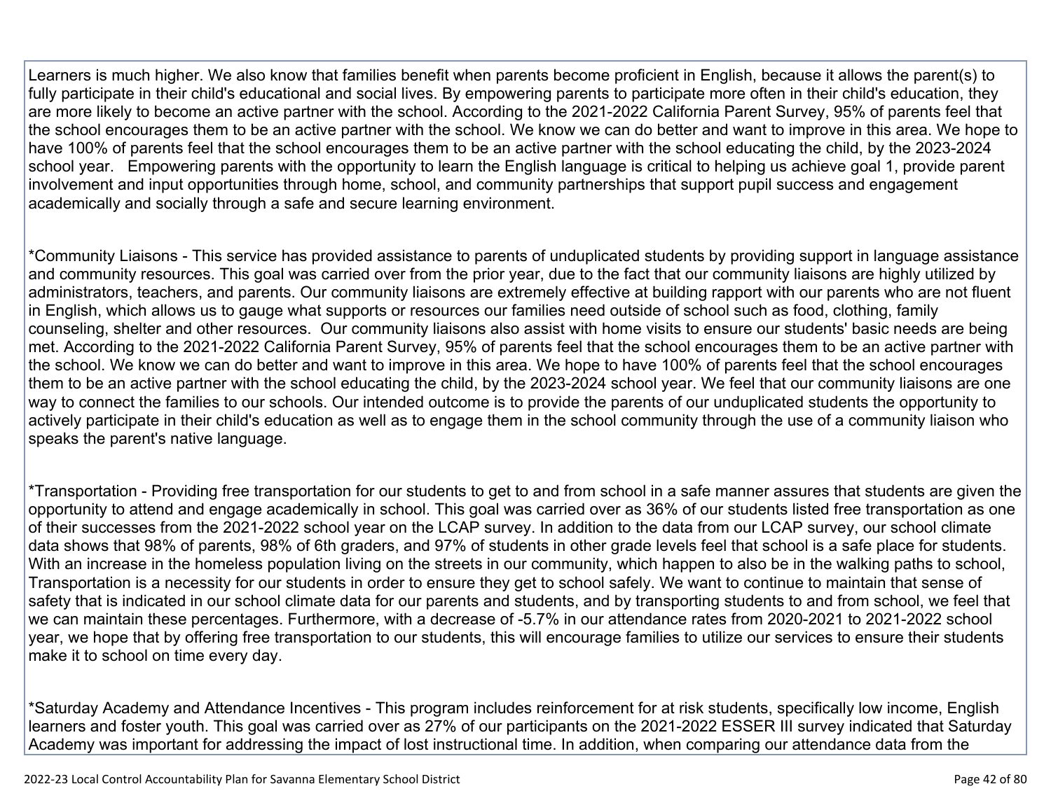Learners is much higher. We also know that families benefit when parents become proficient in English, because it allows the parent(s) to fully participate in their child's educational and social lives. By empowering parents to participate more often in their child's education, they are more likely to become an active partner with the school. According to the 2021-2022 California Parent Survey, 95% of parents feel that the school encourages them to be an active partner with the school. We know we can do better and want to improve in this area. We hope to have 100% of parents feel that the school encourages them to be an active partner with the school educating the child, by the 2023-2024 school year. Empowering parents with the opportunity to learn the English language is critical to helping us achieve goal 1, provide parent involvement and input opportunities through home, school, and community partnerships that support pupil success and engagement academically and socially through a safe and secure learning environment.

*Community Liaisons - This service has provided assistance to parents of unduplicated students by providing support in language assistance and community resources. This goal was carried over from the prior year, due to the fact that our community liaisons are highly utilized by administrators, teachers, and parents. Our community liaisons are extremely effective at building rapport with our parents who are not fluent in English, which allows us to gauge what supports or resources our families need outside of school such as food, clothing, family counseling, shelter and other resources. Our community liaisons also assist with home visits to ensure our students' basic needs are being met. According to the 2021-2022 California Parent Survey, 95% of parents feel that the school encourages them to be an active partner with the school. We know we can do better and want to improve in this area. We hope to have 100% of parents feel that the school encourages them to be an active partner with the school educating the child, by the 2023-2024 school year. We feel that our community liaisons are one way to connect the families to our schools. Our intended outcome is to provide the parents of our unduplicated students the opportunity to actively participate in their child's education as well as to engage them in the school community through the use of a community liaison who speaks the parent's native language.

*Transportation - Providing free transportation for our students to get to and from school in a safe manner assures that students are given the opportunity to attend and engage academically in school. This goal was carried over as 36% of our students listed free transportation as one of their successes from the 2021-2022 school year on the LCAP survey. In addition to the data from our LCAP survey, our school climate data shows that 98% of parents, 98% of 6th graders, and 97% of students in other grade levels feel that school is a safe place for students. With an increase in the homeless population living on the streets in our community, which happen to also be in the walking paths to school, Transportation is a necessity for our students in order to ensure they get to school safely. We want to continue to maintain that sense of safety that is indicated in our school climate data for our parents and students, and by transporting students to and from school, we feel that we can maintain these percentages. Furthermore, with a decrease of -5.7% in our attendance rates from 2020-2021 to 2021-2022 school year, we hope that by offering free transportation to our students, this will encourage families to utilize our services to ensure their students make it to school on time every day.

*Saturday Academy and Attendance Incentives - This program includes reinforcement for at risk students, specifically low income, English learners and foster youth. This goal was carried over as 27% of our participants on the 2021-2022 ESSER III survey indicated that Saturday Academy was important for addressing the impact of lost instructional time. In addition, when comparing our attendance data from the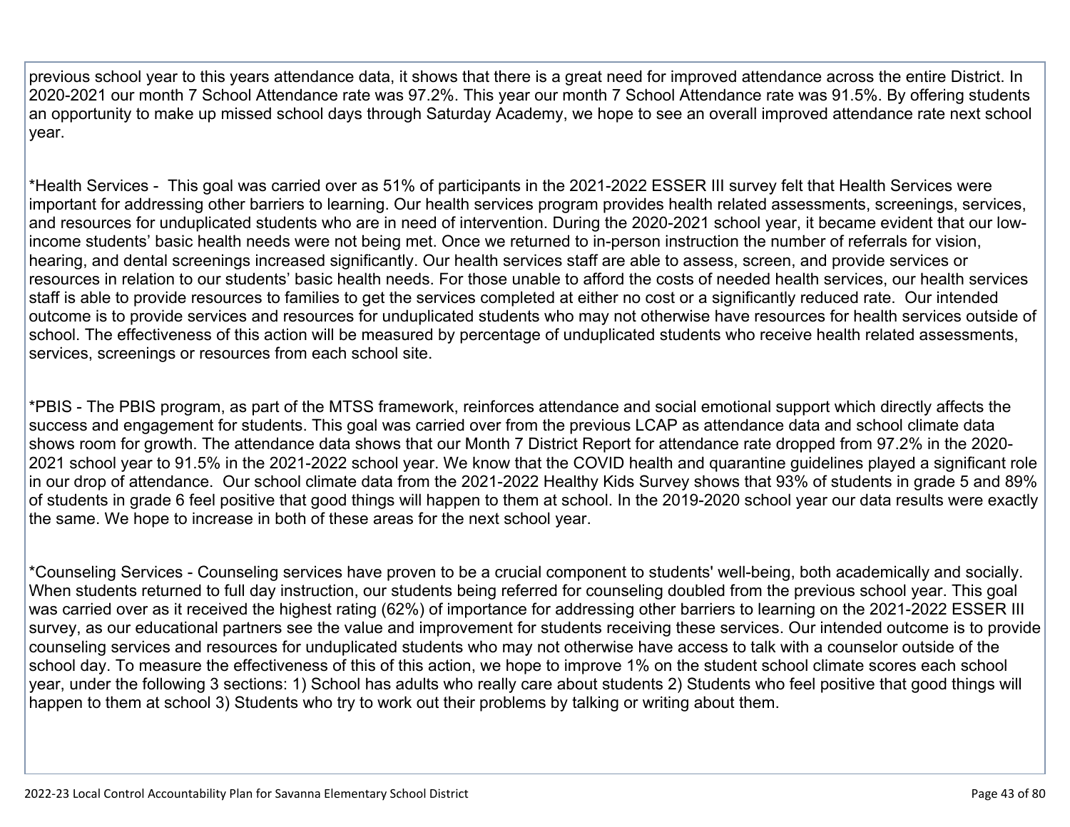previous school year to this years attendance data, it shows that there is a great need for improved attendance across the entire District. In 2020-2021 our month 7 School Attendance rate was 97.2%. This year our month 7 School Attendance rate was 91.5%. By offering students an opportunity to make up missed school days through Saturday Academy, we hope to see an overall improved attendance rate next school year.

*Health Services - This goal was carried over as 51% of participants in the 2021-2022 ESSER III survey felt that Health Services were important for addressing other barriers to learning. Our health services program provides health related assessments, screenings, services, and resources for unduplicated students who are in need of intervention. During the 2020-2021 school year, it became evident that our low-income students' basic health needs were not being met. Once we returned to in-person instruction the number of referrals for vision, hearing, and dental screenings increased significantly. Our health services staff are able to assess, screen, and provide services or resources in relation to our students' basic health needs. For those unable to afford the costs of needed health services, our health services staff is able to provide resources to families to get the services completed at either no cost or a significantly reduced rate. Our intended outcome is to provide services and resources for unduplicated students who may not otherwise have resources for health services outside of school. The effectiveness of this action will be measured by percentage of unduplicated students who receive health related assessments, services, screenings or resources from each school site.

*PBIS - The PBIS program, as part of the MTSS framework, reinforces attendance and social emotional support which directly affects the success and engagement for students. This goal was carried over from the previous LCAP as attendance data and school climate data shows room for growth. The attendance data shows that our Month 7 District Report for attendance rate dropped from 97.2% in the 2020-2021 school year to 91.5% in the 2021-2022 school year. We know that the COVID health and quarantine guidelines played a significant role in our drop of attendance. Our school climate data from the 2021-2022 Healthy Kids Survey shows that 93% of students in grade 5 and 89% of students in grade 6 feel positive that good things will happen to them at school. In the 2019-2020 school year our data results were exactly the same. We hope to increase in both of these areas for the next school year.

*Counseling Services - Counseling services have proven to be a crucial component to students' well-being, both academically and socially. When students returned to full day instruction, our students being referred for counseling doubled from the previous school year. This goal was carried over as it received the highest rating (62%) of importance for addressing other barriers to learning on the 2021-2022 ESSER III survey, as our educational partners see the value and improvement for students receiving these services. Our intended outcome is to provide counseling services and resources for unduplicated students who may not otherwise have access to talk with a counselor outside of the school day. To measure the effectiveness of this of this action, we hope to improve 1% on the student school climate scores each school year, under the following 3 sections: 1) School has adults who really care about students 2) Students who feel positive that good things will happen to them at school 3) Students who try to work out their problems by talking or writing about them.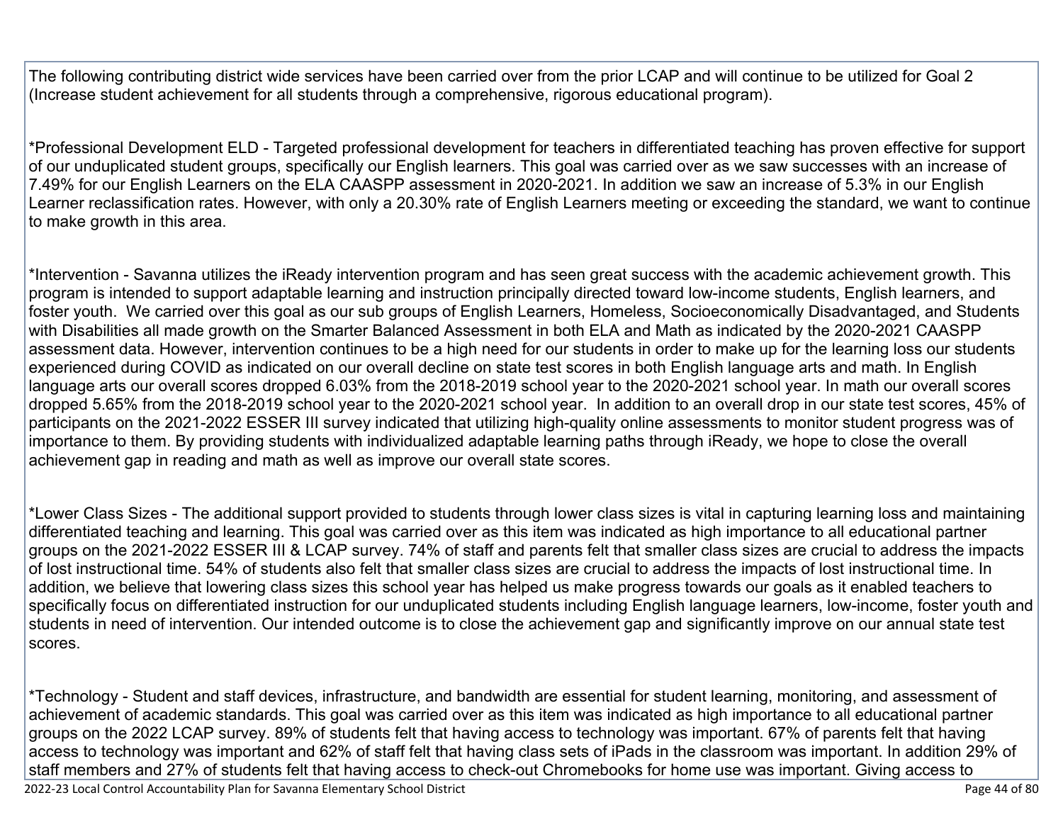The following contributing district wide services have been carried over from the prior LCAP and will continue to be utilized for Goal 2 (Increase student achievement for all students through a comprehensive, rigorous educational program).

*Professional Development ELD - Targeted professional development for teachers in differentiated teaching has proven effective for support of our unduplicated student groups, specifically our English learners. This goal was carried over as we saw successes with an increase of 7.49% for our English Learners on the ELA CAASPP assessment in 2020-2021. In addition we saw an increase of 5.3% in our English Learner reclassification rates. However, with only a 20.30% rate of English Learners meeting or exceeding the standard, we want to continue to make growth in this area.

*Intervention - Savanna utilizes the iReady intervention program and has seen great success with the academic achievement growth. This program is intended to support adaptable learning and instruction principally directed toward low-income students, English learners, and foster youth. We carried over this goal as our sub groups of English Learners, Homeless, Socioeconomically Disadvantaged, and Students with Disabilities all made growth on the Smarter Balanced Assessment in both ELA and Math as indicated by the 2020-2021 CAASPP assessment data. However, intervention continues to be a high need for our students in order to make up for the learning loss our students experienced during COVID as indicated on our overall decline on state test scores in both English language arts and math. In English language arts our overall scores dropped 6.03% from the 2018-2019 school year to the 2020-2021 school year. In math our overall scores dropped 5.65% from the 2018-2019 school year to the 2020-2021 school year. In addition to an overall drop in our state test scores, 45% of participants on the 2021-2022 ESSER III survey indicated that utilizing high-quality online assessments to monitor student progress was of importance to them. By providing students with individualized adaptable learning paths through iReady, we hope to close the overall achievement gap in reading and math as well as improve our overall state scores.

*Lower Class Sizes - The additional support provided to students through lower class sizes is vital in capturing learning loss and maintaining differentiated teaching and learning. This goal was carried over as this item was indicated as high importance to all educational partner groups on the 2021-2022 ESSER III & LCAP survey. 74% of staff and parents felt that smaller class sizes are crucial to address the impacts of lost instructional time. 54% of students also felt that smaller class sizes are crucial to address the impacts of lost instructional time. In addition, we believe that lowering class sizes this school year has helped us make progress towards our goals as it enabled teachers to specifically focus on differentiated instruction for our unduplicated students including English language learners, low-income, foster youth and students in need of intervention. Our intended outcome is to close the achievement gap and significantly improve on our annual state test scores.

*Technology - Student and staff devices, infrastructure, and bandwidth are essential for student learning, monitoring, and assessment of achievement of academic standards. This goal was carried over as this item was indicated as high importance to all educational partner groups on the 2022 LCAP survey. 89% of students felt that having access to technology was important. 67% of parents felt that having access to technology was important and 62% of staff felt that having class sets of iPads in the classroom was important. In addition 29% of staff members and 27% of students felt that having access to check-out Chromebooks for home use was important. Giving access to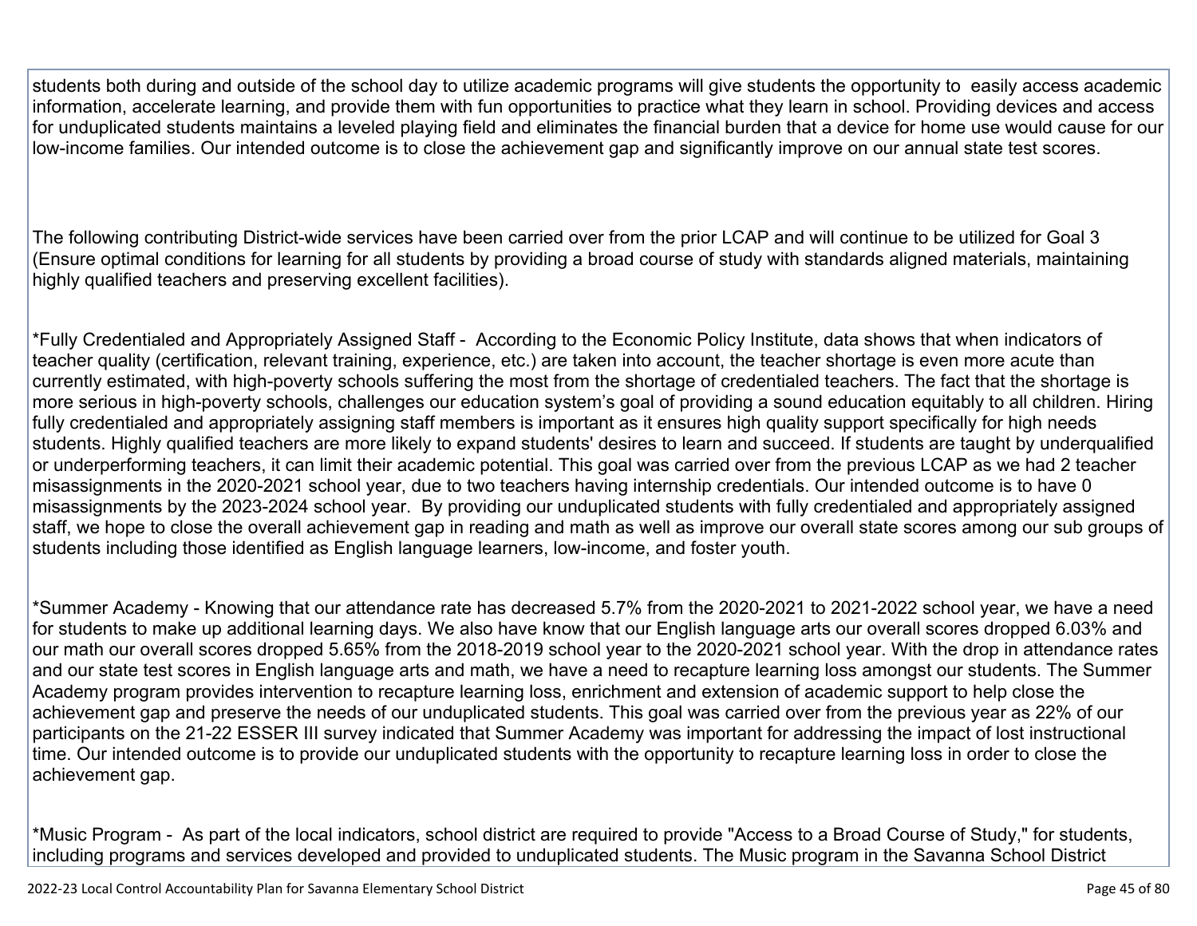students both during and outside of the school day to utilize academic programs will give students the opportunity to easily access academic information, accelerate learning, and provide them with fun opportunities to practice what they learn in school. Providing devices and access for unduplicated students maintains a leveled playing field and eliminates the financial burden that a device for home use would cause for our low-income families. Our intended outcome is to close the achievement gap and significantly improve on our annual state test scores.

The following contributing District-wide services have been carried over from the prior LCAP and will continue to be utilized for Goal 3 (Ensure optimal conditions for learning for all students by providing a broad course of study with standards aligned materials, maintaining highly qualified teachers and preserving excellent facilities).

*Fully Credentialed and Appropriately Assigned Staff - According to the Economic Policy Institute, data shows that when indicators of teacher quality (certification, relevant training, experience, etc.) are taken into account, the teacher shortage is even more acute than currently estimated, with high-poverty schools suffering the most from the shortage of credentialed teachers. The fact that the shortage is more serious in high-poverty schools, challenges our education system's goal of providing a sound education equitably to all children. Hiring fully credentialed and appropriately assigning staff members is important as it ensures high quality support specifically for high needs students. Highly qualified teachers are more likely to expand students' desires to learn and succeed. If students are taught by underqualified or underperforming teachers, it can limit their academic potential. This goal was carried over from the previous LCAP as we had 2 teacher misassignments in the 2020-2021 school year, due to two teachers having internship credentials. Our intended outcome is to have 0 misassignments by the 2023-2024 school year. By providing our unduplicated students with fully credentialed and appropriately assigned staff, we hope to close the overall achievement gap in reading and math as well as improve our overall state scores among our sub groups of students including those identified as English language learners, low-income, and foster youth.

*Summer Academy - Knowing that our attendance rate has decreased 5.7% from the 2020-2021 to 2021-2022 school year, we have a need for students to make up additional learning days. We also have know that our English language arts our overall scores dropped 6.03% and our math our overall scores dropped 5.65% from the 2018-2019 school year to the 2020-2021 school year. With the drop in attendance rates and our state test scores in English language arts and math, we have a need to recapture learning loss amongst our students. The Summer Academy program provides intervention to recapture learning loss, enrichment and extension of academic support to help close the achievement gap and preserve the needs of our unduplicated students. This goal was carried over from the previous year as 22% of our participants on the 21-22 ESSER III survey indicated that Summer Academy was important for addressing the impact of lost instructional time. Our intended outcome is to provide our unduplicated students with the opportunity to recapture learning loss in order to close the achievement gap.

*Music Program - As part of the local indicators, school district are required to provide "Access to a Broad Course of Study," for students, including programs and services developed and provided to unduplicated students. The Music program in the Savanna School District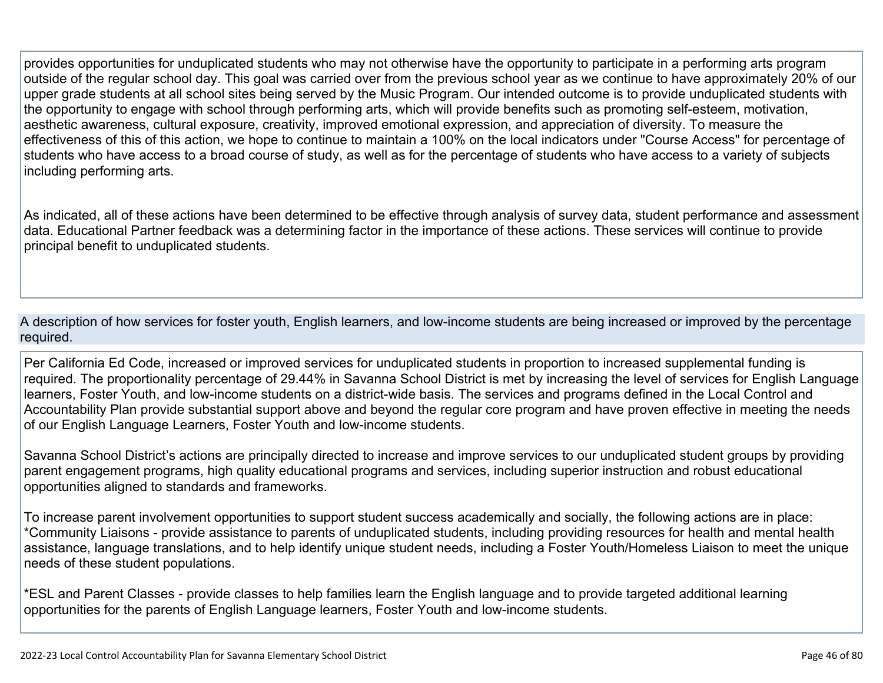provides opportunities for unduplicated students who may not otherwise have the opportunity to participate in a performing arts program outside of the regular school day. This goal was carried over from the previous school year as we continue to have approximately 20% of our upper grade students at all school sites being served by the Music Program. Our intended outcome is to provide unduplicated students with the opportunity to engage with school through performing arts, which will provide benefits such as promoting self-esteem, motivation, aesthetic awareness, cultural exposure, creativity, improved emotional expression, and appreciation of diversity. To measure the effectiveness of this of this action, we hope to continue to maintain a 100% on the local indicators under "Course Access" for percentage of students who have access to a broad course of study, as well as for the percentage of students who have access to a variety of subjects including performing arts.

As indicated, all of these actions have been determined to be effective through analysis of survey data, student performance and assessment data. Educational Partner feedback was a determining factor in the importance of these actions. These services will continue to provide principal benefit to unduplicated students.

A description of how services for foster youth, English learners, and low-income students are being increased or improved by the percentage required.

Per California Ed Code, increased or improved services for unduplicated students in proportion to increased supplemental funding is required. The proportionality percentage of 29.44% in Savanna School District is met by increasing the level of services for English Language learners, Foster Youth, and low-income students on a district-wide basis. The services and programs defined in the Local Control and Accountability Plan provide substantial support above and beyond the regular core program and have proven effective in meeting the needs of our English Language Learners, Foster Youth and low-income students.

Savanna School District's actions are principally directed to increase and improve services to our unduplicated student groups by providing parent engagement programs, high quality educational programs and services, including superior instruction and robust educational opportunities aligned to standards and frameworks.

To increase parent involvement opportunities to support student success academically and socially, the following actions are in place:
*Community Liaisons - provide assistance to parents of unduplicated students, including providing resources for health and mental health assistance, language translations, and to help identify unique student needs, including a Foster Youth/Homeless Liaison to meet the unique needs of these student populations.

*ESL and Parent Classes - provide classes to help families learn the English language and to provide targeted additional learning opportunities for the parents of English Language learners, Foster Youth and low-income students.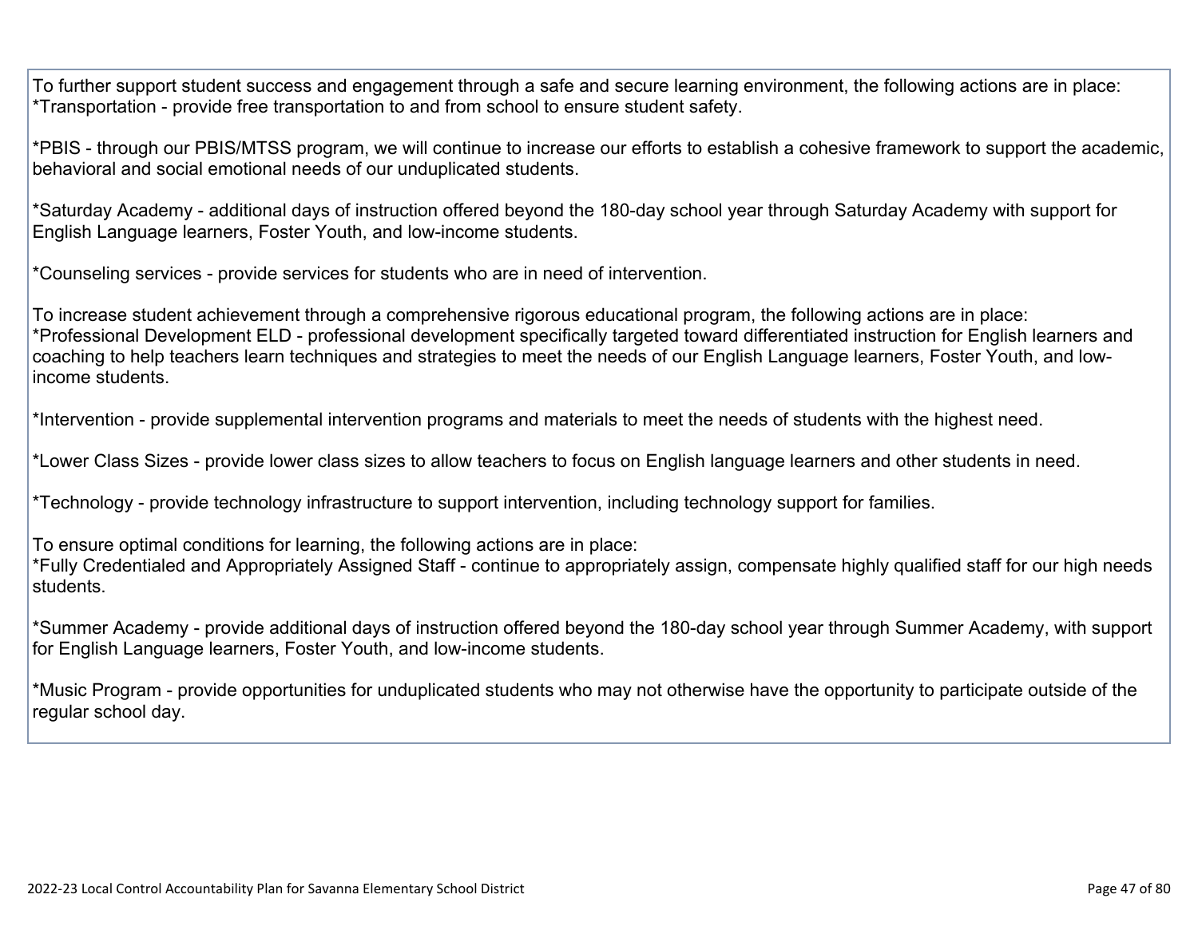To further support student success and engagement through a safe and secure learning environment, the following actions are in place:
*Transportation - provide free transportation to and from school to ensure student safety.

*PBIS - through our PBIS/MTSS program, we will continue to increase our efforts to establish a cohesive framework to support the academic, behavioral and social emotional needs of our unduplicated students.

*Saturday Academy - additional days of instruction offered beyond the 180-day school year through Saturday Academy with support for English Language learners, Foster Youth, and low-income students.

*Counseling services - provide services for students who are in need of intervention.

To increase student achievement through a comprehensive rigorous educational program, the following actions are in place:
*Professional Development ELD - professional development specifically targeted toward differentiated instruction for English learners and coaching to help teachers learn techniques and strategies to meet the needs of our English Language learners, Foster Youth, and low-income students.

*Intervention - provide supplemental intervention programs and materials to meet the needs of students with the highest need.

*Lower Class Sizes - provide lower class sizes to allow teachers to focus on English language learners and other students in need.

*Technology - provide technology infrastructure to support intervention, including technology support for families.

To ensure optimal conditions for learning, the following actions are in place:
*Fully Credentialed and Appropriately Assigned Staff - continue to appropriately assign, compensate highly qualified staff for our high needs students.

*Summer Academy - provide additional days of instruction offered beyond the 180-day school year through Summer Academy, with support for English Language learners, Foster Youth, and low-income students.

*Music Program - provide opportunities for unduplicated students who may not otherwise have the opportunity to participate outside of the regular school day.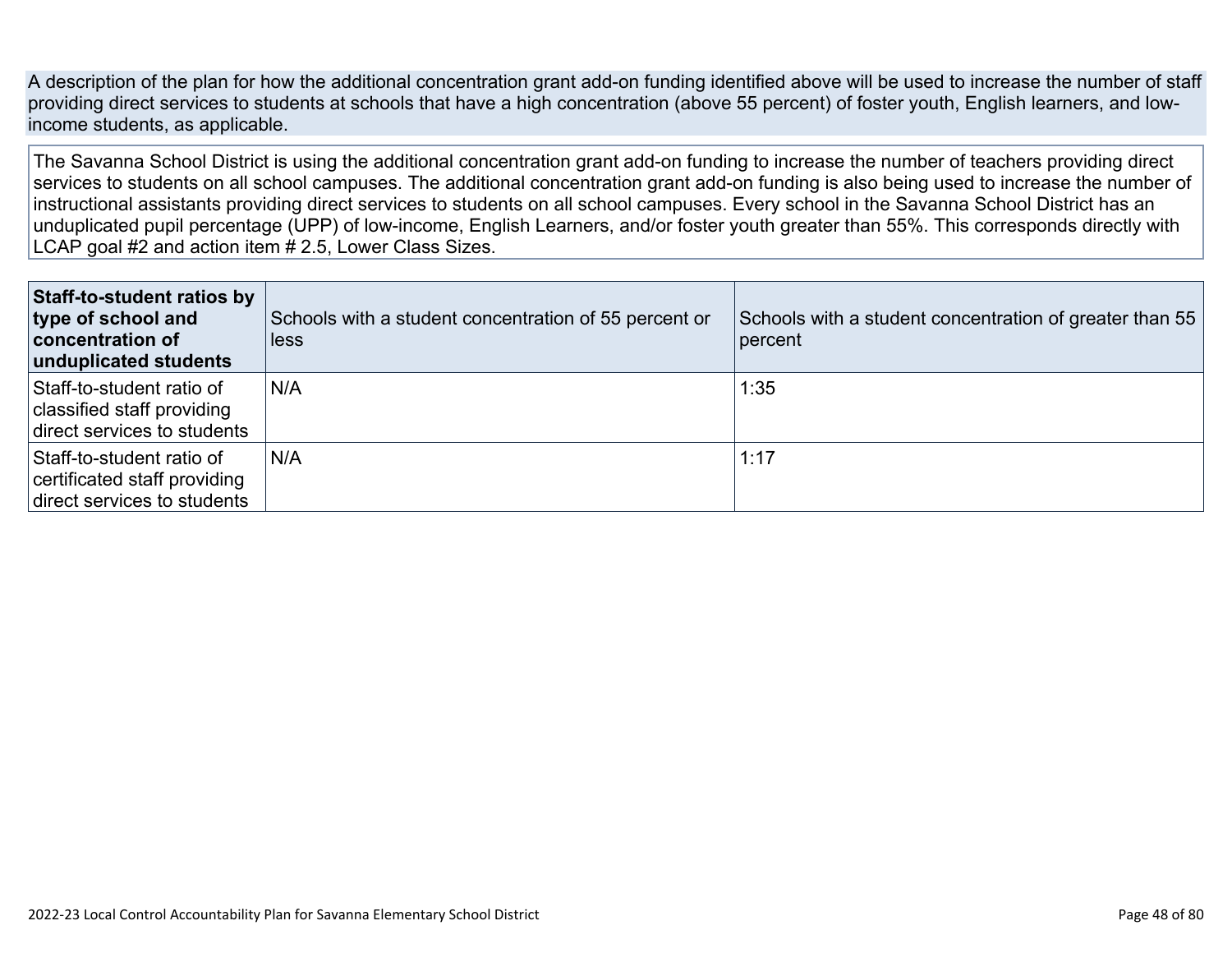A description of the plan for how the additional concentration grant add-on funding identified above will be used to increase the number of staff providing direct services to students at schools that have a high concentration (above 55 percent) of foster youth, English learners, and low-income students, as applicable.

The Savanna School District is using the additional concentration grant add-on funding to increase the number of teachers providing direct services to students on all school campuses. The additional concentration grant add-on funding is also being used to increase the number of instructional assistants providing direct services to students on all school campuses. Every school in the Savanna School District has an unduplicated pupil percentage (UPP) of low-income, English Learners, and/or foster youth greater than 55%. This corresponds directly with LCAP goal #2 and action item # 2.5, Lower Class Sizes.

| **Staff-to-student ratios by type of school and concentration of unduplicated students** | Schools with a student concentration of 55 percent or less | Schools with a student concentration of greater than 55 percent |
|---|---|---|
| Staff-to-student ratio of classified staff providing direct services to students | N/A | 1:35 |
| Staff-to-student ratio of certificated staff providing direct services to students | N/A | 1:17 |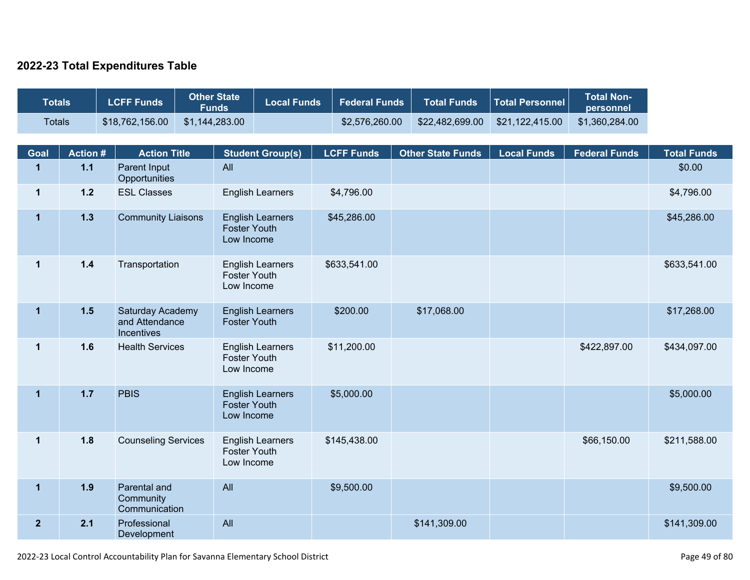## 2022-23 Total Expenditures Table

| Totals | LCFF Funds | Other State Funds | Local Funds | Federal Funds | Total Funds | Total Personnel | Total Non-personnel |
|---|---|---|---|---|---|---|---|
| Totals | $18,762,156.00 | $1,144,283.00 | | $2,576,260.00 | $22,482,699.00 | $21,122,415.00 | $1,360,284.00 |

| Goal | Action # | Action Title | Student Group(s) | LCFF Funds | Other State Funds | Local Funds | Federal Funds | Total Funds |
|---|---|---|---|---|---|---|---|---|
| 1 | 1.1 | Parent Input Opportunities | All | | | | | $0.00 |
| 1 | 1.2 | ESL Classes | English Learners | $4,796.00 | | | | $4,796.00 |
| 1 | 1.3 | Community Liaisons | English Learners Foster Youth Low Income | $45,286.00 | | | | $45,286.00 |
| 1 | 1.4 | Transportation | English Learners Foster Youth Low Income | $633,541.00 | | | | $633,541.00 |
| 1 | 1.5 | Saturday Academy and Attendance Incentives | English Learners Foster Youth | $200.00 | $17,068.00 | | | $17,268.00 |
| 1 | 1.6 | Health Services | English Learners Foster Youth Low Income | $11,200.00 | | | $422,897.00 | $434,097.00 |
| 1 | 1.7 | PBIS | English Learners Foster Youth Low Income | $5,000.00 | | | | $5,000.00 |
| 1 | 1.8 | Counseling Services | English Learners Foster Youth Low Income | $145,438.00 | | | $66,150.00 | $211,588.00 |
| 1 | 1.9 | Parental and Community Communication | All | $9,500.00 | | | | $9,500.00 |
| 2 | 2.1 | Professional Development | All | | $141,309.00 | | | $141,309.00 |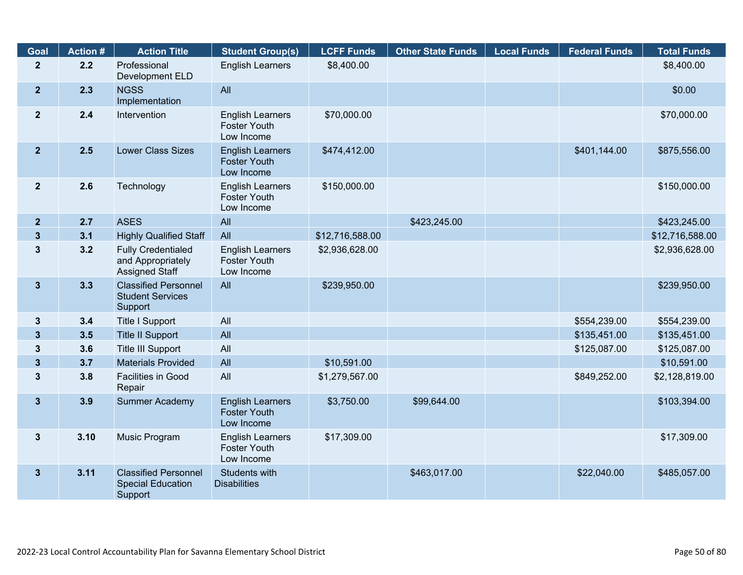| Goal | Action # | Action Title | Student Group(s) | LCFF Funds | Other State Funds | Local Funds | Federal Funds | Total Funds |
|---|---|---|---|---|---|---|---|---|
| 2 | 2.2 | Professional Development ELD | English Learners | $8,400.00 | | | | $8,400.00 |
| 2 | 2.3 | NGSS Implementation | All | | | | | $0.00 |
| 2 | 2.4 | Intervention | English Learners Foster Youth Low Income | $70,000.00 | | | | $70,000.00 |
| 2 | 2.5 | Lower Class Sizes | English Learners Foster Youth Low Income | $474,412.00 | | | $401,144.00 | $875,556.00 |
| 2 | 2.6 | Technology | English Learners Foster Youth Low Income | $150,000.00 | | | | $150,000.00 |
| 2 | 2.7 | ASES | All | | $423,245.00 | | | $423,245.00 |
| 3 | 3.1 | Highly Qualified Staff | All | $12,716,588.00 | | | | $12,716,588.00 |
| 3 | 3.2 | Fully Credentialed and Appropriately Assigned Staff | English Learners Foster Youth Low Income | $2,936,628.00 | | | | $2,936,628.00 |
| 3 | 3.3 | Classified Personnel Student Services Support | All | $239,950.00 | | | | $239,950.00 |
| 3 | 3.4 | Title I Support | All | | | | $554,239.00 | $554,239.00 |
| 3 | 3.5 | Title II Support | All | | | | $135,451.00 | $135,451.00 |
| 3 | 3.6 | Title III Support | All | | | | $125,087.00 | $125,087.00 |
| 3 | 3.7 | Materials Provided | All | $10,591.00 | | | | $10,591.00 |
| 3 | 3.8 | Facilities in Good Repair | All | $1,279,567.00 | | | $849,252.00 | $2,128,819.00 |
| 3 | 3.9 | Summer Academy | English Learners Foster Youth Low Income | $3,750.00 | $99,644.00 | | | $103,394.00 |
| 3 | 3.10 | Music Program | English Learners Foster Youth Low Income | $17,309.00 | | | | $17,309.00 |
| 3 | 3.11 | Classified Personnel Special Education Support | Students with Disabilities | | $463,017.00 | | $22,040.00 | $485,057.00 |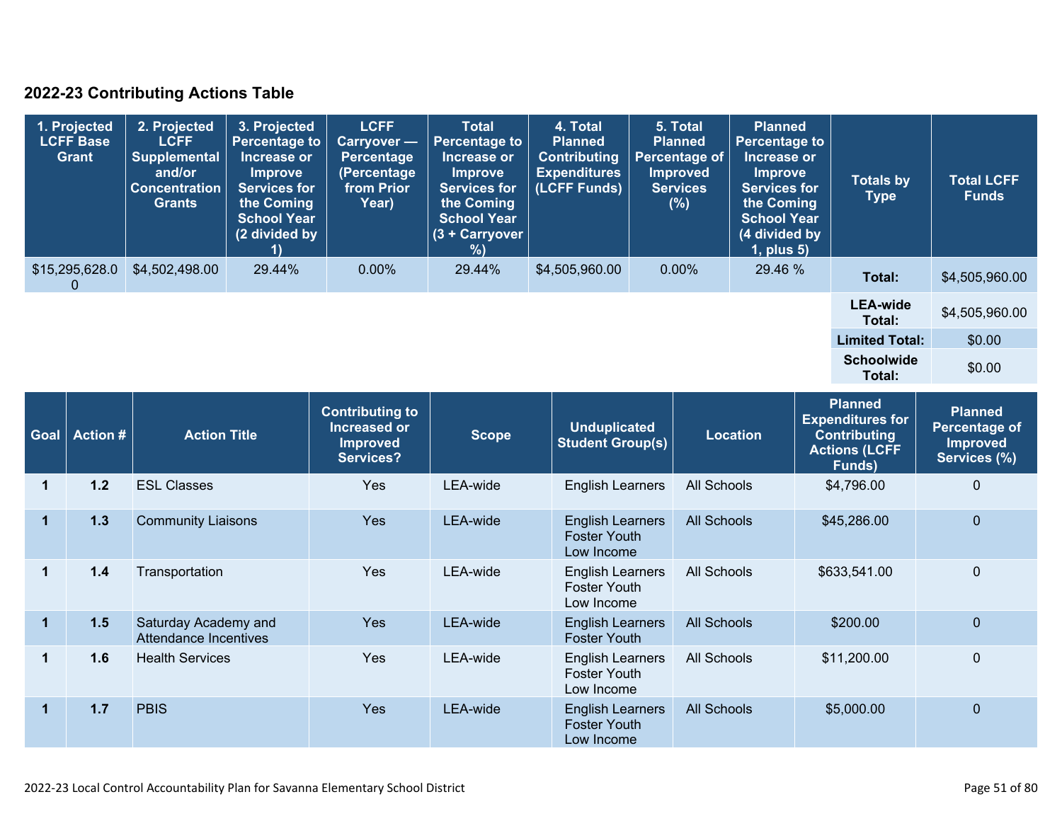## 2022-23 Contributing Actions Table

| 1. Projected LCFF Base Grant | 2. Projected LCFF Supplemental and/or Concentration Grants | 3. Projected Percentage to Increase or Improve Services for the Coming School Year (2 divided by 1) | LCFF Carryover — Percentage (Percentage from Prior Year) | Total Percentage to Increase or Improve Services for the Coming School Year (3 + Carryover %) | 4. Total Planned Contributing Expenditures (LCFF Funds) | 5. Total Planned Percentage of Improved Services (%) | Planned Percentage to Increase or Improve Services for the Coming School Year (4 divided by 1, plus 5) | Totals by Type | Total LCFF Funds |
|---|---|---|---|---|---|---|---|---|---|
| $15,295,628.00 | $4,502,498.00 | 29.44% | 0.00% | 29.44% | $4,505,960.00 | 0.00% | 29.46 % | **Total:** | $4,505,960.00 |
| | | | | | | | | **LEA-wide Total:** | $4,505,960.00 |
| | | | | | | | | **Limited Total:** | $0.00 |
| | | | | | | | | **Schoolwide Total:** | $0.00 |

| Goal | Action # | Action Title | Contributing to Increased or Improved Services? | Scope | Unduplicated Student Group(s) | Location | Planned Expenditures for Contributing Actions (LCFF Funds) | Planned Percentage of Improved Services (%) |
|---|---|---|---|---|---|---|---|---|
| 1 | 1.2 | ESL Classes | Yes | LEA-wide | English Learners | All Schools | $4,796.00 | 0 |
| 1 | 1.3 | Community Liaisons | Yes | LEA-wide | English Learners<br>Foster Youth<br>Low Income | All Schools | $45,286.00 | 0 |
| 1 | 1.4 | Transportation | Yes | LEA-wide | English Learners<br>Foster Youth<br>Low Income | All Schools | $633,541.00 | 0 |
| 1 | 1.5 | Saturday Academy and Attendance Incentives | Yes | LEA-wide | English Learners<br>Foster Youth | All Schools | $200.00 | 0 |
| 1 | 1.6 | Health Services | Yes | LEA-wide | English Learners<br>Foster Youth<br>Low Income | All Schools | $11,200.00 | 0 |
| 1 | 1.7 | PBIS | Yes | LEA-wide | English Learners<br>Foster Youth<br>Low Income | All Schools | $5,000.00 | 0 |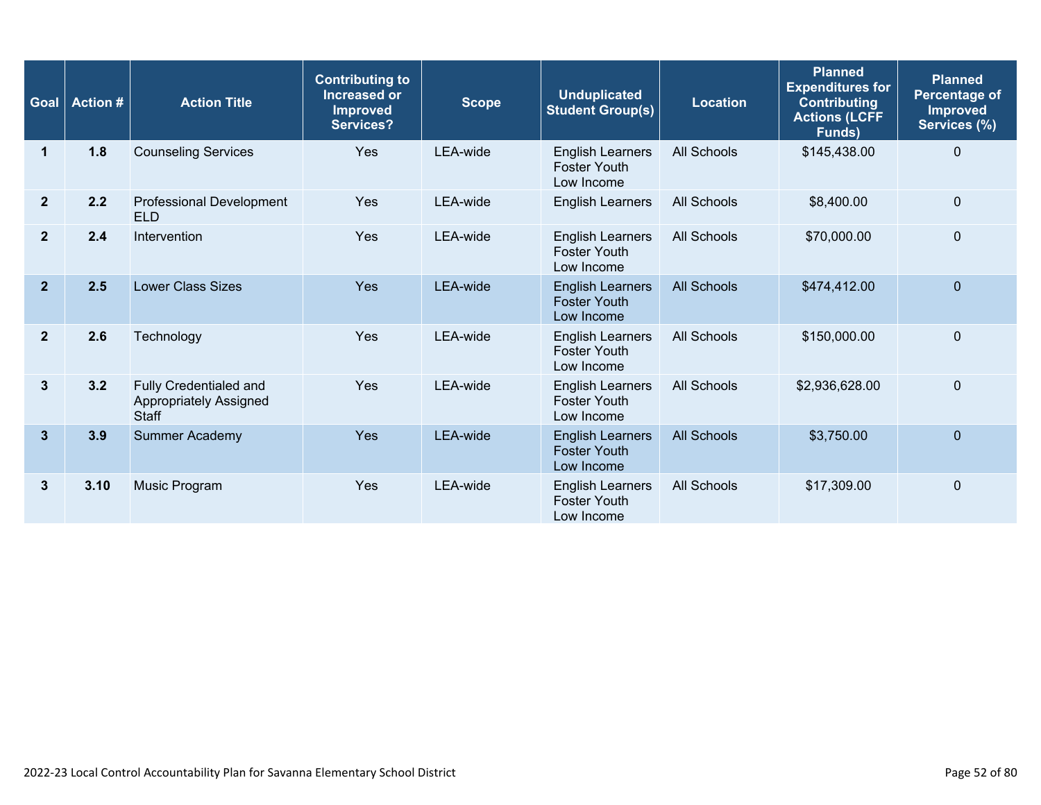| Goal | Action # | Action Title | Contributing to Increased or Improved Services? | Scope | Unduplicated Student Group(s) | Location | Planned Expenditures for Contributing Actions (LCFF Funds) | Planned Percentage of Improved Services (%) |
|---|---|---|---|---|---|---|---|---|
| 1 | 1.8 | Counseling Services | Yes | LEA-wide | English Learners Foster Youth Low Income | All Schools | $145,438.00 | 0 |
| 2 | 2.2 | Professional Development ELD | Yes | LEA-wide | English Learners | All Schools | $8,400.00 | 0 |
| 2 | 2.4 | Intervention | Yes | LEA-wide | English Learners Foster Youth Low Income | All Schools | $70,000.00 | 0 |
| 2 | 2.5 | Lower Class Sizes | Yes | LEA-wide | English Learners Foster Youth Low Income | All Schools | $474,412.00 | 0 |
| 2 | 2.6 | Technology | Yes | LEA-wide | English Learners Foster Youth Low Income | All Schools | $150,000.00 | 0 |
| 3 | 3.2 | Fully Credentialed and Appropriately Assigned Staff | Yes | LEA-wide | English Learners Foster Youth Low Income | All Schools | $2,936,628.00 | 0 |
| 3 | 3.9 | Summer Academy | Yes | LEA-wide | English Learners Foster Youth Low Income | All Schools | $3,750.00 | 0 |
| 3 | 3.10 | Music Program | Yes | LEA-wide | English Learners Foster Youth Low Income | All Schools | $17,309.00 | 0 |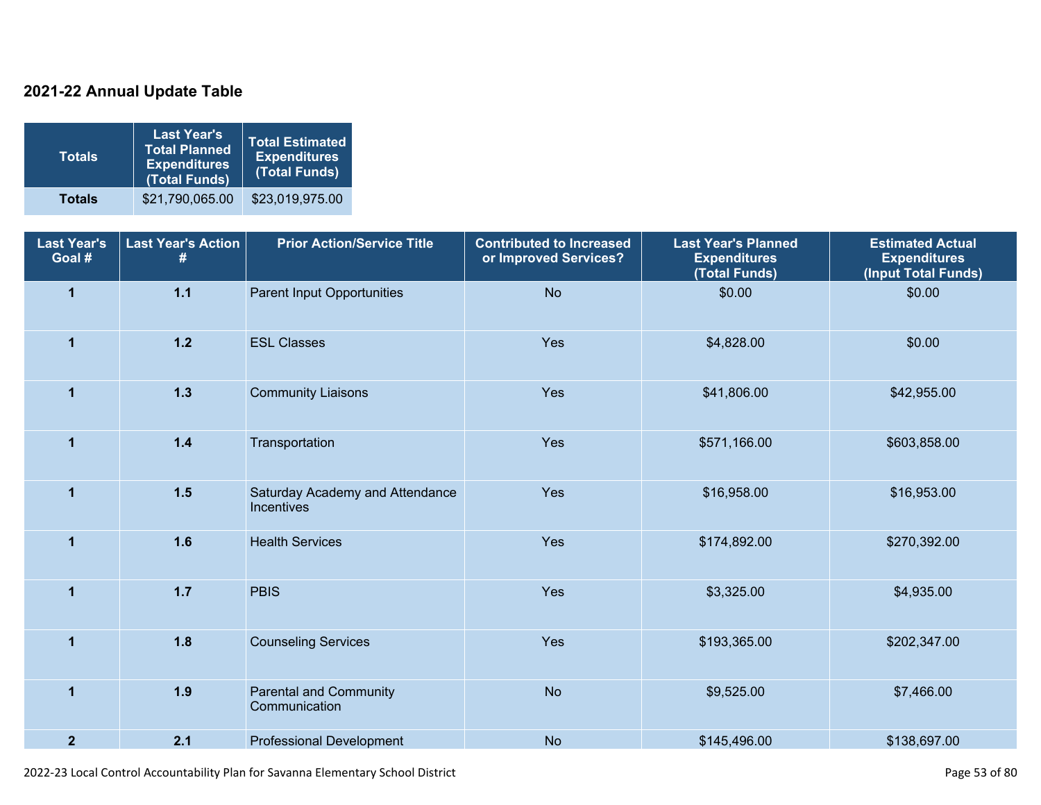## 2021-22 Annual Update Table

| Totals | Last Year's Total Planned Expenditures (Total Funds) | Total Estimated Expenditures (Total Funds) |
|---|---|---|
| **Totals** | $21,790,065.00 | $23,019,975.00 |

| Last Year's Goal # | Last Year's Action # | Prior Action/Service Title | Contributed to Increased or Improved Services? | Last Year's Planned Expenditures (Total Funds) | Estimated Actual Expenditures (Input Total Funds) |
|---|---|---|---|---|---|
| **1** | **1.1** | Parent Input Opportunities | No | $0.00 | $0.00 |
| **1** | **1.2** | ESL Classes | Yes | $4,828.00 | $0.00 |
| **1** | **1.3** | Community Liaisons | Yes | $41,806.00 | $42,955.00 |
| **1** | **1.4** | Transportation | Yes | $571,166.00 | $603,858.00 |
| **1** | **1.5** | Saturday Academy and Attendance Incentives | Yes | $16,958.00 | $16,953.00 |
| **1** | **1.6** | Health Services | Yes | $174,892.00 | $270,392.00 |
| **1** | **1.7** | PBIS | Yes | $3,325.00 | $4,935.00 |
| **1** | **1.8** | Counseling Services | Yes | $193,365.00 | $202,347.00 |
| **1** | **1.9** | Parental and Community Communication | No | $9,525.00 | $7,466.00 |
| **2** | **2.1** | Professional Development | No | $145,496.00 | $138,697.00 |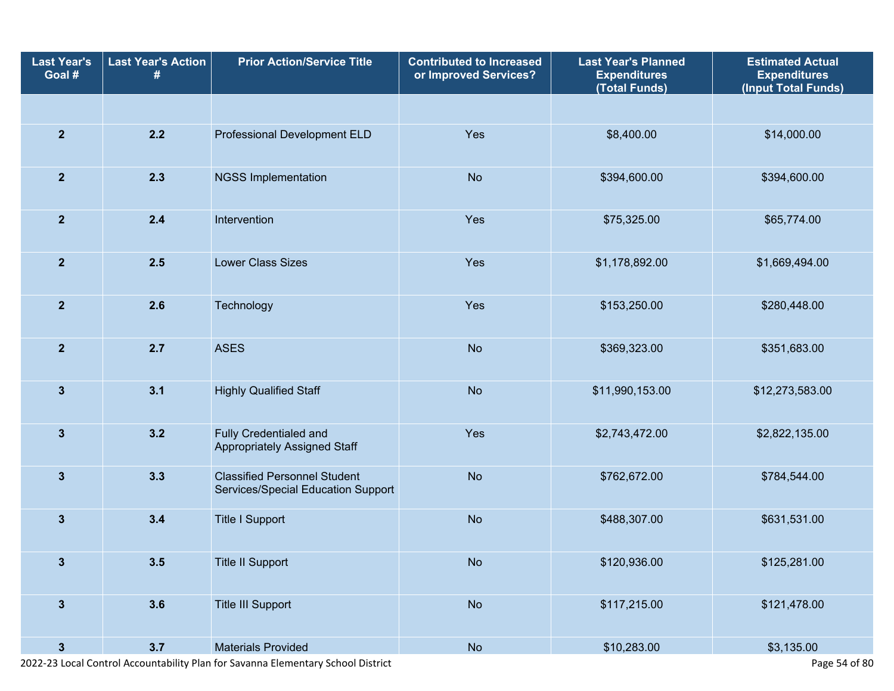| Last Year's Goal # | Last Year's Action # | Prior Action/Service Title | Contributed to Increased or Improved Services? | Last Year's Planned Expenditures (Total Funds) | Estimated Actual Expenditures (Input Total Funds) |
|---|---|---|---|---|---|
| | | | | | |
| 2 | 2.2 | Professional Development ELD | Yes | $8,400.00 | $14,000.00 |
| 2 | 2.3 | NGSS Implementation | No | $394,600.00 | $394,600.00 |
| 2 | 2.4 | Intervention | Yes | $75,325.00 | $65,774.00 |
| 2 | 2.5 | Lower Class Sizes | Yes | $1,178,892.00 | $1,669,494.00 |
| 2 | 2.6 | Technology | Yes | $153,250.00 | $280,448.00 |
| 2 | 2.7 | ASES | No | $369,323.00 | $351,683.00 |
| 3 | 3.1 | Highly Qualified Staff | No | $11,990,153.00 | $12,273,583.00 |
| 3 | 3.2 | Fully Credentialed and Appropriately Assigned Staff | Yes | $2,743,472.00 | $2,822,135.00 |
| 3 | 3.3 | Classified Personnel Student Services/Special Education Support | No | $762,672.00 | $784,544.00 |
| 3 | 3.4 | Title I Support | No | $488,307.00 | $631,531.00 |
| 3 | 3.5 | Title II Support | No | $120,936.00 | $125,281.00 |
| 3 | 3.6 | Title III Support | No | $117,215.00 | $121,478.00 |
| 3 | 3.7 | Materials Provided | No | $10,283.00 | $3,135.00 |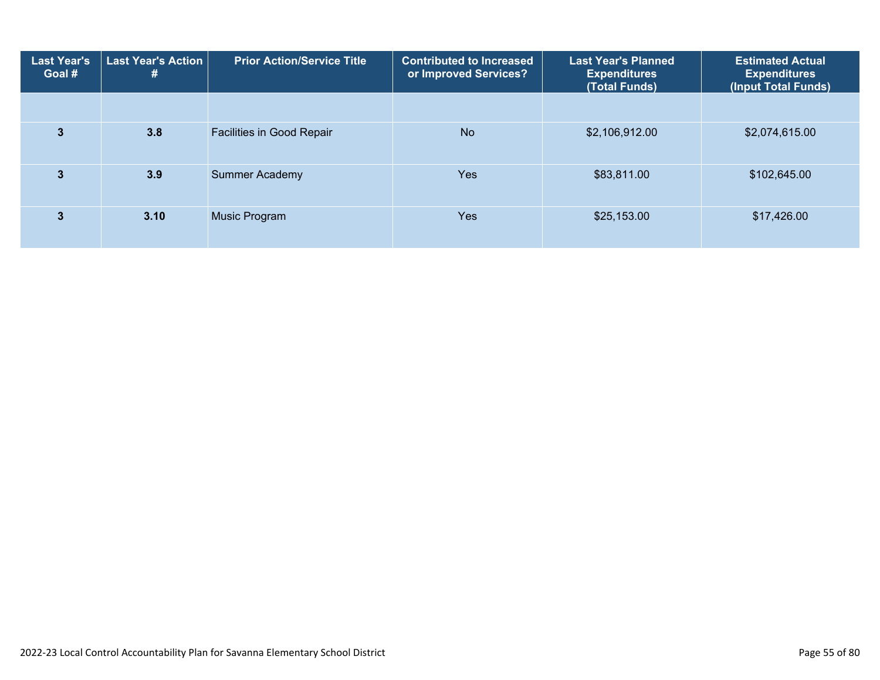| Last Year's Goal # | Last Year's Action # | Prior Action/Service Title | Contributed to Increased or Improved Services? | Last Year's Planned Expenditures (Total Funds) | Estimated Actual Expenditures (Input Total Funds) |
|---|---|---|---|---|---|
| | | | | | |
| 3 | 3.8 | Facilities in Good Repair | No | $2,106,912.00 | $2,074,615.00 |
| 3 | 3.9 | Summer Academy | Yes | $83,811.00 | $102,645.00 |
| 3 | 3.10 | Music Program | Yes | $25,153.00 | $17,426.00 |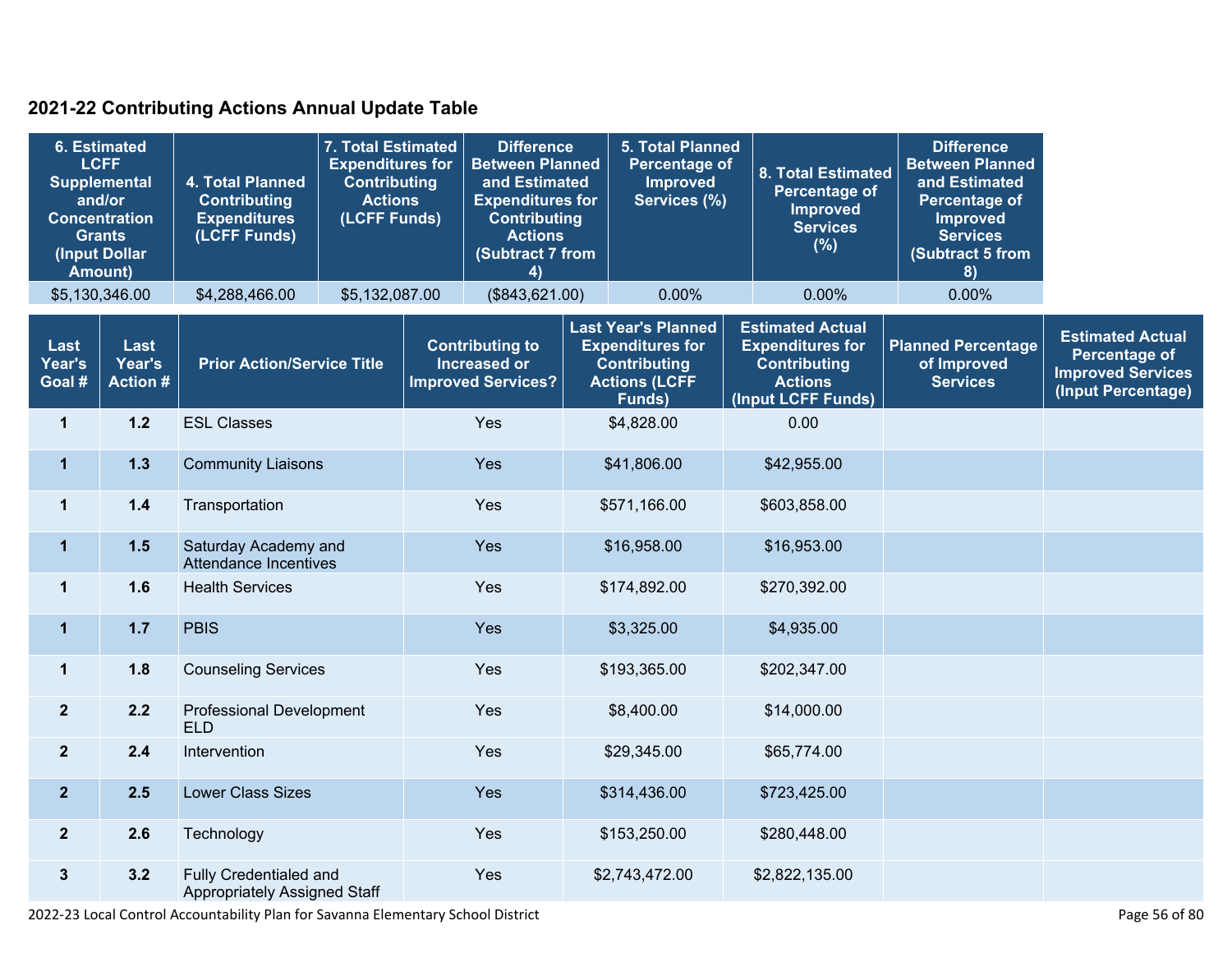## 2021-22 Contributing Actions Annual Update Table

| 6. Estimated LCFF Supplemental and/or Concentration Grants (Input Dollar Amount) | 4. Total Planned Contributing Expenditures (LCFF Funds) | 7. Total Estimated Expenditures for Contributing Actions (LCFF Funds) | Difference Between Planned and Estimated Expenditures for Contributing Actions (Subtract 7 from 4) | 5. Total Planned Percentage of Improved Services (%) | 8. Total Estimated Percentage of Improved Services (%) | Difference Between Planned and Estimated Percentage of Improved Services (Subtract 5 from 8) |
|---|---|---|---|---|---|---|
| $5,130,346.00 | $4,288,466.00 | $5,132,087.00 | ($843,621.00) | 0.00% | 0.00% | 0.00% |

| Last Year's Goal # | Last Year's Action # | Prior Action/Service Title | Contributing to Increased or Improved Services? | Last Year's Planned Expenditures for Contributing Actions (LCFF Funds) | Estimated Actual Expenditures for Contributing Actions (Input LCFF Funds) | Planned Percentage of Improved Services | Estimated Actual Percentage of Improved Services (Input Percentage) |
|---|---|---|---|---|---|---|---|
| 1 | 1.2 | ESL Classes | Yes | $4,828.00 | 0.00 | | |
| 1 | 1.3 | Community Liaisons | Yes | $41,806.00 | $42,955.00 | | |
| 1 | 1.4 | Transportation | Yes | $571,166.00 | $603,858.00 | | |
| 1 | 1.5 | Saturday Academy and Attendance Incentives | Yes | $16,958.00 | $16,953.00 | | |
| 1 | 1.6 | Health Services | Yes | $174,892.00 | $270,392.00 | | |
| 1 | 1.7 | PBIS | Yes | $3,325.00 | $4,935.00 | | |
| 1 | 1.8 | Counseling Services | Yes | $193,365.00 | $202,347.00 | | |
| 2 | 2.2 | Professional Development ELD | Yes | $8,400.00 | $14,000.00 | | |
| 2 | 2.4 | Intervention | Yes | $29,345.00 | $65,774.00 | | |
| 2 | 2.5 | Lower Class Sizes | Yes | $314,436.00 | $723,425.00 | | |
| 2 | 2.6 | Technology | Yes | $153,250.00 | $280,448.00 | | |
| 3 | 3.2 | Fully Credentialed and Appropriately Assigned Staff | Yes | $2,743,472.00 | $2,822,135.00 | | |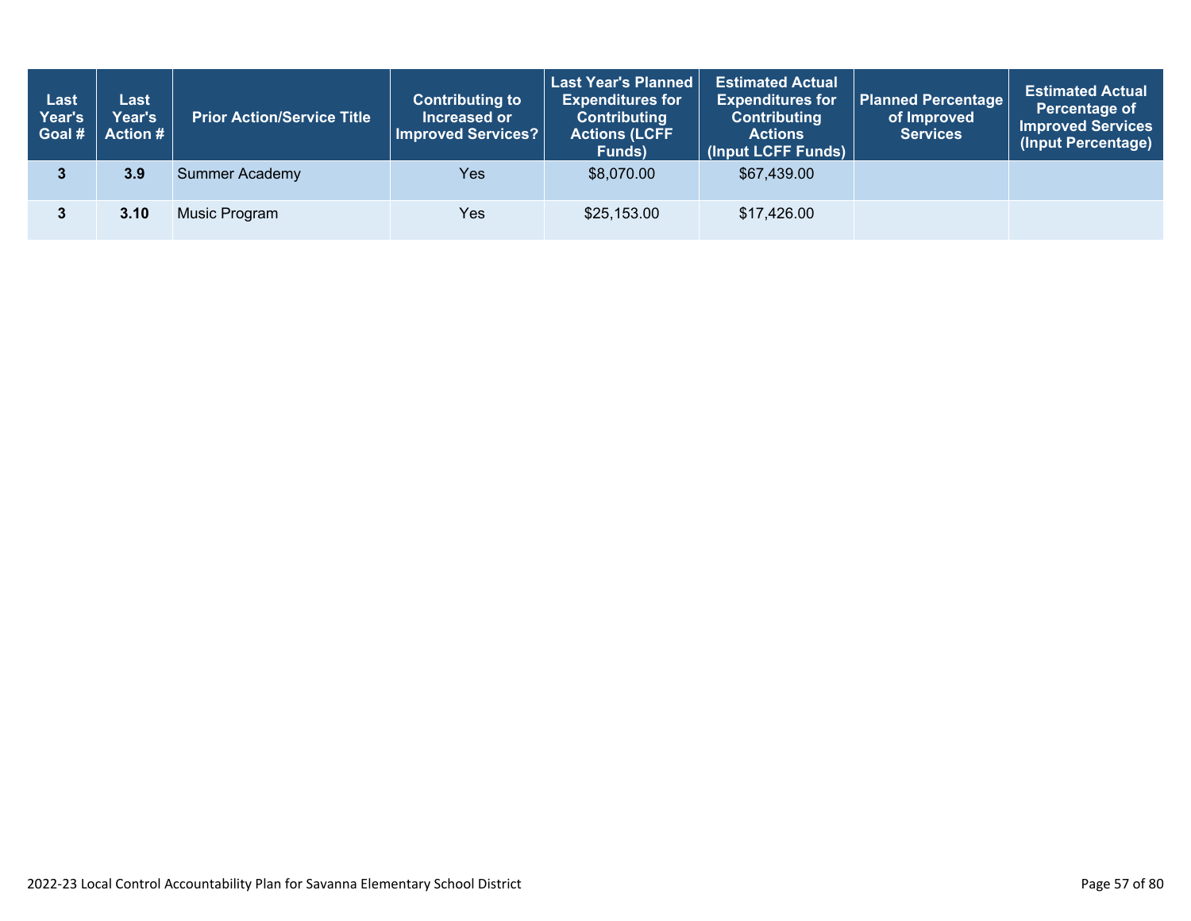| Last Year's Goal # | Last Year's Action # | Prior Action/Service Title | Contributing to Increased or Improved Services? | Last Year's Planned Expenditures for Contributing Actions (LCFF Funds) | Estimated Actual Expenditures for Contributing Actions (Input LCFF Funds) | Planned Percentage of Improved Services | Estimated Actual Percentage of Improved Services (Input Percentage) |
|---|---|---|---|---|---|---|---|
| 3 | 3.9 | Summer Academy | Yes | $8,070.00 | $67,439.00 | | |
| 3 | 3.10 | Music Program | Yes | $25,153.00 | $17,426.00 | | |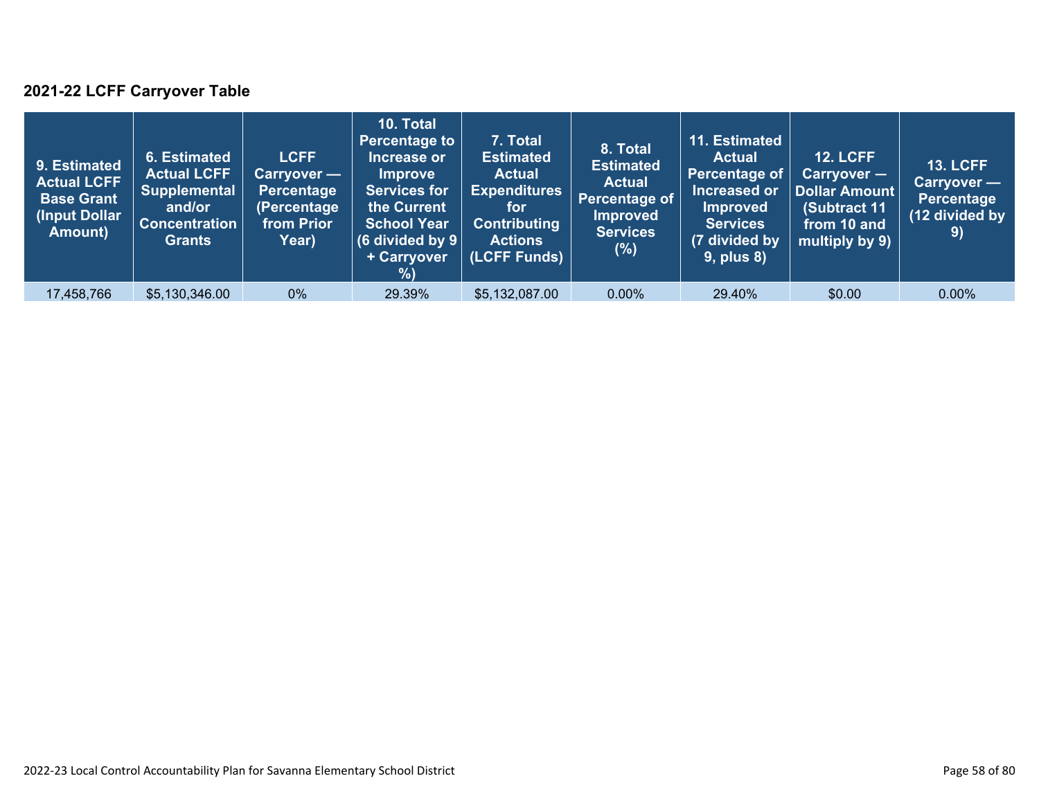### 2021-22 LCFF Carryover Table

| 9. Estimated Actual LCFF Base Grant (Input Dollar Amount) | 6. Estimated Actual LCFF Supplemental and/or Concentration Grants | LCFF Carryover — Percentage (Percentage from Prior Year) | 10. Total Percentage to Increase or Improve Services for the Current School Year (6 divided by 9 + Carryover %) | 7. Total Estimated Actual Expenditures for Contributing Actions (LCFF Funds) | 8. Total Estimated Actual Percentage of Improved Services (%) | 11. Estimated Actual Percentage of Increased or Improved Services (7 divided by 9, plus 8) | 12. LCFF Carryover — Dollar Amount (Subtract 11 from 10 and multiply by 9) | 13. LCFF Carryover — Percentage (12 divided by 9) |
|---|---|---|---|---|---|---|---|---|
| 17,458,766 | $5,130,346.00 | 0% | 29.39% | $5,132,087.00 | 0.00% | 29.40% | $0.00 | 0.00% |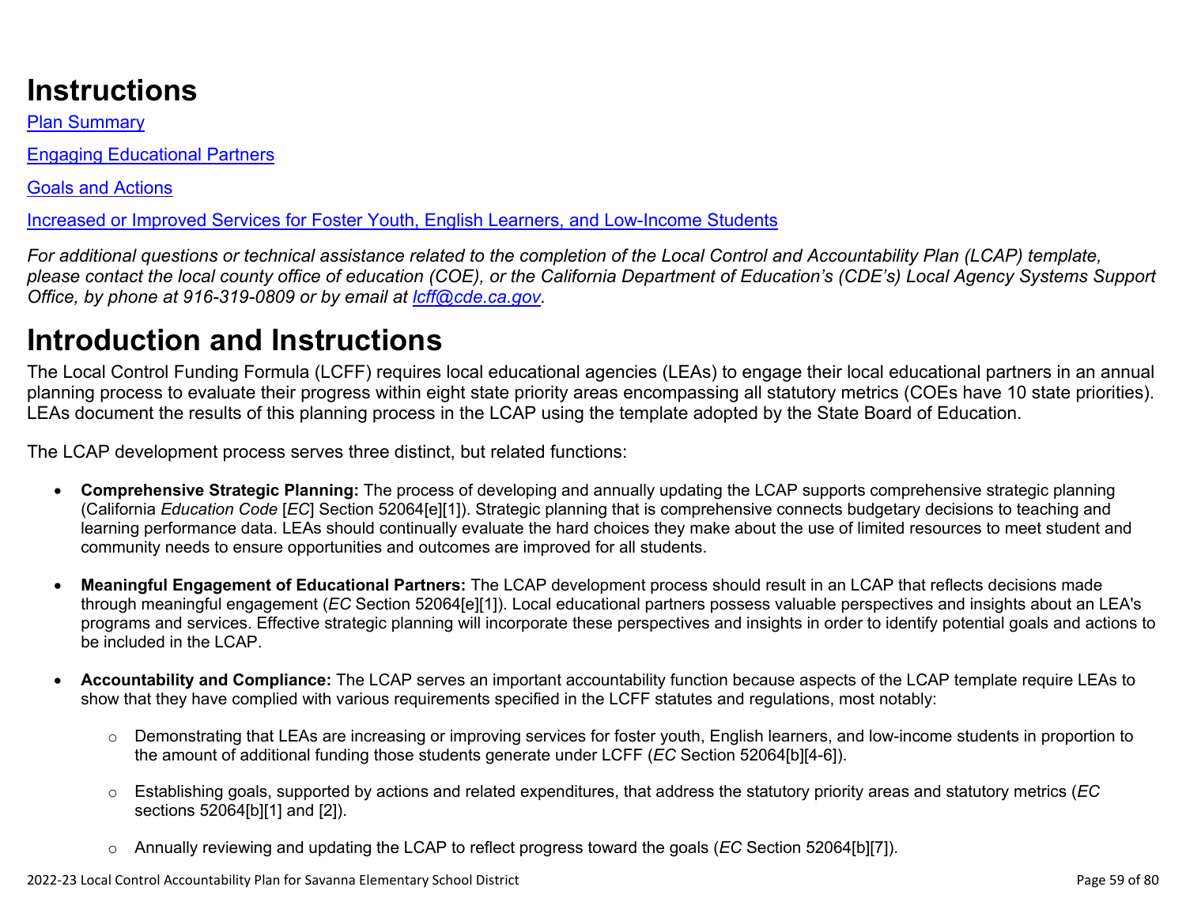# Instructions

[Plan Summary](#)

[Engaging Educational Partners](#)

[Goals and Actions](#)

[Increased or Improved Services for Foster Youth, English Learners, and Low-Income Students](#)

*For additional questions or technical assistance related to the completion of the Local Control and Accountability Plan (LCAP) template, please contact the local county office of education (COE), or the California Department of Education's (CDE's) Local Agency Systems Support Office, by phone at 916-319-0809 or by email at [lcff@cde.ca.gov](mailto:lcff@cde.ca.gov).*

# Introduction and Instructions

The Local Control Funding Formula (LCFF) requires local educational agencies (LEAs) to engage their local educational partners in an annual planning process to evaluate their progress within eight state priority areas encompassing all statutory metrics (COEs have 10 state priorities). LEAs document the results of this planning process in the LCAP using the template adopted by the State Board of Education.

The LCAP development process serves three distinct, but related functions:

- **Comprehensive Strategic Planning:** The process of developing and annually updating the LCAP supports comprehensive strategic planning (California *Education Code* [*EC*] Section 52064[e][1]). Strategic planning that is comprehensive connects budgetary decisions to teaching and learning performance data. LEAs should continually evaluate the hard choices they make about the use of limited resources to meet student and community needs to ensure opportunities and outcomes are improved for all students.

- **Meaningful Engagement of Educational Partners:** The LCAP development process should result in an LCAP that reflects decisions made through meaningful engagement (*EC* Section 52064[e][1]). Local educational partners possess valuable perspectives and insights about an LEA's programs and services. Effective strategic planning will incorporate these perspectives and insights in order to identify potential goals and actions to be included in the LCAP.

- **Accountability and Compliance:** The LCAP serves an important accountability function because aspects of the LCAP template require LEAs to show that they have complied with various requirements specified in the LCFF statutes and regulations, most notably:

    - Demonstrating that LEAs are increasing or improving services for foster youth, English learners, and low-income students in proportion to the amount of additional funding those students generate under LCFF (*EC* Section 52064[b][4-6]).

    - Establishing goals, supported by actions and related expenditures, that address the statutory priority areas and statutory metrics (*EC* sections 52064[b][1] and [2]).

    - Annually reviewing and updating the LCAP to reflect progress toward the goals (*EC* Section 52064[b][7]).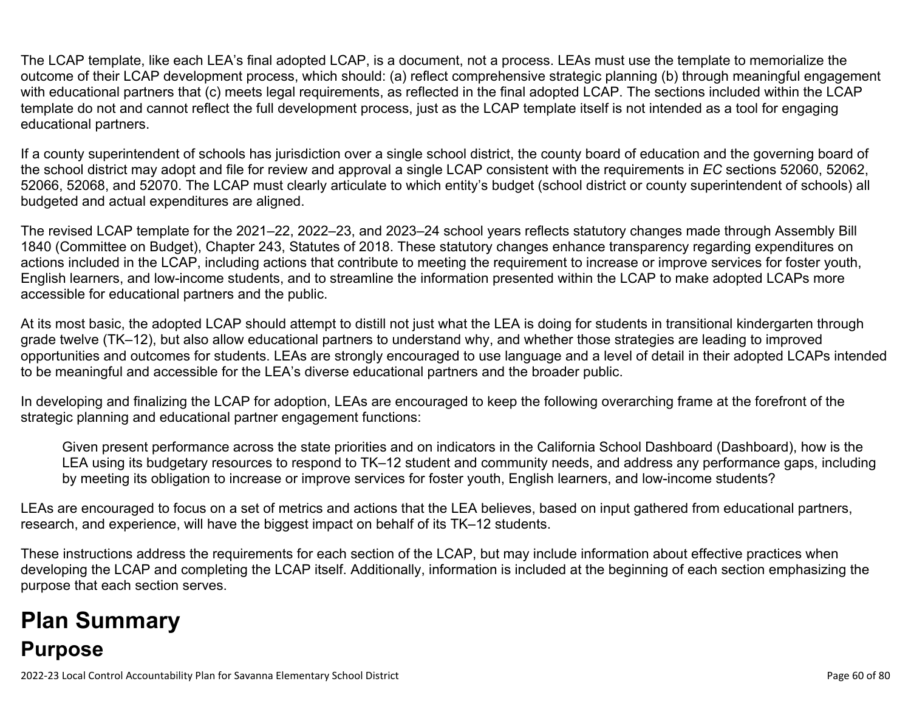The LCAP template, like each LEA's final adopted LCAP, is a document, not a process. LEAs must use the template to memorialize the outcome of their LCAP development process, which should: (a) reflect comprehensive strategic planning (b) through meaningful engagement with educational partners that (c) meets legal requirements, as reflected in the final adopted LCAP. The sections included within the LCAP template do not and cannot reflect the full development process, just as the LCAP template itself is not intended as a tool for engaging educational partners.

If a county superintendent of schools has jurisdiction over a single school district, the county board of education and the governing board of the school district may adopt and file for review and approval a single LCAP consistent with the requirements in *EC* sections 52060, 52062, 52066, 52068, and 52070. The LCAP must clearly articulate to which entity's budget (school district or county superintendent of schools) all budgeted and actual expenditures are aligned.

The revised LCAP template for the 2021–22, 2022–23, and 2023–24 school years reflects statutory changes made through Assembly Bill 1840 (Committee on Budget), Chapter 243, Statutes of 2018. These statutory changes enhance transparency regarding expenditures on actions included in the LCAP, including actions that contribute to meeting the requirement to increase or improve services for foster youth, English learners, and low-income students, and to streamline the information presented within the LCAP to make adopted LCAPs more accessible for educational partners and the public.

At its most basic, the adopted LCAP should attempt to distill not just what the LEA is doing for students in transitional kindergarten through grade twelve (TK–12), but also allow educational partners to understand why, and whether those strategies are leading to improved opportunities and outcomes for students. LEAs are strongly encouraged to use language and a level of detail in their adopted LCAPs intended to be meaningful and accessible for the LEA's diverse educational partners and the broader public.

In developing and finalizing the LCAP for adoption, LEAs are encouraged to keep the following overarching frame at the forefront of the strategic planning and educational partner engagement functions:

> Given present performance across the state priorities and on indicators in the California School Dashboard (Dashboard), how is the LEA using its budgetary resources to respond to TK–12 student and community needs, and address any performance gaps, including by meeting its obligation to increase or improve services for foster youth, English learners, and low-income students?

LEAs are encouraged to focus on a set of metrics and actions that the LEA believes, based on input gathered from educational partners, research, and experience, will have the biggest impact on behalf of its TK–12 students.

These instructions address the requirements for each section of the LCAP, but may include information about effective practices when developing the LCAP and completing the LCAP itself. Additionally, information is included at the beginning of each section emphasizing the purpose that each section serves.

# Plan Summary

## Purpose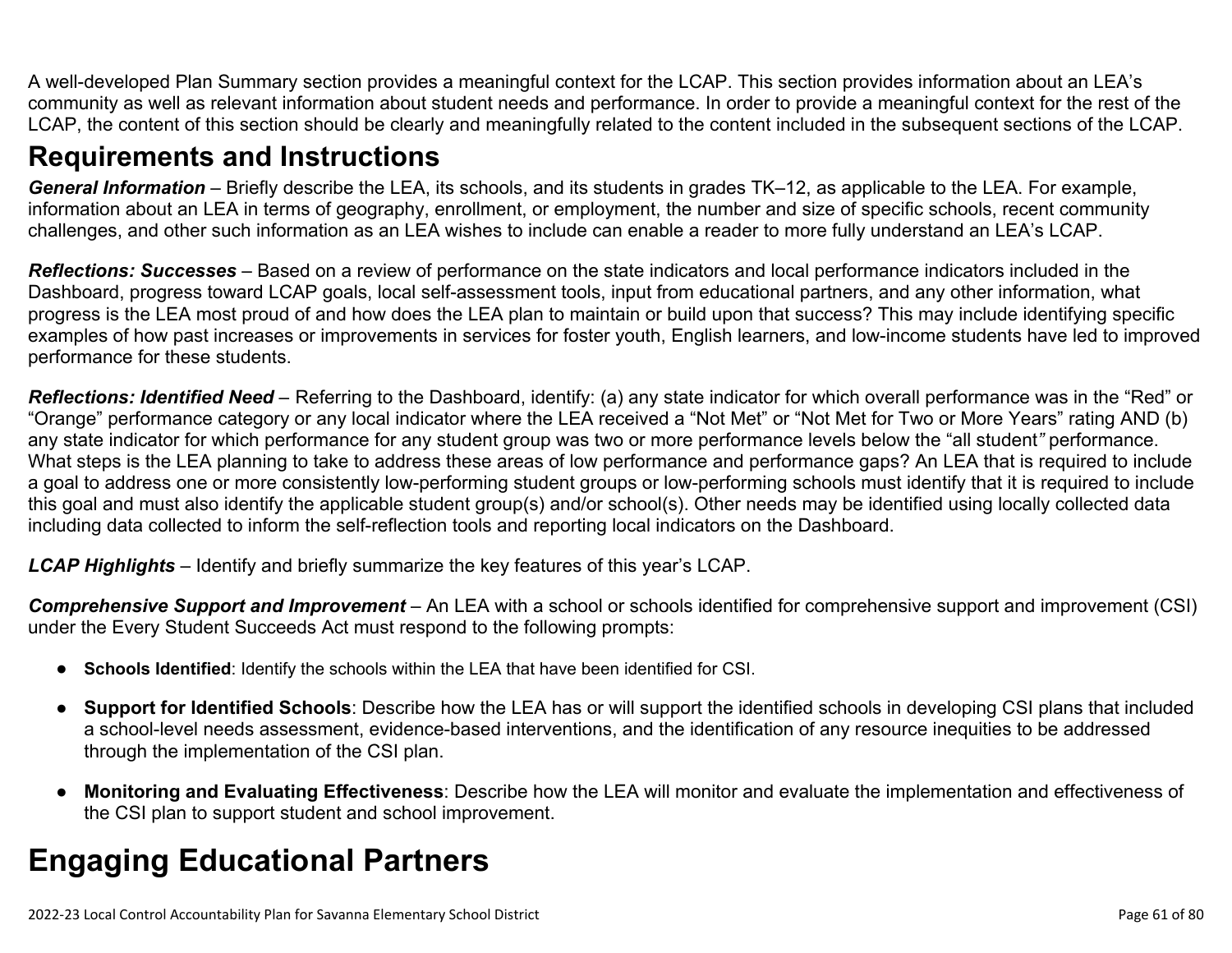A well-developed Plan Summary section provides a meaningful context for the LCAP. This section provides information about an LEA's community as well as relevant information about student needs and performance. In order to provide a meaningful context for the rest of the LCAP, the content of this section should be clearly and meaningfully related to the content included in the subsequent sections of the LCAP.

## Requirements and Instructions

***General Information*** – Briefly describe the LEA, its schools, and its students in grades TK–12, as applicable to the LEA. For example, information about an LEA in terms of geography, enrollment, or employment, the number and size of specific schools, recent community challenges, and other such information as an LEA wishes to include can enable a reader to more fully understand an LEA's LCAP.

***Reflections: Successes*** – Based on a review of performance on the state indicators and local performance indicators included in the Dashboard, progress toward LCAP goals, local self-assessment tools, input from educational partners, and any other information, what progress is the LEA most proud of and how does the LEA plan to maintain or build upon that success? This may include identifying specific examples of how past increases or improvements in services for foster youth, English learners, and low-income students have led to improved performance for these students.

***Reflections: Identified Need*** – Referring to the Dashboard, identify: (a) any state indicator for which overall performance was in the "Red" or "Orange" performance category or any local indicator where the LEA received a "Not Met" or "Not Met for Two or More Years" rating AND (b) any state indicator for which performance for any student group was two or more performance levels below the "all student" performance. What steps is the LEA planning to take to address these areas of low performance and performance gaps? An LEA that is required to include a goal to address one or more consistently low-performing student groups or low-performing schools must identify that it is required to include this goal and must also identify the applicable student group(s) and/or school(s). Other needs may be identified using locally collected data including data collected to inform the self-reflection tools and reporting local indicators on the Dashboard.

***LCAP Highlights*** – Identify and briefly summarize the key features of this year's LCAP.

***Comprehensive Support and Improvement*** – An LEA with a school or schools identified for comprehensive support and improvement (CSI) under the Every Student Succeeds Act must respond to the following prompts:

- **Schools Identified**: Identify the schools within the LEA that have been identified for CSI.
- **Support for Identified Schools**: Describe how the LEA has or will support the identified schools in developing CSI plans that included a school-level needs assessment, evidence-based interventions, and the identification of any resource inequities to be addressed through the implementation of the CSI plan.
- **Monitoring and Evaluating Effectiveness**: Describe how the LEA will monitor and evaluate the implementation and effectiveness of the CSI plan to support student and school improvement.

# Engaging Educational Partners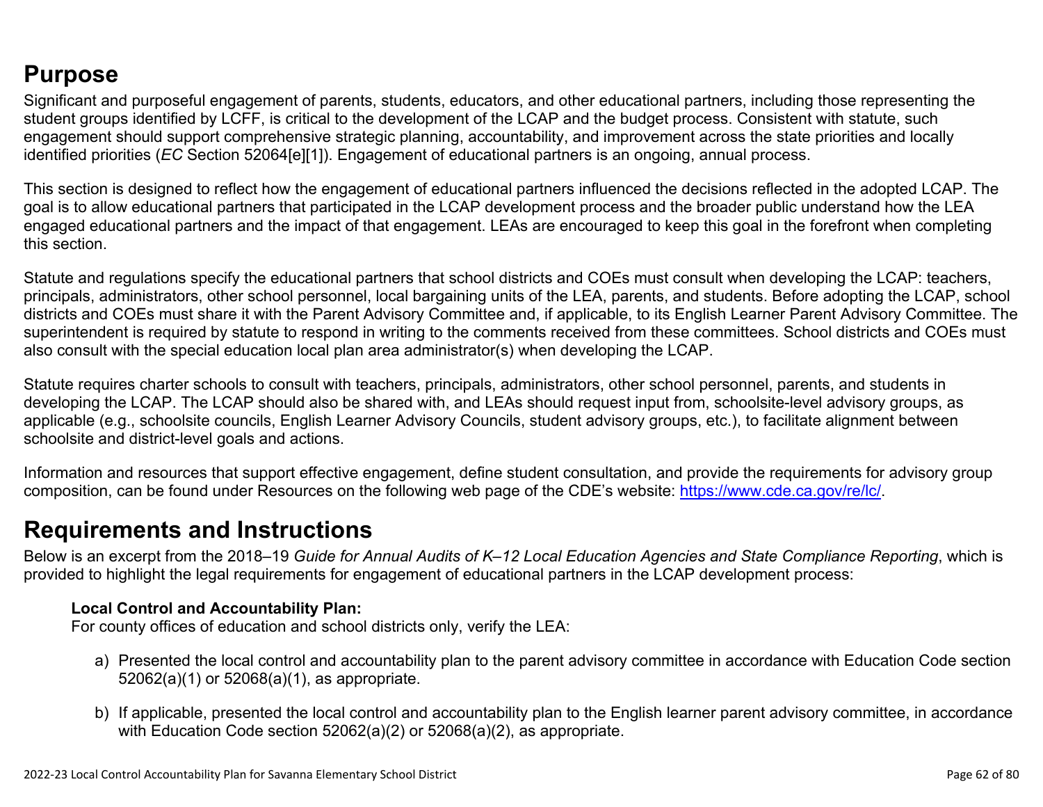## Purpose

Significant and purposeful engagement of parents, students, educators, and other educational partners, including those representing the student groups identified by LCFF, is critical to the development of the LCAP and the budget process. Consistent with statute, such engagement should support comprehensive strategic planning, accountability, and improvement across the state priorities and locally identified priorities (*EC* Section 52064[e][1]). Engagement of educational partners is an ongoing, annual process.

This section is designed to reflect how the engagement of educational partners influenced the decisions reflected in the adopted LCAP. The goal is to allow educational partners that participated in the LCAP development process and the broader public understand how the LEA engaged educational partners and the impact of that engagement. LEAs are encouraged to keep this goal in the forefront when completing this section.

Statute and regulations specify the educational partners that school districts and COEs must consult when developing the LCAP: teachers, principals, administrators, other school personnel, local bargaining units of the LEA, parents, and students. Before adopting the LCAP, school districts and COEs must share it with the Parent Advisory Committee and, if applicable, to its English Learner Parent Advisory Committee. The superintendent is required by statute to respond in writing to the comments received from these committees. School districts and COEs must also consult with the special education local plan area administrator(s) when developing the LCAP.

Statute requires charter schools to consult with teachers, principals, administrators, other school personnel, parents, and students in developing the LCAP. The LCAP should also be shared with, and LEAs should request input from, schoolsite-level advisory groups, as applicable (e.g., schoolsite councils, English Learner Advisory Councils, student advisory groups, etc.), to facilitate alignment between schoolsite and district-level goals and actions.

Information and resources that support effective engagement, define student consultation, and provide the requirements for advisory group composition, can be found under Resources on the following web page of the CDE's website: https://www.cde.ca.gov/re/lc/.

## Requirements and Instructions

Below is an excerpt from the 2018–19 *Guide for Annual Audits of K–12 Local Education Agencies and State Compliance Reporting*, which is provided to highlight the legal requirements for engagement of educational partners in the LCAP development process:

> **Local Control and Accountability Plan:**
> For county offices of education and school districts only, verify the LEA:
>
> a) Presented the local control and accountability plan to the parent advisory committee in accordance with Education Code section 52062(a)(1) or 52068(a)(1), as appropriate.
>
> b) If applicable, presented the local control and accountability plan to the English learner parent advisory committee, in accordance with Education Code section 52062(a)(2) or 52068(a)(2), as appropriate.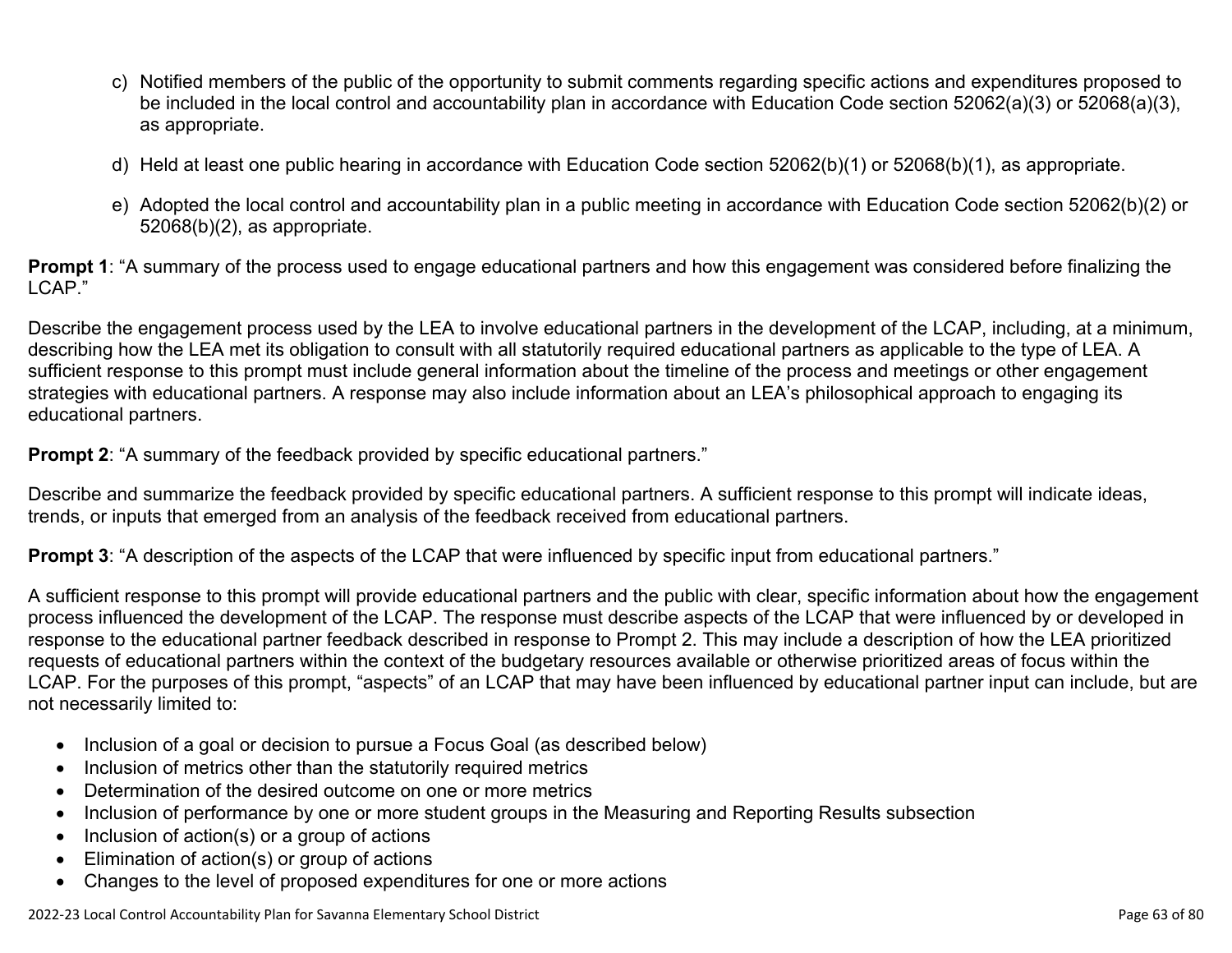c) Notified members of the public of the opportunity to submit comments regarding specific actions and expenditures proposed to be included in the local control and accountability plan in accordance with Education Code section 52062(a)(3) or 52068(a)(3), as appropriate.

d) Held at least one public hearing in accordance with Education Code section 52062(b)(1) or 52068(b)(1), as appropriate.

e) Adopted the local control and accountability plan in a public meeting in accordance with Education Code section 52062(b)(2) or 52068(b)(2), as appropriate.

**Prompt 1**: "A summary of the process used to engage educational partners and how this engagement was considered before finalizing the LCAP."

Describe the engagement process used by the LEA to involve educational partners in the development of the LCAP, including, at a minimum, describing how the LEA met its obligation to consult with all statutorily required educational partners as applicable to the type of LEA. A sufficient response to this prompt must include general information about the timeline of the process and meetings or other engagement strategies with educational partners. A response may also include information about an LEA's philosophical approach to engaging its educational partners.

**Prompt 2**: "A summary of the feedback provided by specific educational partners."

Describe and summarize the feedback provided by specific educational partners. A sufficient response to this prompt will indicate ideas, trends, or inputs that emerged from an analysis of the feedback received from educational partners.

**Prompt 3**: "A description of the aspects of the LCAP that were influenced by specific input from educational partners."

A sufficient response to this prompt will provide educational partners and the public with clear, specific information about how the engagement process influenced the development of the LCAP. The response must describe aspects of the LCAP that were influenced by or developed in response to the educational partner feedback described in response to Prompt 2. This may include a description of how the LEA prioritized requests of educational partners within the context of the budgetary resources available or otherwise prioritized areas of focus within the LCAP. For the purposes of this prompt, "aspects" of an LCAP that may have been influenced by educational partner input can include, but are not necessarily limited to:

- Inclusion of a goal or decision to pursue a Focus Goal (as described below)
- Inclusion of metrics other than the statutorily required metrics
- Determination of the desired outcome on one or more metrics
- Inclusion of performance by one or more student groups in the Measuring and Reporting Results subsection
- Inclusion of action(s) or a group of actions
- Elimination of action(s) or group of actions
- Changes to the level of proposed expenditures for one or more actions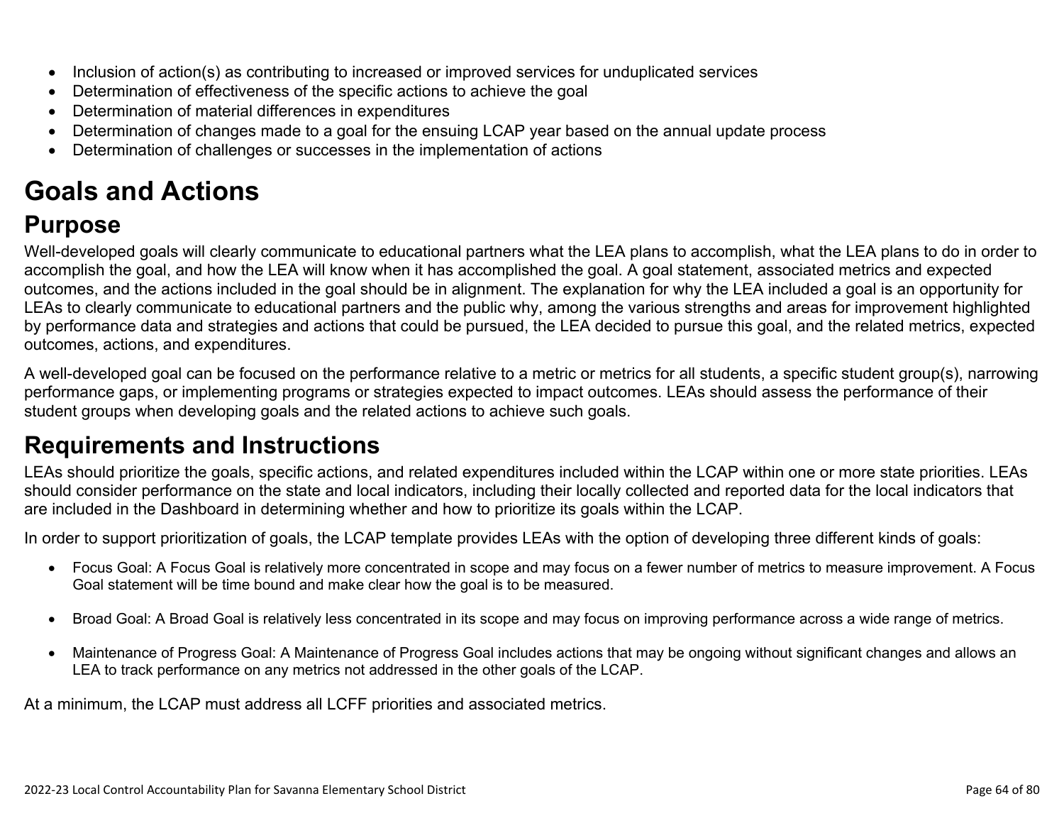- Inclusion of action(s) as contributing to increased or improved services for unduplicated services
- Determination of effectiveness of the specific actions to achieve the goal
- Determination of material differences in expenditures
- Determination of changes made to a goal for the ensuing LCAP year based on the annual update process
- Determination of challenges or successes in the implementation of actions

# Goals and Actions

## Purpose

Well-developed goals will clearly communicate to educational partners what the LEA plans to accomplish, what the LEA plans to do in order to accomplish the goal, and how the LEA will know when it has accomplished the goal. A goal statement, associated metrics and expected outcomes, and the actions included in the goal should be in alignment. The explanation for why the LEA included a goal is an opportunity for LEAs to clearly communicate to educational partners and the public why, among the various strengths and areas for improvement highlighted by performance data and strategies and actions that could be pursued, the LEA decided to pursue this goal, and the related metrics, expected outcomes, actions, and expenditures.

A well-developed goal can be focused on the performance relative to a metric or metrics for all students, a specific student group(s), narrowing performance gaps, or implementing programs or strategies expected to impact outcomes. LEAs should assess the performance of their student groups when developing goals and the related actions to achieve such goals.

## Requirements and Instructions

LEAs should prioritize the goals, specific actions, and related expenditures included within the LCAP within one or more state priorities. LEAs should consider performance on the state and local indicators, including their locally collected and reported data for the local indicators that are included in the Dashboard in determining whether and how to prioritize its goals within the LCAP.

In order to support prioritization of goals, the LCAP template provides LEAs with the option of developing three different kinds of goals:

- Focus Goal: A Focus Goal is relatively more concentrated in scope and may focus on a fewer number of metrics to measure improvement. A Focus Goal statement will be time bound and make clear how the goal is to be measured.

- Broad Goal: A Broad Goal is relatively less concentrated in its scope and may focus on improving performance across a wide range of metrics.

- Maintenance of Progress Goal: A Maintenance of Progress Goal includes actions that may be ongoing without significant changes and allows an LEA to track performance on any metrics not addressed in the other goals of the LCAP.

At a minimum, the LCAP must address all LCFF priorities and associated metrics.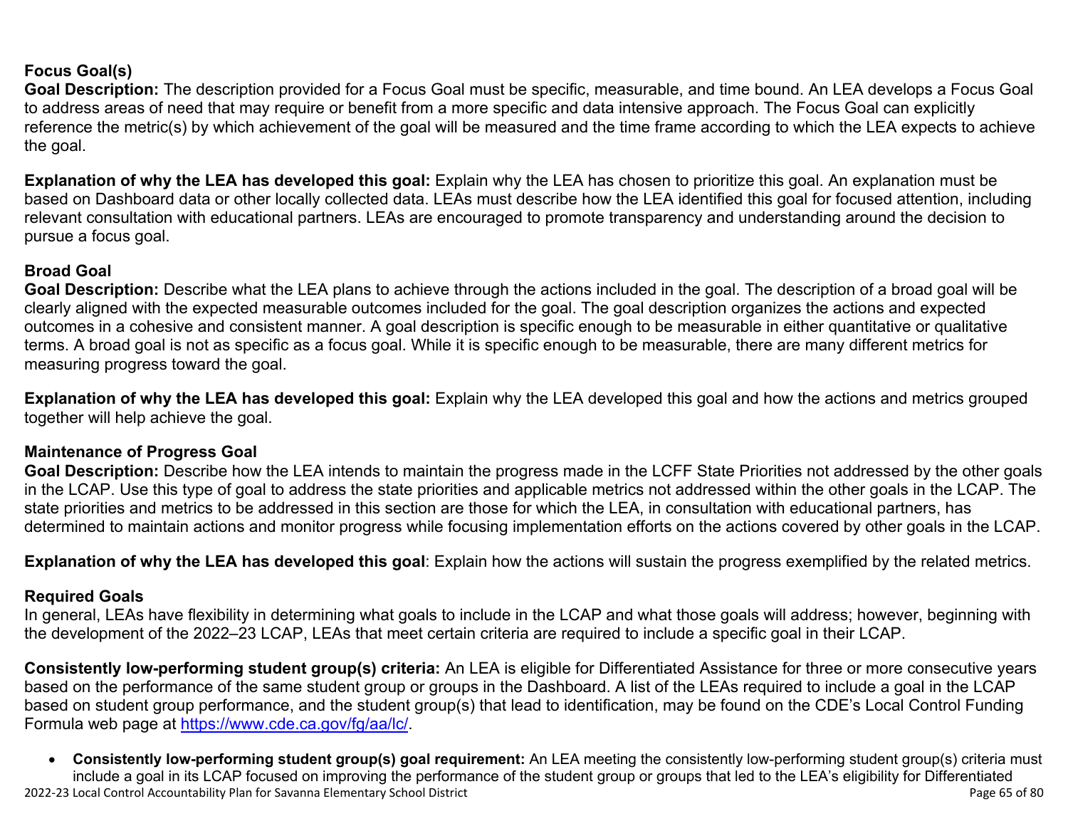**Focus Goal(s)**

**Goal Description:** The description provided for a Focus Goal must be specific, measurable, and time bound. An LEA develops a Focus Goal to address areas of need that may require or benefit from a more specific and data intensive approach. The Focus Goal can explicitly reference the metric(s) by which achievement of the goal will be measured and the time frame according to which the LEA expects to achieve the goal.

**Explanation of why the LEA has developed this goal:** Explain why the LEA has chosen to prioritize this goal. An explanation must be based on Dashboard data or other locally collected data. LEAs must describe how the LEA identified this goal for focused attention, including relevant consultation with educational partners. LEAs are encouraged to promote transparency and understanding around the decision to pursue a focus goal.

**Broad Goal**

**Goal Description:** Describe what the LEA plans to achieve through the actions included in the goal. The description of a broad goal will be clearly aligned with the expected measurable outcomes included for the goal. The goal description organizes the actions and expected outcomes in a cohesive and consistent manner. A goal description is specific enough to be measurable in either quantitative or qualitative terms. A broad goal is not as specific as a focus goal. While it is specific enough to be measurable, there are many different metrics for measuring progress toward the goal.

**Explanation of why the LEA has developed this goal:** Explain why the LEA developed this goal and how the actions and metrics grouped together will help achieve the goal.

**Maintenance of Progress Goal**

**Goal Description:** Describe how the LEA intends to maintain the progress made in the LCFF State Priorities not addressed by the other goals in the LCAP. Use this type of goal to address the state priorities and applicable metrics not addressed within the other goals in the LCAP. The state priorities and metrics to be addressed in this section are those for which the LEA, in consultation with educational partners, has determined to maintain actions and monitor progress while focusing implementation efforts on the actions covered by other goals in the LCAP.

**Explanation of why the LEA has developed this goal**: Explain how the actions will sustain the progress exemplified by the related metrics.

**Required Goals**

In general, LEAs have flexibility in determining what goals to include in the LCAP and what those goals will address; however, beginning with the development of the 2022–23 LCAP, LEAs that meet certain criteria are required to include a specific goal in their LCAP.

**Consistently low-performing student group(s) criteria:** An LEA is eligible for Differentiated Assistance for three or more consecutive years based on the performance of the same student group or groups in the Dashboard. A list of the LEAs required to include a goal in the LCAP based on student group performance, and the student group(s) that lead to identification, may be found on the CDE's Local Control Funding Formula web page at https://www.cde.ca.gov/fg/aa/lc/.

- **Consistently low-performing student group(s) goal requirement:** An LEA meeting the consistently low-performing student group(s) criteria must include a goal in its LCAP focused on improving the performance of the student group or groups that led to the LEA's eligibility for Differentiated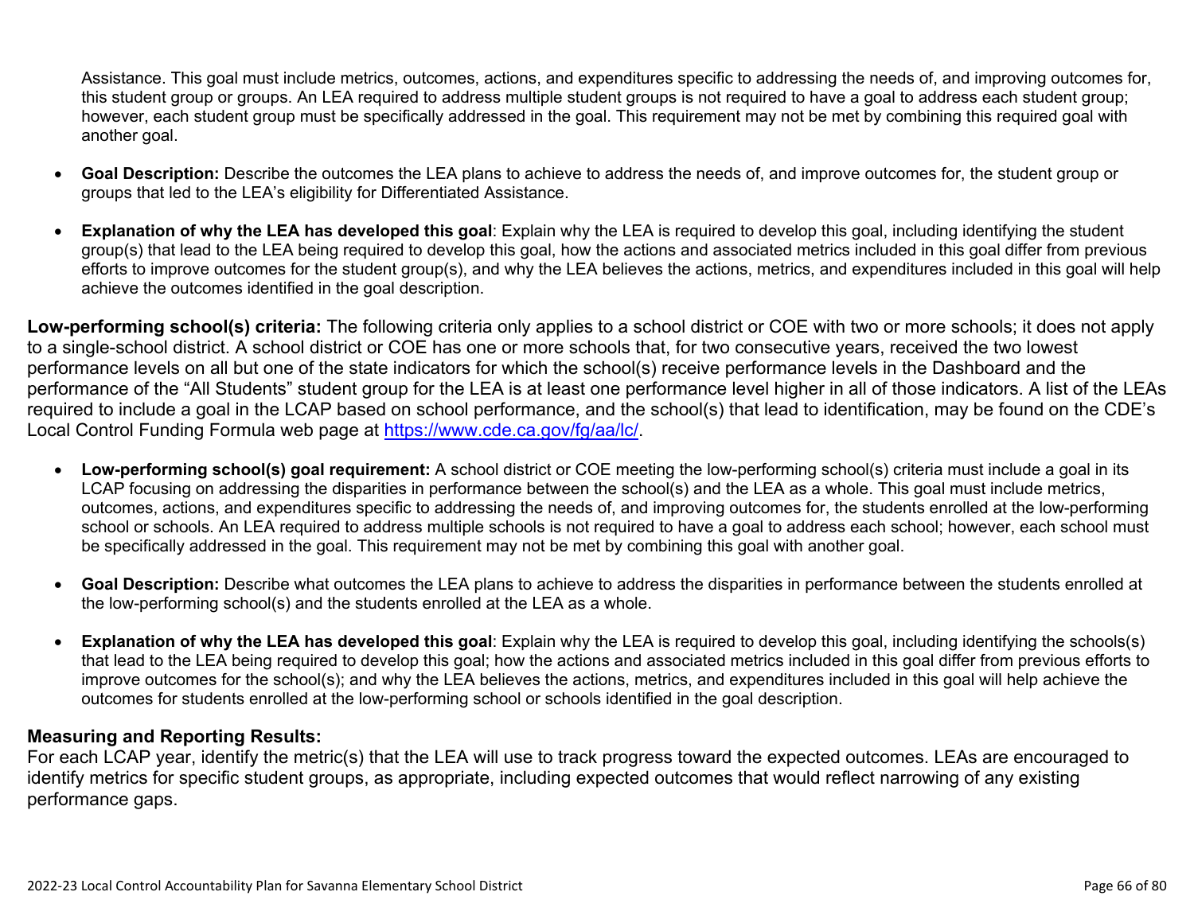Assistance. This goal must include metrics, outcomes, actions, and expenditures specific to addressing the needs of, and improving outcomes for, this student group or groups. An LEA required to address multiple student groups is not required to have a goal to address each student group; however, each student group must be specifically addressed in the goal. This requirement may not be met by combining this required goal with another goal.

- **Goal Description:** Describe the outcomes the LEA plans to achieve to address the needs of, and improve outcomes for, the student group or groups that led to the LEA's eligibility for Differentiated Assistance.
- **Explanation of why the LEA has developed this goal**: Explain why the LEA is required to develop this goal, including identifying the student group(s) that lead to the LEA being required to develop this goal, how the actions and associated metrics included in this goal differ from previous efforts to improve outcomes for the student group(s), and why the LEA believes the actions, metrics, and expenditures included in this goal will help achieve the outcomes identified in the goal description.

**Low-performing school(s) criteria:** The following criteria only applies to a school district or COE with two or more schools; it does not apply to a single-school district. A school district or COE has one or more schools that, for two consecutive years, received the two lowest performance levels on all but one of the state indicators for which the school(s) receive performance levels in the Dashboard and the performance of the "All Students" student group for the LEA is at least one performance level higher in all of those indicators. A list of the LEAs required to include a goal in the LCAP based on school performance, and the school(s) that lead to identification, may be found on the CDE's Local Control Funding Formula web page at https://www.cde.ca.gov/fg/aa/lc/.

- **Low-performing school(s) goal requirement:** A school district or COE meeting the low-performing school(s) criteria must include a goal in its LCAP focusing on addressing the disparities in performance between the school(s) and the LEA as a whole. This goal must include metrics, outcomes, actions, and expenditures specific to addressing the needs of, and improving outcomes for, the students enrolled at the low-performing school or schools. An LEA required to address multiple schools is not required to have a goal to address each school; however, each school must be specifically addressed in the goal. This requirement may not be met by combining this goal with another goal.
- **Goal Description:** Describe what outcomes the LEA plans to achieve to address the disparities in performance between the students enrolled at the low-performing school(s) and the students enrolled at the LEA as a whole.
- **Explanation of why the LEA has developed this goal**: Explain why the LEA is required to develop this goal, including identifying the schools(s) that lead to the LEA being required to develop this goal; how the actions and associated metrics included in this goal differ from previous efforts to improve outcomes for the school(s); and why the LEA believes the actions, metrics, and expenditures included in this goal will help achieve the outcomes for students enrolled at the low-performing school or schools identified in the goal description.

### Measuring and Reporting Results:

For each LCAP year, identify the metric(s) that the LEA will use to track progress toward the expected outcomes. LEAs are encouraged to identify metrics for specific student groups, as appropriate, including expected outcomes that would reflect narrowing of any existing performance gaps.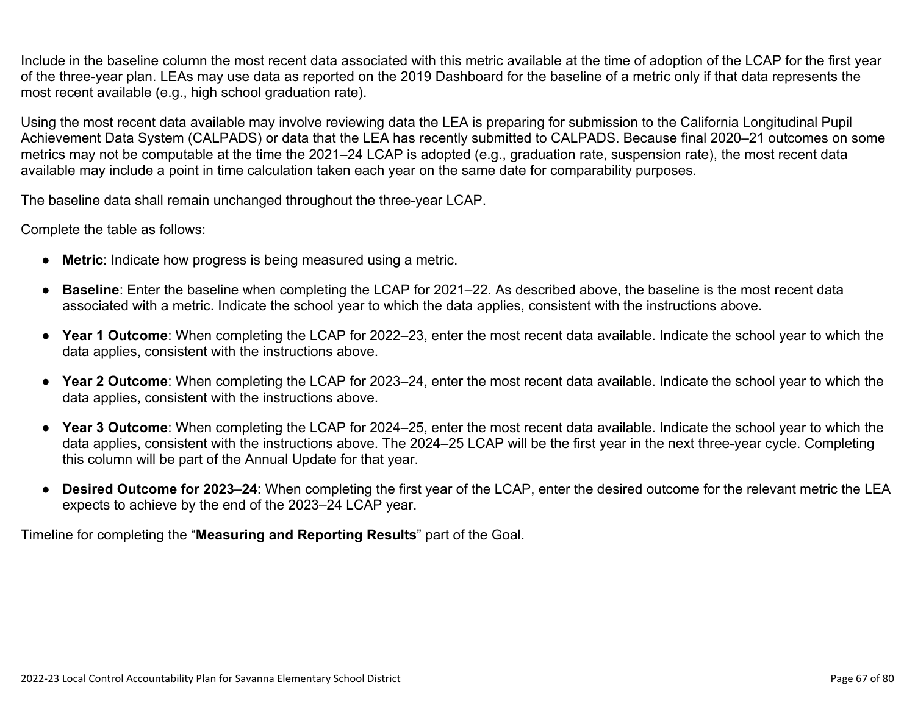Include in the baseline column the most recent data associated with this metric available at the time of adoption of the LCAP for the first year of the three-year plan. LEAs may use data as reported on the 2019 Dashboard for the baseline of a metric only if that data represents the most recent available (e.g., high school graduation rate).

Using the most recent data available may involve reviewing data the LEA is preparing for submission to the California Longitudinal Pupil Achievement Data System (CALPADS) or data that the LEA has recently submitted to CALPADS. Because final 2020–21 outcomes on some metrics may not be computable at the time the 2021–24 LCAP is adopted (e.g., graduation rate, suspension rate), the most recent data available may include a point in time calculation taken each year on the same date for comparability purposes.

The baseline data shall remain unchanged throughout the three-year LCAP.

Complete the table as follows:

- **Metric**: Indicate how progress is being measured using a metric.
- **Baseline**: Enter the baseline when completing the LCAP for 2021–22. As described above, the baseline is the most recent data associated with a metric. Indicate the school year to which the data applies, consistent with the instructions above.
- **Year 1 Outcome**: When completing the LCAP for 2022–23, enter the most recent data available. Indicate the school year to which the data applies, consistent with the instructions above.
- **Year 2 Outcome**: When completing the LCAP for 2023–24, enter the most recent data available. Indicate the school year to which the data applies, consistent with the instructions above.
- **Year 3 Outcome**: When completing the LCAP for 2024–25, enter the most recent data available. Indicate the school year to which the data applies, consistent with the instructions above. The 2024–25 LCAP will be the first year in the next three-year cycle. Completing this column will be part of the Annual Update for that year.
- **Desired Outcome for 2023–24**: When completing the first year of the LCAP, enter the desired outcome for the relevant metric the LEA expects to achieve by the end of the 2023–24 LCAP year.

Timeline for completing the "**Measuring and Reporting Results**" part of the Goal.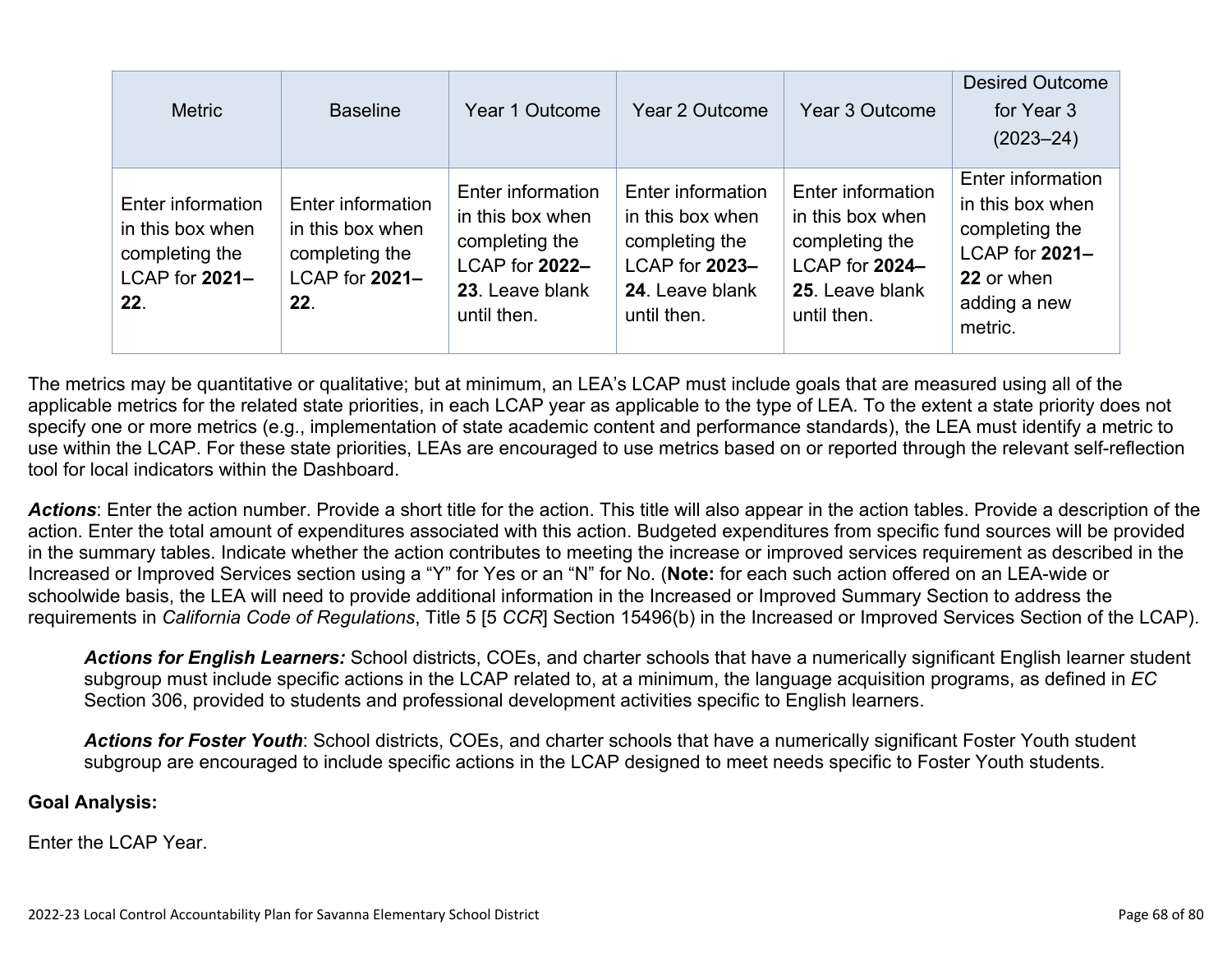| Metric | Baseline | Year 1 Outcome | Year 2 Outcome | Year 3 Outcome | Desired Outcome for Year 3 (2023–24) |
| --- | --- | --- | --- | --- | --- |
| Enter information in this box when completing the LCAP for **2021–22**. | Enter information in this box when completing the LCAP for **2021–22**. | Enter information in this box when completing the LCAP for **2022–23**. Leave blank until then. | Enter information in this box when completing the LCAP for **2023–24**. Leave blank until then. | Enter information in this box when completing the LCAP for **2024–25**. Leave blank until then. | Enter information in this box when completing the LCAP for **2021–22** or when adding a new metric. |

The metrics may be quantitative or qualitative; but at minimum, an LEA's LCAP must include goals that are measured using all of the applicable metrics for the related state priorities, in each LCAP year as applicable to the type of LEA. To the extent a state priority does not specify one or more metrics (e.g., implementation of state academic content and performance standards), the LEA must identify a metric to use within the LCAP. For these state priorities, LEAs are encouraged to use metrics based on or reported through the relevant self-reflection tool for local indicators within the Dashboard.

***Actions***: Enter the action number. Provide a short title for the action. This title will also appear in the action tables. Provide a description of the action. Enter the total amount of expenditures associated with this action. Budgeted expenditures from specific fund sources will be provided in the summary tables. Indicate whether the action contributes to meeting the increase or improved services requirement as described in the Increased or Improved Services section using a "Y" for Yes or an "N" for No. (**Note:** for each such action offered on an LEA-wide or schoolwide basis, the LEA will need to provide additional information in the Increased or Improved Summary Section to address the requirements in *California Code of Regulations*, Title 5 [5 *CCR*] Section 15496(b) in the Increased or Improved Services Section of the LCAP).

> ***Actions for English Learners:*** School districts, COEs, and charter schools that have a numerically significant English learner student subgroup must include specific actions in the LCAP related to, at a minimum, the language acquisition programs, as defined in *EC* Section 306, provided to students and professional development activities specific to English learners.
>
> ***Actions for Foster Youth***: School districts, COEs, and charter schools that have a numerically significant Foster Youth student subgroup are encouraged to include specific actions in the LCAP designed to meet needs specific to Foster Youth students.

**Goal Analysis:**

Enter the LCAP Year.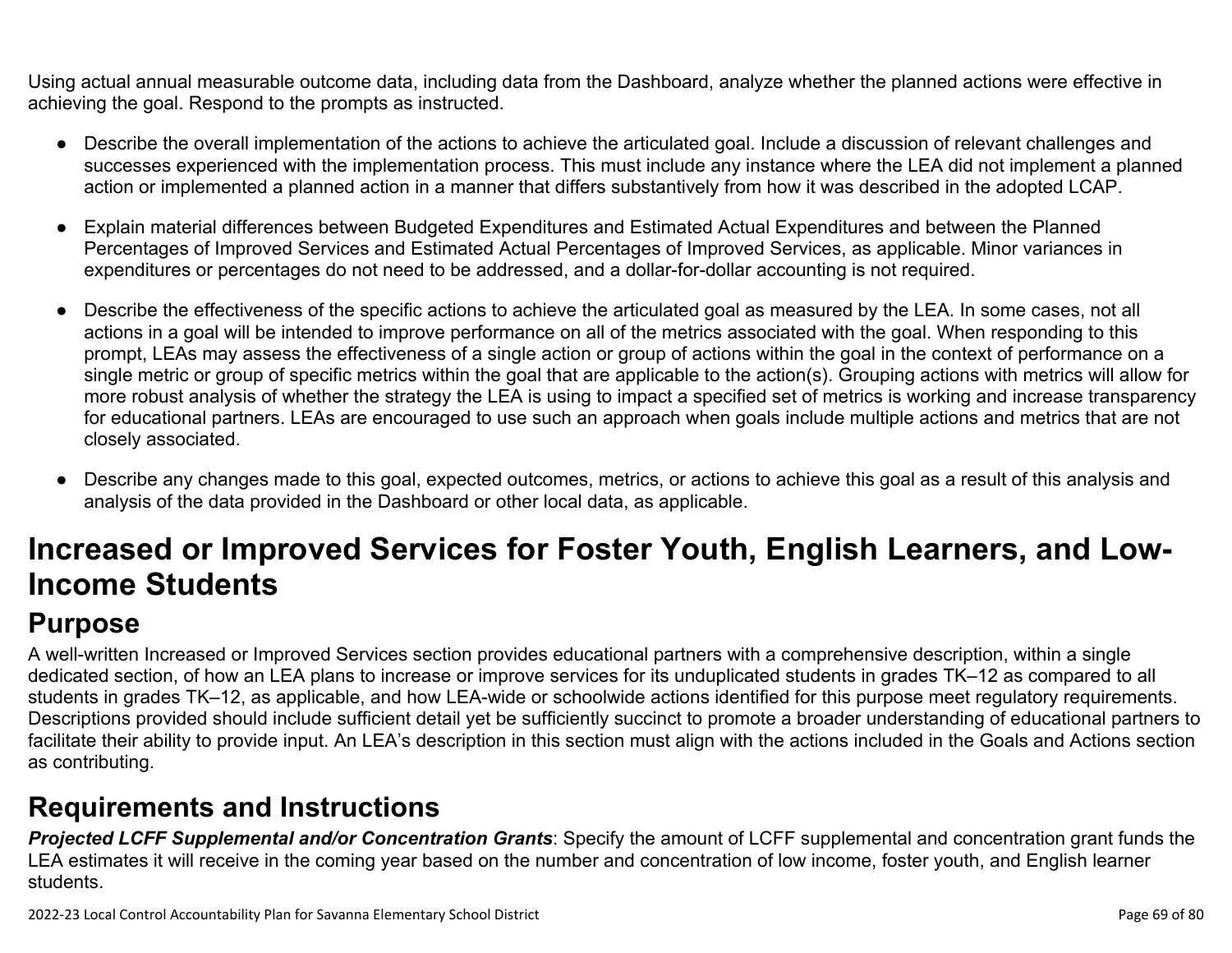Using actual annual measurable outcome data, including data from the Dashboard, analyze whether the planned actions were effective in achieving the goal. Respond to the prompts as instructed.

- Describe the overall implementation of the actions to achieve the articulated goal. Include a discussion of relevant challenges and successes experienced with the implementation process. This must include any instance where the LEA did not implement a planned action or implemented a planned action in a manner that differs substantively from how it was described in the adopted LCAP.
- Explain material differences between Budgeted Expenditures and Estimated Actual Expenditures and between the Planned Percentages of Improved Services and Estimated Actual Percentages of Improved Services, as applicable. Minor variances in expenditures or percentages do not need to be addressed, and a dollar-for-dollar accounting is not required.
- Describe the effectiveness of the specific actions to achieve the articulated goal as measured by the LEA. In some cases, not all actions in a goal will be intended to improve performance on all of the metrics associated with the goal. When responding to this prompt, LEAs may assess the effectiveness of a single action or group of actions within the goal in the context of performance on a single metric or group of specific metrics within the goal that are applicable to the action(s). Grouping actions with metrics will allow for more robust analysis of whether the strategy the LEA is using to impact a specified set of metrics is working and increase transparency for educational partners. LEAs are encouraged to use such an approach when goals include multiple actions and metrics that are not closely associated.
- Describe any changes made to this goal, expected outcomes, metrics, or actions to achieve this goal as a result of this analysis and analysis of the data provided in the Dashboard or other local data, as applicable.

# Increased or Improved Services for Foster Youth, English Learners, and Low-Income Students

## Purpose

A well-written Increased or Improved Services section provides educational partners with a comprehensive description, within a single dedicated section, of how an LEA plans to increase or improve services for its unduplicated students in grades TK–12 as compared to all students in grades TK–12, as applicable, and how LEA-wide or schoolwide actions identified for this purpose meet regulatory requirements. Descriptions provided should include sufficient detail yet be sufficiently succinct to promote a broader understanding of educational partners to facilitate their ability to provide input. An LEA's description in this section must align with the actions included in the Goals and Actions section as contributing.

## Requirements and Instructions

***Projected LCFF Supplemental and/or Concentration Grants***: Specify the amount of LCFF supplemental and concentration grant funds the LEA estimates it will receive in the coming year based on the number and concentration of low income, foster youth, and English learner students.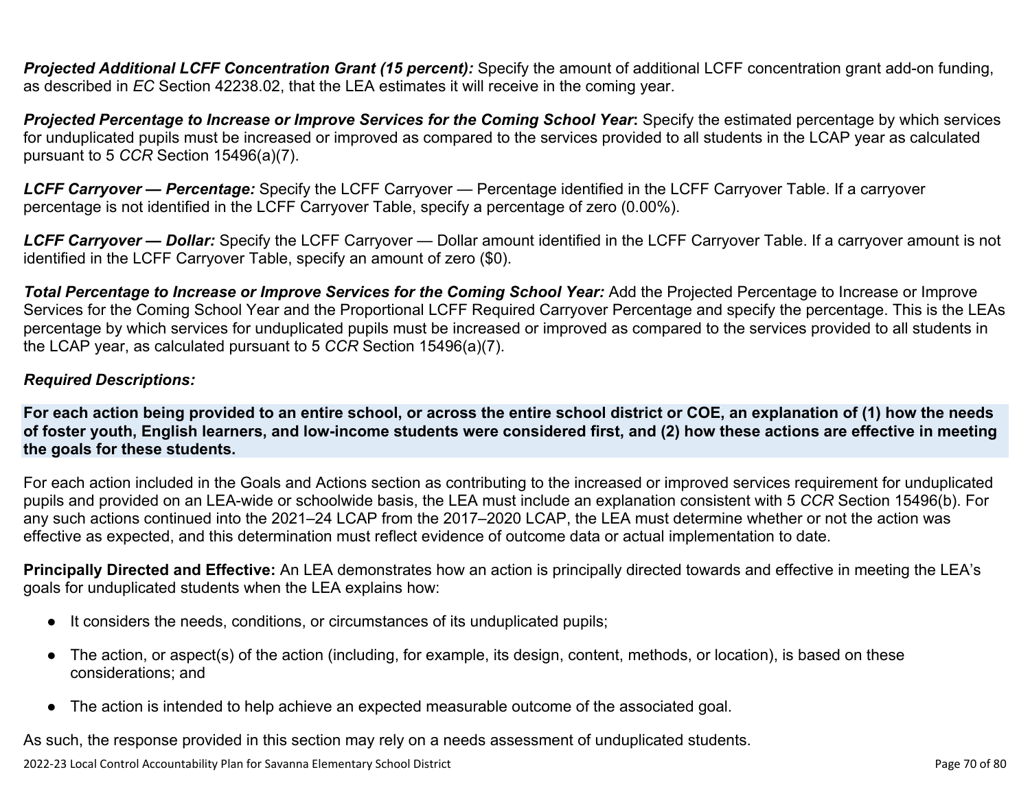***Projected Additional LCFF Concentration Grant (15 percent):*** Specify the amount of additional LCFF concentration grant add-on funding, as described in *EC* Section 42238.02, that the LEA estimates it will receive in the coming year.

***Projected Percentage to Increase or Improve Services for the Coming School Year*:** Specify the estimated percentage by which services for unduplicated pupils must be increased or improved as compared to the services provided to all students in the LCAP year as calculated pursuant to 5 *CCR* Section 15496(a)(7).

***LCFF Carryover — Percentage:*** Specify the LCFF Carryover — Percentage identified in the LCFF Carryover Table. If a carryover percentage is not identified in the LCFF Carryover Table, specify a percentage of zero (0.00%).

***LCFF Carryover — Dollar:*** Specify the LCFF Carryover — Dollar amount identified in the LCFF Carryover Table. If a carryover amount is not identified in the LCFF Carryover Table, specify an amount of zero ($0).

***Total Percentage to Increase or Improve Services for the Coming School Year:*** Add the Projected Percentage to Increase or Improve Services for the Coming School Year and the Proportional LCFF Required Carryover Percentage and specify the percentage. This is the LEAs percentage by which services for unduplicated pupils must be increased or improved as compared to the services provided to all students in the LCAP year, as calculated pursuant to 5 *CCR* Section 15496(a)(7).

***Required Descriptions:***

**For each action being provided to an entire school, or across the entire school district or COE, an explanation of (1) how the needs of foster youth, English learners, and low-income students were considered first, and (2) how these actions are effective in meeting the goals for these students.**

For each action included in the Goals and Actions section as contributing to the increased or improved services requirement for unduplicated pupils and provided on an LEA-wide or schoolwide basis, the LEA must include an explanation consistent with 5 *CCR* Section 15496(b). For any such actions continued into the 2021–24 LCAP from the 2017–2020 LCAP, the LEA must determine whether or not the action was effective as expected, and this determination must reflect evidence of outcome data or actual implementation to date.

**Principally Directed and Effective:** An LEA demonstrates how an action is principally directed towards and effective in meeting the LEA's goals for unduplicated students when the LEA explains how:

- It considers the needs, conditions, or circumstances of its unduplicated pupils;
- The action, or aspect(s) of the action (including, for example, its design, content, methods, or location), is based on these considerations; and
- The action is intended to help achieve an expected measurable outcome of the associated goal.

As such, the response provided in this section may rely on a needs assessment of unduplicated students.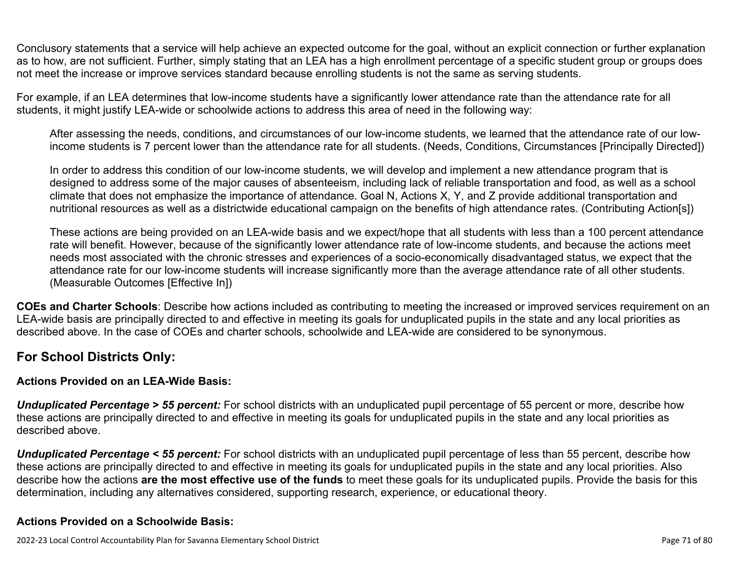Conclusory statements that a service will help achieve an expected outcome for the goal, without an explicit connection or further explanation as to how, are not sufficient. Further, simply stating that an LEA has a high enrollment percentage of a specific student group or groups does not meet the increase or improve services standard because enrolling students is not the same as serving students.

For example, if an LEA determines that low-income students have a significantly lower attendance rate than the attendance rate for all students, it might justify LEA-wide or schoolwide actions to address this area of need in the following way:

> After assessing the needs, conditions, and circumstances of our low-income students, we learned that the attendance rate of our low-income students is 7 percent lower than the attendance rate for all students. (Needs, Conditions, Circumstances [Principally Directed])
>
> In order to address this condition of our low-income students, we will develop and implement a new attendance program that is designed to address some of the major causes of absenteeism, including lack of reliable transportation and food, as well as a school climate that does not emphasize the importance of attendance. Goal N, Actions X, Y, and Z provide additional transportation and nutritional resources as well as a districtwide educational campaign on the benefits of high attendance rates. (Contributing Action[s])
>
> These actions are being provided on an LEA-wide basis and we expect/hope that all students with less than a 100 percent attendance rate will benefit. However, because of the significantly lower attendance rate of low-income students, and because the actions meet needs most associated with the chronic stresses and experiences of a socio-economically disadvantaged status, we expect that the attendance rate for our low-income students will increase significantly more than the average attendance rate of all other students. (Measurable Outcomes [Effective In])

**COEs and Charter Schools**: Describe how actions included as contributing to meeting the increased or improved services requirement on an LEA-wide basis are principally directed to and effective in meeting its goals for unduplicated pupils in the state and any local priorities as described above. In the case of COEs and charter schools, schoolwide and LEA-wide are considered to be synonymous.

## For School Districts Only:

### Actions Provided on an LEA-Wide Basis:

***Unduplicated Percentage > 55 percent:*** For school districts with an unduplicated pupil percentage of 55 percent or more, describe how these actions are principally directed to and effective in meeting its goals for unduplicated pupils in the state and any local priorities as described above.

***Unduplicated Percentage < 55 percent:*** For school districts with an unduplicated pupil percentage of less than 55 percent, describe how these actions are principally directed to and effective in meeting its goals for unduplicated pupils in the state and any local priorities. Also describe how the actions **are the most effective use of the funds** to meet these goals for its unduplicated pupils. Provide the basis for this determination, including any alternatives considered, supporting research, experience, or educational theory.

### Actions Provided on a Schoolwide Basis: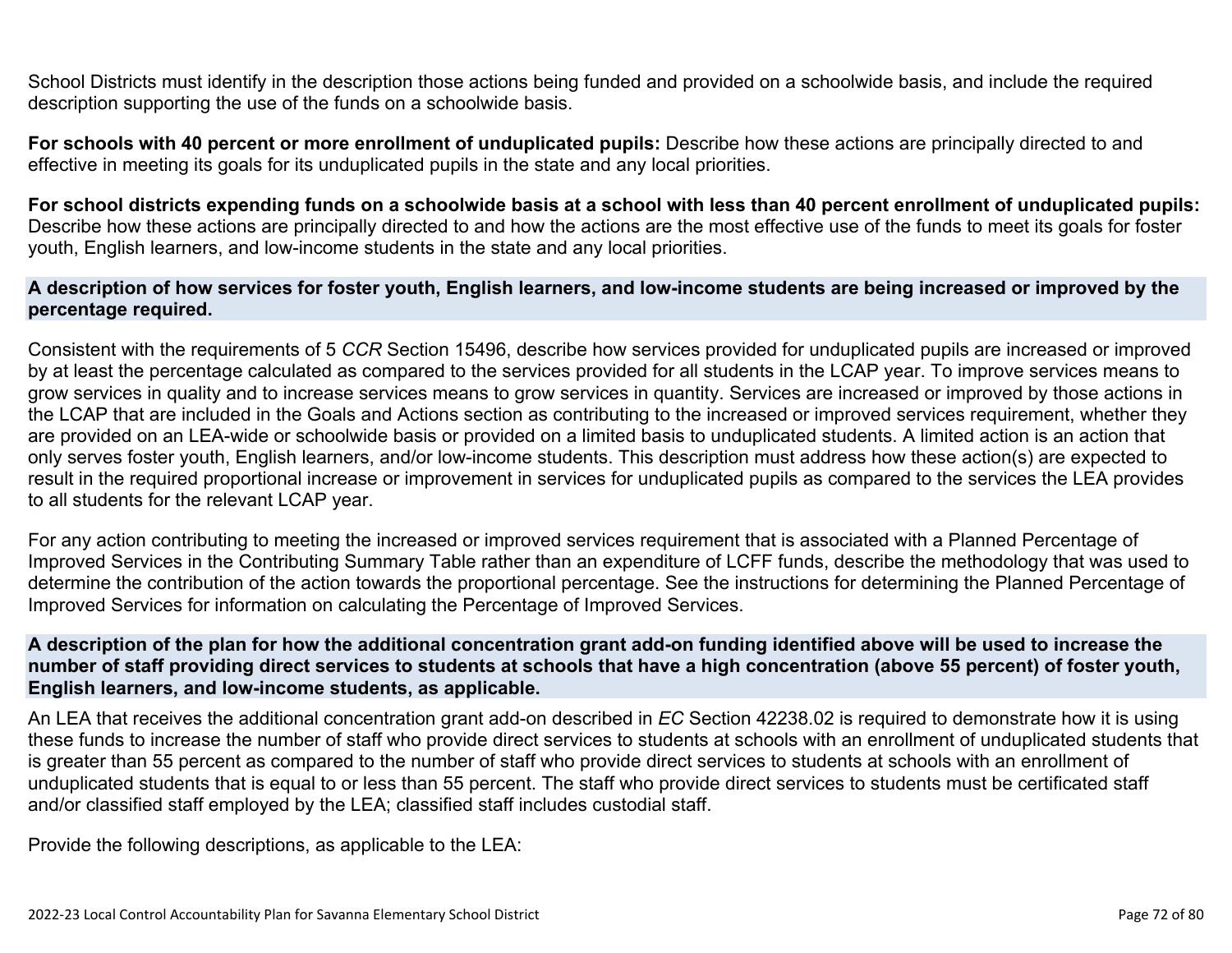School Districts must identify in the description those actions being funded and provided on a schoolwide basis, and include the required description supporting the use of the funds on a schoolwide basis.

**For schools with 40 percent or more enrollment of unduplicated pupils:** Describe how these actions are principally directed to and effective in meeting its goals for its unduplicated pupils in the state and any local priorities.

**For school districts expending funds on a schoolwide basis at a school with less than 40 percent enrollment of unduplicated pupils:** Describe how these actions are principally directed to and how the actions are the most effective use of the funds to meet its goals for foster youth, English learners, and low-income students in the state and any local priorities.

### A description of how services for foster youth, English learners, and low-income students are being increased or improved by the percentage required.

Consistent with the requirements of 5 *CCR* Section 15496, describe how services provided for unduplicated pupils are increased or improved by at least the percentage calculated as compared to the services provided for all students in the LCAP year. To improve services means to grow services in quality and to increase services means to grow services in quantity. Services are increased or improved by those actions in the LCAP that are included in the Goals and Actions section as contributing to the increased or improved services requirement, whether they are provided on an LEA-wide or schoolwide basis or provided on a limited basis to unduplicated students. A limited action is an action that only serves foster youth, English learners, and/or low-income students. This description must address how these action(s) are expected to result in the required proportional increase or improvement in services for unduplicated pupils as compared to the services the LEA provides to all students for the relevant LCAP year.

For any action contributing to meeting the increased or improved services requirement that is associated with a Planned Percentage of Improved Services in the Contributing Summary Table rather than an expenditure of LCFF funds, describe the methodology that was used to determine the contribution of the action towards the proportional percentage. See the instructions for determining the Planned Percentage of Improved Services for information on calculating the Percentage of Improved Services.

### A description of the plan for how the additional concentration grant add-on funding identified above will be used to increase the number of staff providing direct services to students at schools that have a high concentration (above 55 percent) of foster youth, English learners, and low-income students, as applicable.

An LEA that receives the additional concentration grant add-on described in *EC* Section 42238.02 is required to demonstrate how it is using these funds to increase the number of staff who provide direct services to students at schools with an enrollment of unduplicated students that is greater than 55 percent as compared to the number of staff who provide direct services to students at schools with an enrollment of unduplicated students that is equal to or less than 55 percent. The staff who provide direct services to students must be certificated staff and/or classified staff employed by the LEA; classified staff includes custodial staff.

Provide the following descriptions, as applicable to the LEA: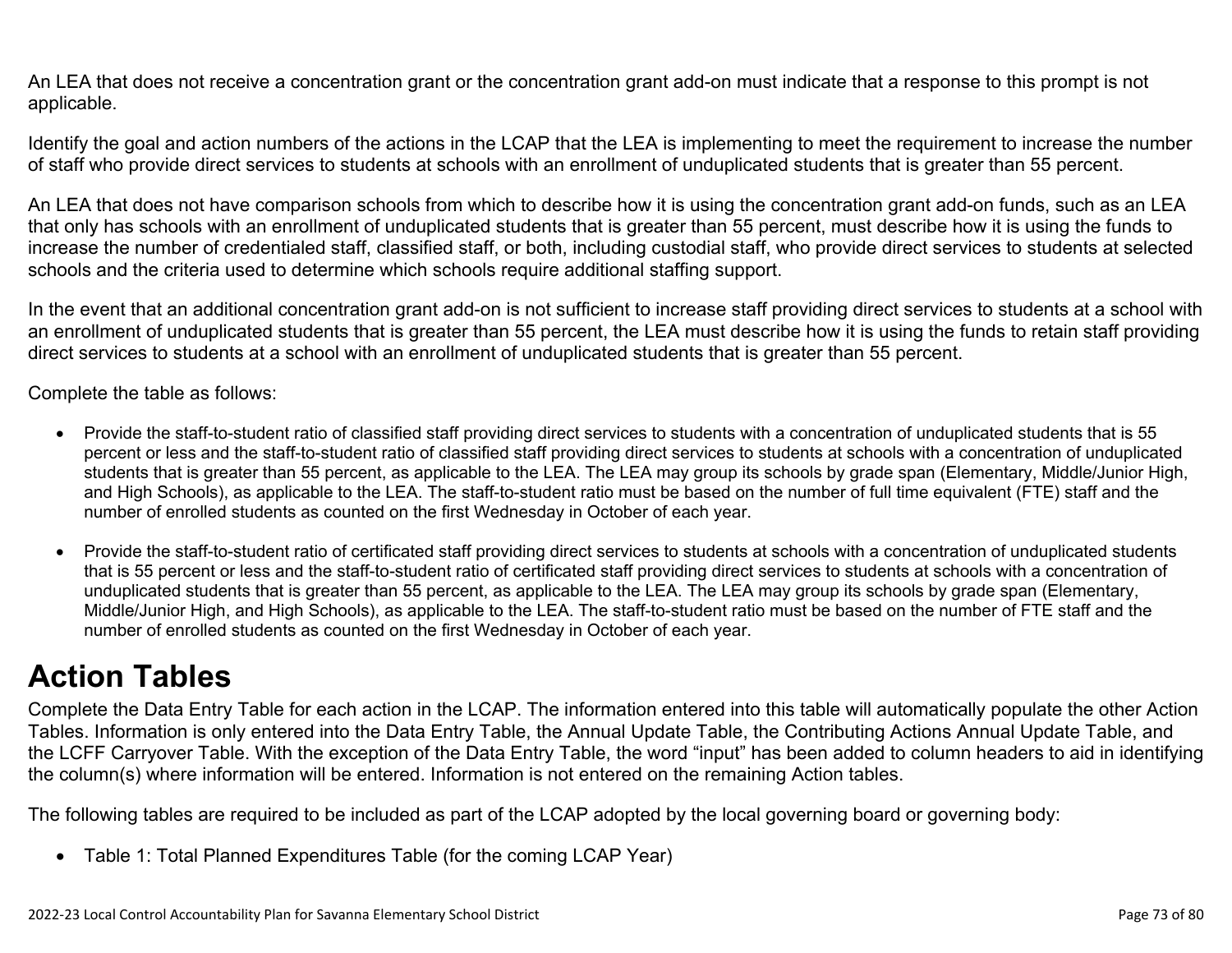An LEA that does not receive a concentration grant or the concentration grant add-on must indicate that a response to this prompt is not applicable.

Identify the goal and action numbers of the actions in the LCAP that the LEA is implementing to meet the requirement to increase the number of staff who provide direct services to students at schools with an enrollment of unduplicated students that is greater than 55 percent.

An LEA that does not have comparison schools from which to describe how it is using the concentration grant add-on funds, such as an LEA that only has schools with an enrollment of unduplicated students that is greater than 55 percent, must describe how it is using the funds to increase the number of credentialed staff, classified staff, or both, including custodial staff, who provide direct services to students at selected schools and the criteria used to determine which schools require additional staffing support.

In the event that an additional concentration grant add-on is not sufficient to increase staff providing direct services to students at a school with an enrollment of unduplicated students that is greater than 55 percent, the LEA must describe how it is using the funds to retain staff providing direct services to students at a school with an enrollment of unduplicated students that is greater than 55 percent.

Complete the table as follows:

- Provide the staff-to-student ratio of classified staff providing direct services to students with a concentration of unduplicated students that is 55 percent or less and the staff-to-student ratio of classified staff providing direct services to students at schools with a concentration of unduplicated students that is greater than 55 percent, as applicable to the LEA. The LEA may group its schools by grade span (Elementary, Middle/Junior High, and High Schools), as applicable to the LEA. The staff-to-student ratio must be based on the number of full time equivalent (FTE) staff and the number of enrolled students as counted on the first Wednesday in October of each year.

- Provide the staff-to-student ratio of certificated staff providing direct services to students at schools with a concentration of unduplicated students that is 55 percent or less and the staff-to-student ratio of certificated staff providing direct services to students at schools with a concentration of unduplicated students that is greater than 55 percent, as applicable to the LEA. The LEA may group its schools by grade span (Elementary, Middle/Junior High, and High Schools), as applicable to the LEA. The staff-to-student ratio must be based on the number of FTE staff and the number of enrolled students as counted on the first Wednesday in October of each year.

# Action Tables

Complete the Data Entry Table for each action in the LCAP. The information entered into this table will automatically populate the other Action Tables. Information is only entered into the Data Entry Table, the Annual Update Table, the Contributing Actions Annual Update Table, and the LCFF Carryover Table. With the exception of the Data Entry Table, the word "input" has been added to column headers to aid in identifying the column(s) where information will be entered. Information is not entered on the remaining Action tables.

The following tables are required to be included as part of the LCAP adopted by the local governing board or governing body:

- Table 1: Total Planned Expenditures Table (for the coming LCAP Year)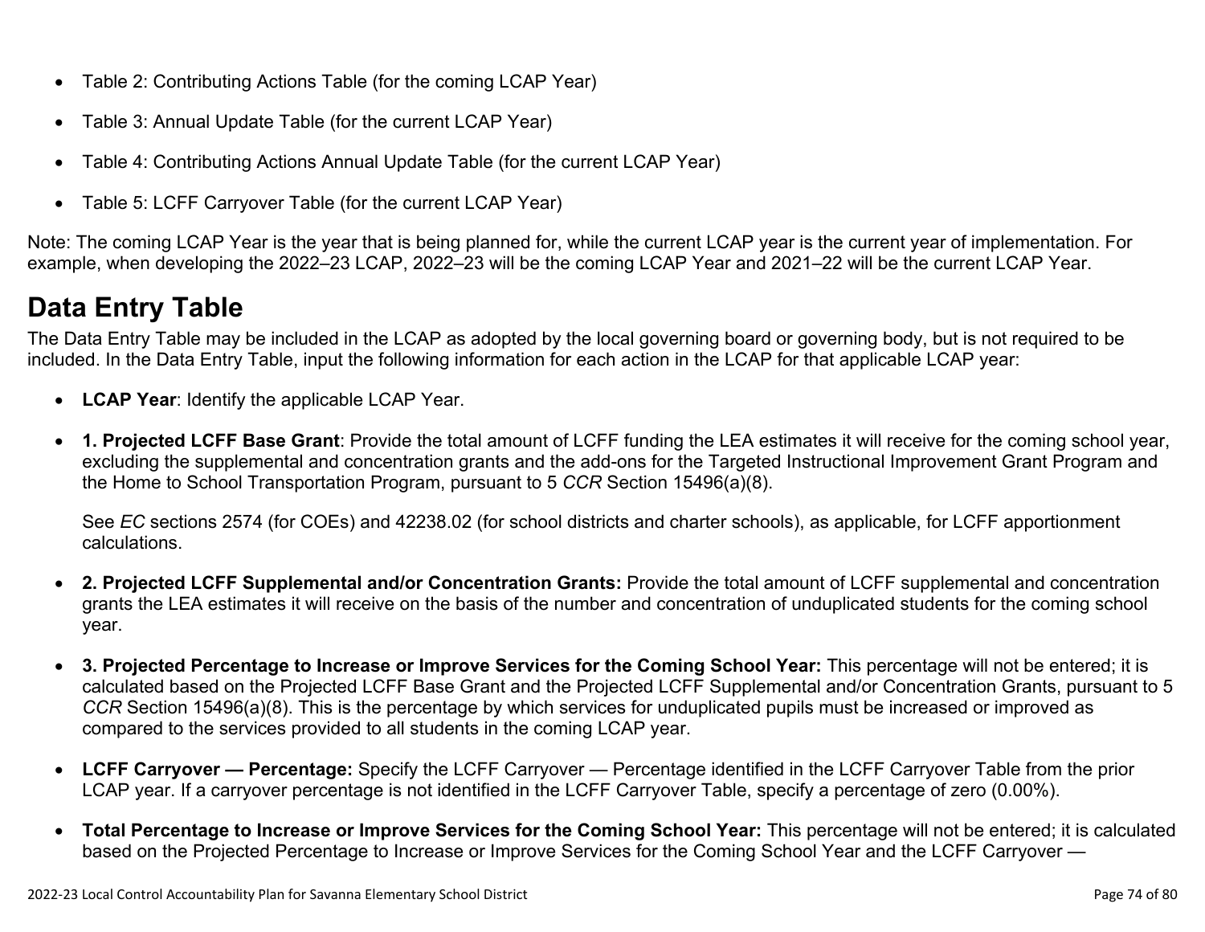- Table 2: Contributing Actions Table (for the coming LCAP Year)
- Table 3: Annual Update Table (for the current LCAP Year)
- Table 4: Contributing Actions Annual Update Table (for the current LCAP Year)
- Table 5: LCFF Carryover Table (for the current LCAP Year)

Note: The coming LCAP Year is the year that is being planned for, while the current LCAP year is the current year of implementation. For example, when developing the 2022–23 LCAP, 2022–23 will be the coming LCAP Year and 2021–22 will be the current LCAP Year.

## Data Entry Table

The Data Entry Table may be included in the LCAP as adopted by the local governing board or governing body, but is not required to be included. In the Data Entry Table, input the following information for each action in the LCAP for that applicable LCAP year:

- **LCAP Year**: Identify the applicable LCAP Year.
- **1. Projected LCFF Base Grant**: Provide the total amount of LCFF funding the LEA estimates it will receive for the coming school year, excluding the supplemental and concentration grants and the add-ons for the Targeted Instructional Improvement Grant Program and the Home to School Transportation Program, pursuant to 5 *CCR* Section 15496(a)(8).

  See *EC* sections 2574 (for COEs) and 42238.02 (for school districts and charter schools), as applicable, for LCFF apportionment calculations.

- **2. Projected LCFF Supplemental and/or Concentration Grants:** Provide the total amount of LCFF supplemental and concentration grants the LEA estimates it will receive on the basis of the number and concentration of unduplicated students for the coming school year.
- **3. Projected Percentage to Increase or Improve Services for the Coming School Year:** This percentage will not be entered; it is calculated based on the Projected LCFF Base Grant and the Projected LCFF Supplemental and/or Concentration Grants, pursuant to 5 *CCR* Section 15496(a)(8). This is the percentage by which services for unduplicated pupils must be increased or improved as compared to the services provided to all students in the coming LCAP year.
- **LCFF Carryover — Percentage:** Specify the LCFF Carryover — Percentage identified in the LCFF Carryover Table from the prior LCAP year. If a carryover percentage is not identified in the LCFF Carryover Table, specify a percentage of zero (0.00%).
- **Total Percentage to Increase or Improve Services for the Coming School Year:** This percentage will not be entered; it is calculated based on the Projected Percentage to Increase or Improve Services for the Coming School Year and the LCFF Carryover —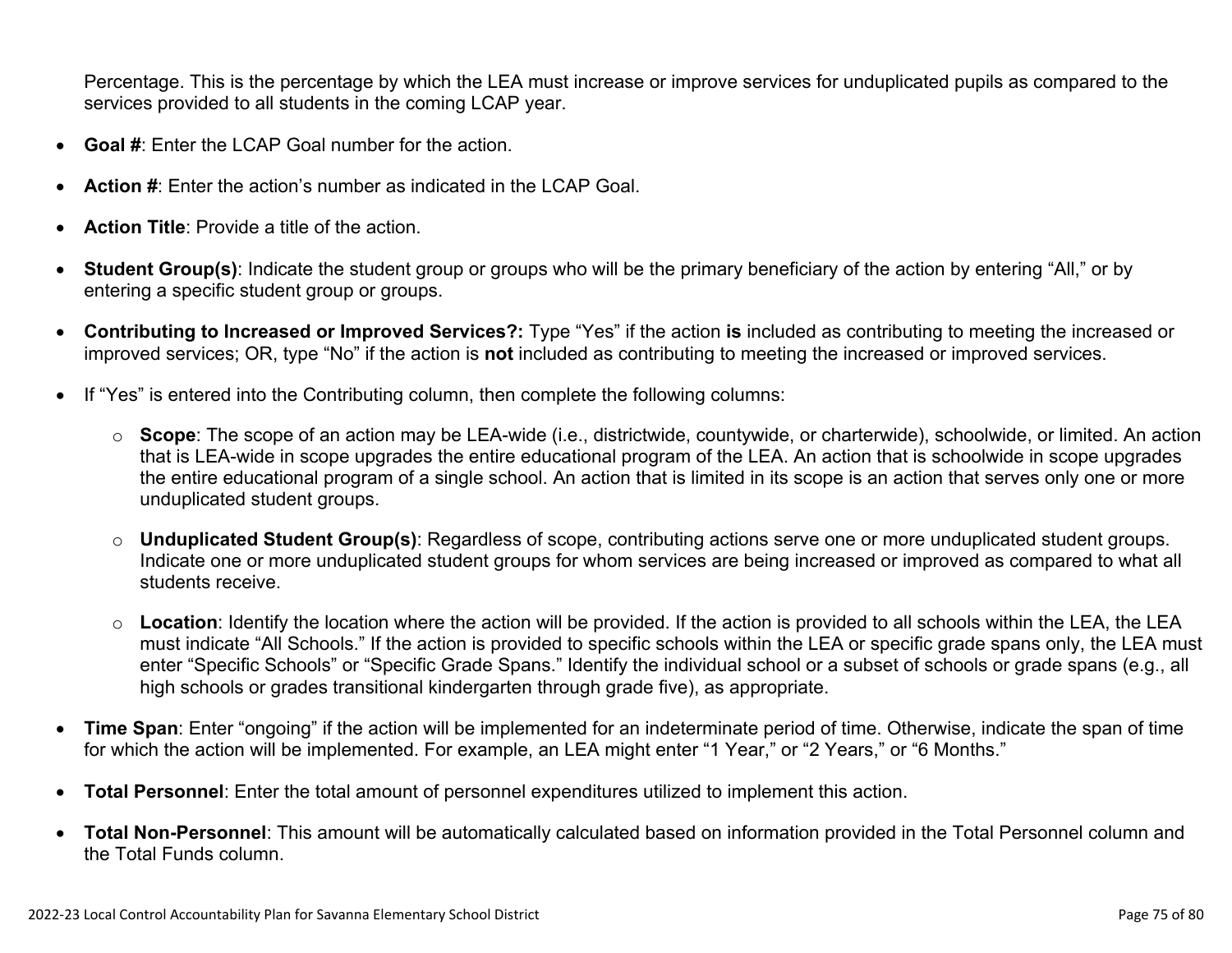Percentage. This is the percentage by which the LEA must increase or improve services for unduplicated pupils as compared to the services provided to all students in the coming LCAP year.

- **Goal #**: Enter the LCAP Goal number for the action.
- **Action #**: Enter the action's number as indicated in the LCAP Goal.
- **Action Title**: Provide a title of the action.
- **Student Group(s)**: Indicate the student group or groups who will be the primary beneficiary of the action by entering "All," or by entering a specific student group or groups.
- **Contributing to Increased or Improved Services?:** Type "Yes" if the action **is** included as contributing to meeting the increased or improved services; OR, type "No" if the action is **not** included as contributing to meeting the increased or improved services.
- If "Yes" is entered into the Contributing column, then complete the following columns:
  - **Scope**: The scope of an action may be LEA-wide (i.e., districtwide, countywide, or charterwide), schoolwide, or limited. An action that is LEA-wide in scope upgrades the entire educational program of the LEA. An action that is schoolwide in scope upgrades the entire educational program of a single school. An action that is limited in its scope is an action that serves only one or more unduplicated student groups.
  - **Unduplicated Student Group(s)**: Regardless of scope, contributing actions serve one or more unduplicated student groups. Indicate one or more unduplicated student groups for whom services are being increased or improved as compared to what all students receive.
  - **Location**: Identify the location where the action will be provided. If the action is provided to all schools within the LEA, the LEA must indicate "All Schools." If the action is provided to specific schools within the LEA or specific grade spans only, the LEA must enter "Specific Schools" or "Specific Grade Spans." Identify the individual school or a subset of schools or grade spans (e.g., all high schools or grades transitional kindergarten through grade five), as appropriate.
- **Time Span**: Enter "ongoing" if the action will be implemented for an indeterminate period of time. Otherwise, indicate the span of time for which the action will be implemented. For example, an LEA might enter "1 Year," or "2 Years," or "6 Months."
- **Total Personnel**: Enter the total amount of personnel expenditures utilized to implement this action.
- **Total Non-Personnel**: This amount will be automatically calculated based on information provided in the Total Personnel column and the Total Funds column.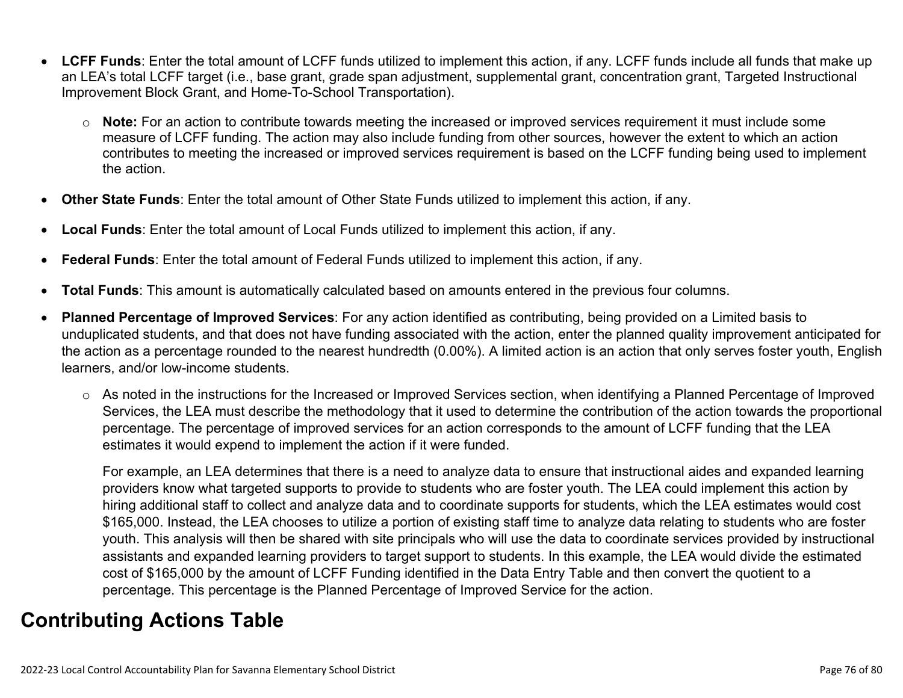- **LCFF Funds**: Enter the total amount of LCFF funds utilized to implement this action, if any. LCFF funds include all funds that make up an LEA's total LCFF target (i.e., base grant, grade span adjustment, supplemental grant, concentration grant, Targeted Instructional Improvement Block Grant, and Home-To-School Transportation).
  - **Note:** For an action to contribute towards meeting the increased or improved services requirement it must include some measure of LCFF funding. The action may also include funding from other sources, however the extent to which an action contributes to meeting the increased or improved services requirement is based on the LCFF funding being used to implement the action.
- **Other State Funds**: Enter the total amount of Other State Funds utilized to implement this action, if any.
- **Local Funds**: Enter the total amount of Local Funds utilized to implement this action, if any.
- **Federal Funds**: Enter the total amount of Federal Funds utilized to implement this action, if any.
- **Total Funds**: This amount is automatically calculated based on amounts entered in the previous four columns.
- **Planned Percentage of Improved Services**: For any action identified as contributing, being provided on a Limited basis to unduplicated students, and that does not have funding associated with the action, enter the planned quality improvement anticipated for the action as a percentage rounded to the nearest hundredth (0.00%). A limited action is an action that only serves foster youth, English learners, and/or low-income students.
  - As noted in the instructions for the Increased or Improved Services section, when identifying a Planned Percentage of Improved Services, the LEA must describe the methodology that it used to determine the contribution of the action towards the proportional percentage. The percentage of improved services for an action corresponds to the amount of LCFF funding that the LEA estimates it would expend to implement the action if it were funded.

    For example, an LEA determines that there is a need to analyze data to ensure that instructional aides and expanded learning providers know what targeted supports to provide to students who are foster youth. The LEA could implement this action by hiring additional staff to collect and analyze data and to coordinate supports for students, which the LEA estimates would cost $165,000. Instead, the LEA chooses to utilize a portion of existing staff time to analyze data relating to students who are foster youth. This analysis will then be shared with site principals who will use the data to coordinate services provided by instructional assistants and expanded learning providers to target support to students. In this example, the LEA would divide the estimated cost of $165,000 by the amount of LCFF Funding identified in the Data Entry Table and then convert the quotient to a percentage. This percentage is the Planned Percentage of Improved Service for the action.

## Contributing Actions Table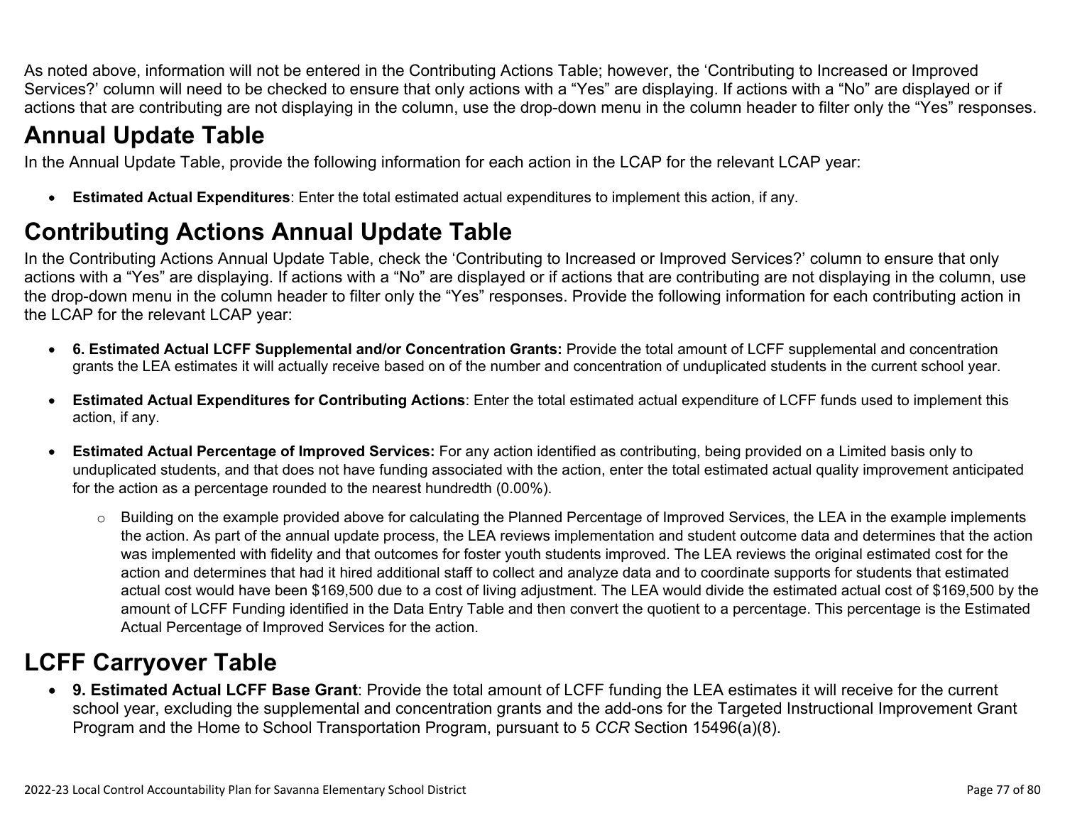As noted above, information will not be entered in the Contributing Actions Table; however, the ‘Contributing to Increased or Improved Services?’ column will need to be checked to ensure that only actions with a “Yes” are displaying. If actions with a “No” are displayed or if actions that are contributing are not displaying in the column, use the drop-down menu in the column header to filter only the “Yes” responses.

# Annual Update Table

In the Annual Update Table, provide the following information for each action in the LCAP for the relevant LCAP year:

- **Estimated Actual Expenditures**: Enter the total estimated actual expenditures to implement this action, if any.

# Contributing Actions Annual Update Table

In the Contributing Actions Annual Update Table, check the ‘Contributing to Increased or Improved Services?’ column to ensure that only actions with a “Yes” are displaying. If actions with a “No” are displayed or if actions that are contributing are not displaying in the column, use the drop-down menu in the column header to filter only the “Yes” responses. Provide the following information for each contributing action in the LCAP for the relevant LCAP year:

- **6. Estimated Actual LCFF Supplemental and/or Concentration Grants:** Provide the total amount of LCFF supplemental and concentration grants the LEA estimates it will actually receive based on of the number and concentration of unduplicated students in the current school year.
- **Estimated Actual Expenditures for Contributing Actions**: Enter the total estimated actual expenditure of LCFF funds used to implement this action, if any.
- **Estimated Actual Percentage of Improved Services:** For any action identified as contributing, being provided on a Limited basis only to unduplicated students, and that does not have funding associated with the action, enter the total estimated actual quality improvement anticipated for the action as a percentage rounded to the nearest hundredth (0.00%).
  - Building on the example provided above for calculating the Planned Percentage of Improved Services, the LEA in the example implements the action. As part of the annual update process, the LEA reviews implementation and student outcome data and determines that the action was implemented with fidelity and that outcomes for foster youth students improved. The LEA reviews the original estimated cost for the action and determines that had it hired additional staff to collect and analyze data and to coordinate supports for students that estimated actual cost would have been $169,500 due to a cost of living adjustment. The LEA would divide the estimated actual cost of $169,500 by the amount of LCFF Funding identified in the Data Entry Table and then convert the quotient to a percentage. This percentage is the Estimated Actual Percentage of Improved Services for the action.

# LCFF Carryover Table

- **9. Estimated Actual LCFF Base Grant**: Provide the total amount of LCFF funding the LEA estimates it will receive for the current school year, excluding the supplemental and concentration grants and the add-ons for the Targeted Instructional Improvement Grant Program and the Home to School Transportation Program, pursuant to 5 *CCR* Section 15496(a)(8).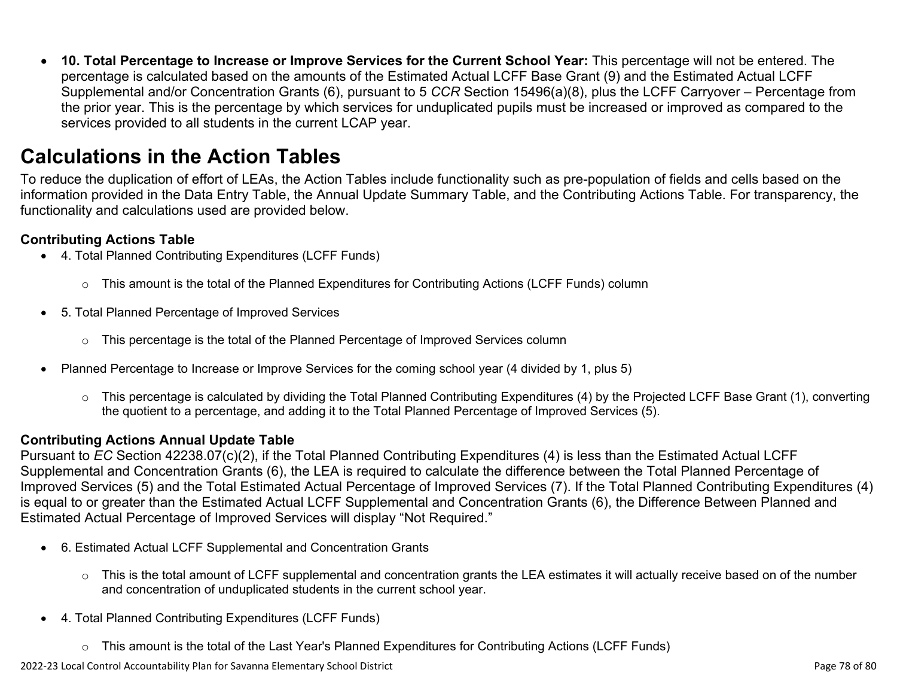- **10. Total Percentage to Increase or Improve Services for the Current School Year:** This percentage will not be entered. The percentage is calculated based on the amounts of the Estimated Actual LCFF Base Grant (9) and the Estimated Actual LCFF Supplemental and/or Concentration Grants (6), pursuant to 5 *CCR* Section 15496(a)(8), plus the LCFF Carryover – Percentage from the prior year. This is the percentage by which services for unduplicated pupils must be increased or improved as compared to the services provided to all students in the current LCAP year.

# Calculations in the Action Tables

To reduce the duplication of effort of LEAs, the Action Tables include functionality such as pre-population of fields and cells based on the information provided in the Data Entry Table, the Annual Update Summary Table, and the Contributing Actions Table. For transparency, the functionality and calculations used are provided below.

### Contributing Actions Table

- 4. Total Planned Contributing Expenditures (LCFF Funds)
    - This amount is the total of the Planned Expenditures for Contributing Actions (LCFF Funds) column
- 5. Total Planned Percentage of Improved Services
    - This percentage is the total of the Planned Percentage of Improved Services column
- Planned Percentage to Increase or Improve Services for the coming school year (4 divided by 1, plus 5)
    - This percentage is calculated by dividing the Total Planned Contributing Expenditures (4) by the Projected LCFF Base Grant (1), converting the quotient to a percentage, and adding it to the Total Planned Percentage of Improved Services (5).

### Contributing Actions Annual Update Table

Pursuant to *EC* Section 42238.07(c)(2), if the Total Planned Contributing Expenditures (4) is less than the Estimated Actual LCFF Supplemental and Concentration Grants (6), the LEA is required to calculate the difference between the Total Planned Percentage of Improved Services (5) and the Total Estimated Actual Percentage of Improved Services (7). If the Total Planned Contributing Expenditures (4) is equal to or greater than the Estimated Actual LCFF Supplemental and Concentration Grants (6), the Difference Between Planned and Estimated Actual Percentage of Improved Services will display "Not Required."

- 6. Estimated Actual LCFF Supplemental and Concentration Grants
    - This is the total amount of LCFF supplemental and concentration grants the LEA estimates it will actually receive based on of the number and concentration of unduplicated students in the current school year.
- 4. Total Planned Contributing Expenditures (LCFF Funds)
    - This amount is the total of the Last Year's Planned Expenditures for Contributing Actions (LCFF Funds)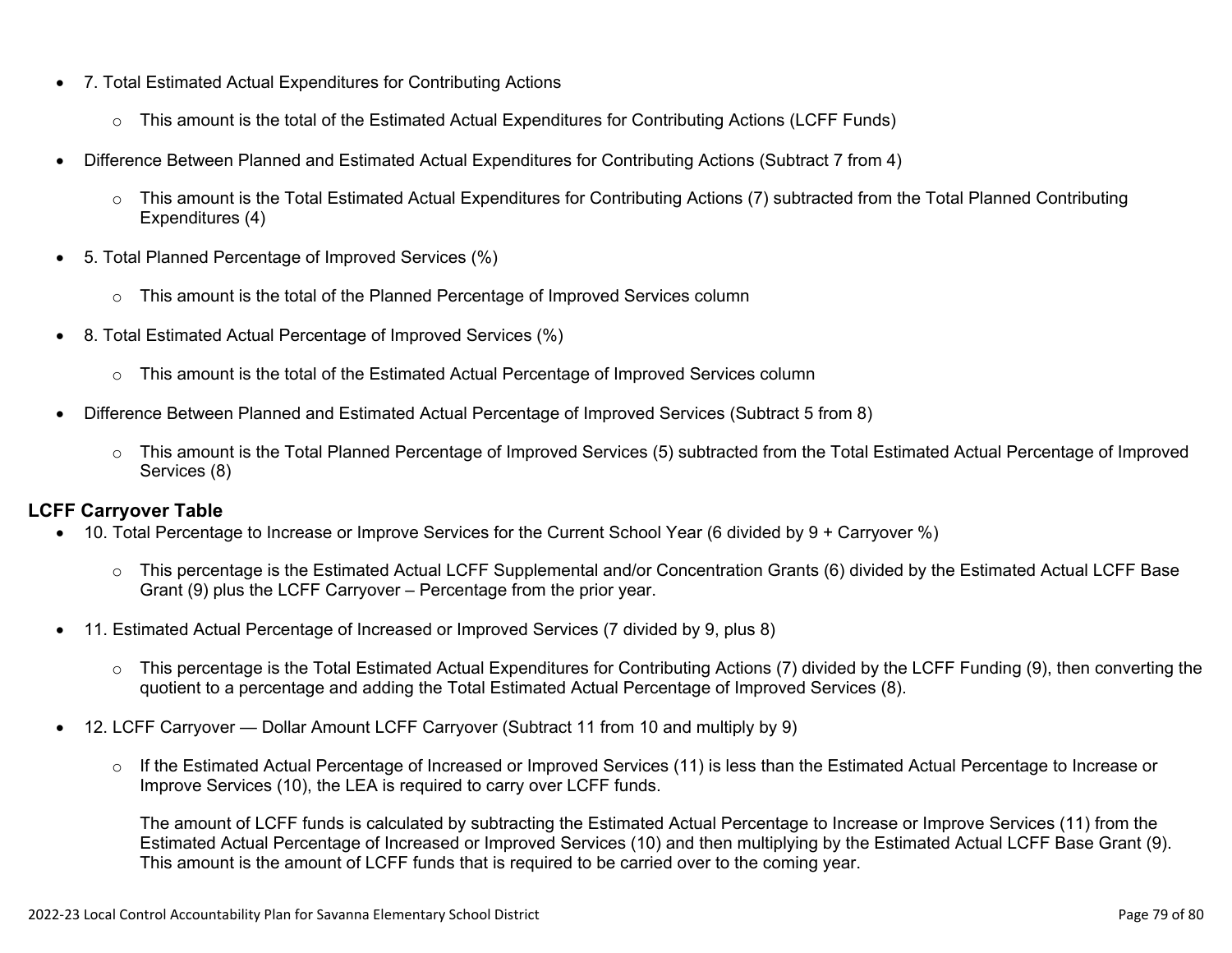- 7. Total Estimated Actual Expenditures for Contributing Actions
    - This amount is the total of the Estimated Actual Expenditures for Contributing Actions (LCFF Funds)
- Difference Between Planned and Estimated Actual Expenditures for Contributing Actions (Subtract 7 from 4)
    - This amount is the Total Estimated Actual Expenditures for Contributing Actions (7) subtracted from the Total Planned Contributing Expenditures (4)
- 5. Total Planned Percentage of Improved Services (%)
    - This amount is the total of the Planned Percentage of Improved Services column
- 8. Total Estimated Actual Percentage of Improved Services (%)
    - This amount is the total of the Estimated Actual Percentage of Improved Services column
- Difference Between Planned and Estimated Actual Percentage of Improved Services (Subtract 5 from 8)
    - This amount is the Total Planned Percentage of Improved Services (5) subtracted from the Total Estimated Actual Percentage of Improved Services (8)

**LCFF Carryover Table**

- 10. Total Percentage to Increase or Improve Services for the Current School Year (6 divided by 9 + Carryover %)
    - This percentage is the Estimated Actual LCFF Supplemental and/or Concentration Grants (6) divided by the Estimated Actual LCFF Base Grant (9) plus the LCFF Carryover – Percentage from the prior year.
- 11. Estimated Actual Percentage of Increased or Improved Services (7 divided by 9, plus 8)
    - This percentage is the Total Estimated Actual Expenditures for Contributing Actions (7) divided by the LCFF Funding (9), then converting the quotient to a percentage and adding the Total Estimated Actual Percentage of Improved Services (8).
- 12. LCFF Carryover — Dollar Amount LCFF Carryover (Subtract 11 from 10 and multiply by 9)
    - If the Estimated Actual Percentage of Increased or Improved Services (11) is less than the Estimated Actual Percentage to Increase or Improve Services (10), the LEA is required to carry over LCFF funds.

      The amount of LCFF funds is calculated by subtracting the Estimated Actual Percentage to Increase or Improve Services (11) from the Estimated Actual Percentage of Increased or Improved Services (10) and then multiplying by the Estimated Actual LCFF Base Grant (9). This amount is the amount of LCFF funds that is required to be carried over to the coming year.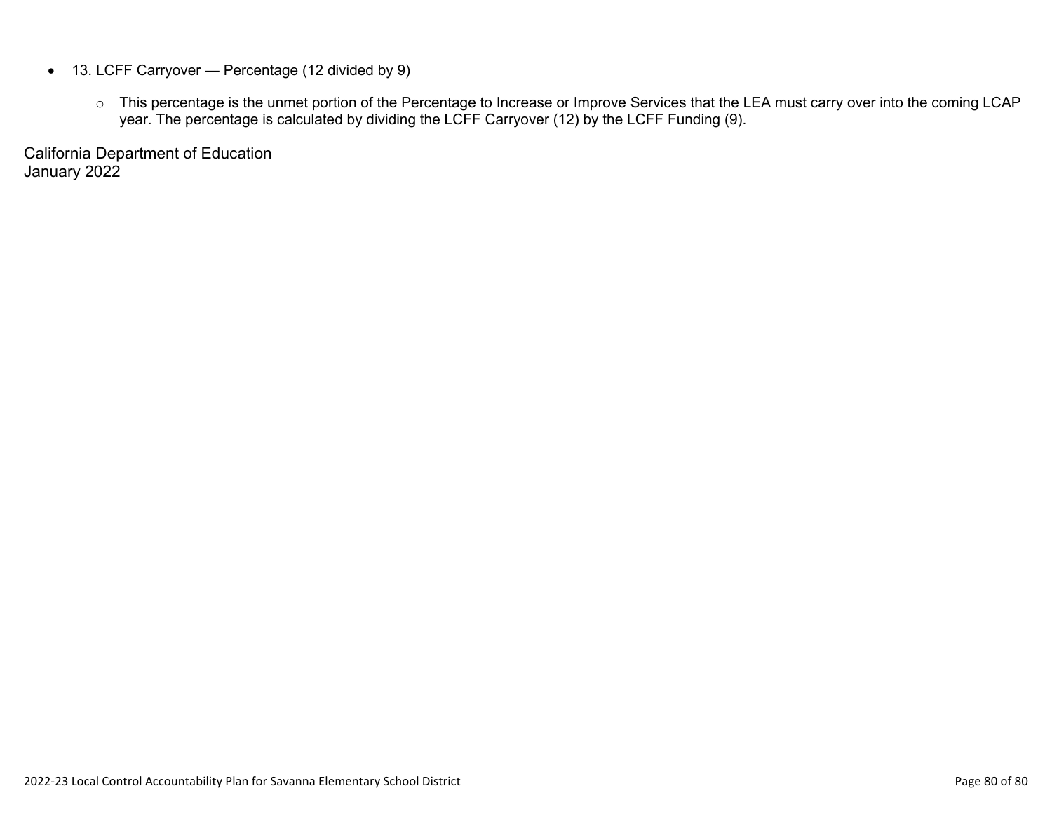- 13. LCFF Carryover — Percentage (12 divided by 9)
    - This percentage is the unmet portion of the Percentage to Increase or Improve Services that the LEA must carry over into the coming LCAP year. The percentage is calculated by dividing the LCFF Carryover (12) by the LCFF Funding (9).

California Department of Education
January 2022